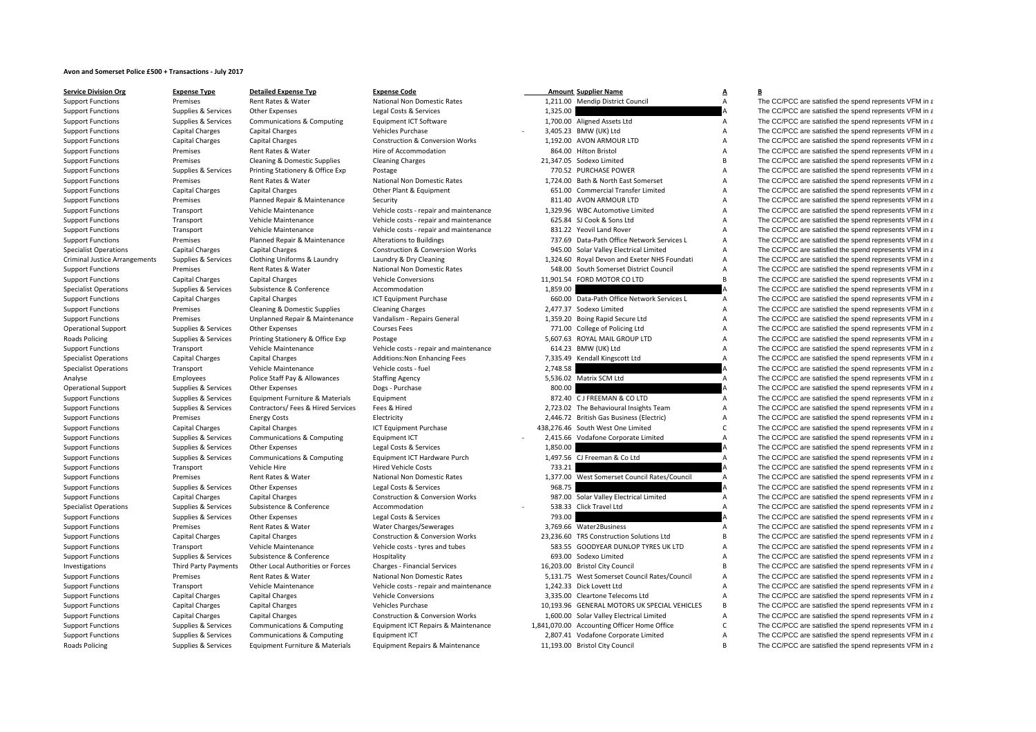**Avon and Somerset Police £500 + Transactions - July 2017**

| Service Division Org | Expense Type | Detailed Expense Typ | Expense Code | | Amount | Supplier Name | A | B |
|---|---|---|---|---|---|---|---|---|
| Support Functions | Premises | Rent Rates & Water | National Non Domestic Rates | | 1,211.00 | Mendip District Council | A | The CC/PCC are satisfied the spend represents VFM in a |
| Support Functions | Supplies & Services | Other Expenses | Legal Costs & Services | | 1,325.00 | | A | The CC/PCC are satisfied the spend represents VFM in a |
| Support Functions | Supplies & Services | Communications & Computing | Equipment ICT Software | | 1,700.00 | Aligned Assets Ltd | A | The CC/PCC are satisfied the spend represents VFM in a |
| Support Functions | Capital Charges | Capital Charges | Vehicles Purchase | - | 3,405.23 | BMW (UK) Ltd | A | The CC/PCC are satisfied the spend represents VFM in a |
| Support Functions | Capital Charges | Capital Charges | Construction & Conversion Works | | 1,192.00 | AVON ARMOUR LTD | A | The CC/PCC are satisfied the spend represents VFM in a |
| Support Functions | Premises | Rent Rates & Water | Hire of Accommodation | | 864.00 | Hilton Bristol | A | The CC/PCC are satisfied the spend represents VFM in a |
| Support Functions | Premises | Cleaning & Domestic Supplies | Cleaning Charges | | 21,347.05 | Sodexo Limited | B | The CC/PCC are satisfied the spend represents VFM in a |
| Support Functions | Supplies & Services | Printing Stationery & Office Exp | Postage | | 770.52 | PURCHASE POWER | A | The CC/PCC are satisfied the spend represents VFM in a |
| Support Functions | Premises | Rent Rates & Water | National Non Domestic Rates | | 1,724.00 | Bath & North East Somerset | A | The CC/PCC are satisfied the spend represents VFM in a |
| Support Functions | Capital Charges | Capital Charges | Other Plant & Equipment | | 651.00 | Commercial Transfer Limited | A | The CC/PCC are satisfied the spend represents VFM in a |
| Support Functions | Premises | Planned Repair & Maintenance | Security | | 811.40 | AVON ARMOUR LTD | A | The CC/PCC are satisfied the spend represents VFM in a |
| Support Functions | Transport | Vehicle Maintenance | Vehicle costs - repair and maintenance | | 1,329.96 | WBC Automotive Limited | A | The CC/PCC are satisfied the spend represents VFM in a |
| Support Functions | Transport | Vehicle Maintenance | Vehicle costs - repair and maintenance | | 625.84 | SJ Cook & Sons Ltd | A | The CC/PCC are satisfied the spend represents VFM in a |
| Support Functions | Transport | Vehicle Maintenance | Vehicle costs - repair and maintenance | | 831.22 | Yeovil Land Rover | A | The CC/PCC are satisfied the spend represents VFM in a |
| Support Functions | Premises | Planned Repair & Maintenance | Alterations to Buildings | | 737.69 | Data-Path Office Network Services L | A | The CC/PCC are satisfied the spend represents VFM in a |
| Specialist Operations | Capital Charges | Capital Charges | Construction & Conversion Works | | 945.00 | Solar Valley Electrical Limited | A | The CC/PCC are satisfied the spend represents VFM in a |
| Criminal Justice Arrangements | Supplies & Services | Clothing Uniforms & Laundry | Laundry & Dry Cleaning | | 1,324.60 | Royal Devon and Exeter NHS Foundati | A | The CC/PCC are satisfied the spend represents VFM in a |
| Support Functions | Premises | Rent Rates & Water | National Non Domestic Rates | | 548.00 | South Somerset District Council | A | The CC/PCC are satisfied the spend represents VFM in a |
| Support Functions | Capital Charges | Capital Charges | Vehicle Conversions | | 11,901.54 | FORD MOTOR CO LTD | B | The CC/PCC are satisfied the spend represents VFM in a |
| Specialist Operations | Supplies & Services | Subsistence & Conference | Accommodation | | 1,859.00 | | A | The CC/PCC are satisfied the spend represents VFM in a |
| Support Functions | Capital Charges | Capital Charges | ICT Equipment Purchase | | 660.00 | Data-Path Office Network Services L | A | The CC/PCC are satisfied the spend represents VFM in a |
| Support Functions | Premises | Cleaning & Domestic Supplies | Cleaning Charges | | 2,477.37 | Sodexo Limited | A | The CC/PCC are satisfied the spend represents VFM in a |
| Support Functions | Premises | Unplanned Repair & Maintenance | Vandalism - Repairs General | | 1,359.20 | Boing Rapid Secure Ltd | A | The CC/PCC are satisfied the spend represents VFM in a |
| Operational Support | Supplies & Services | Other Expenses | Courses Fees | | 771.00 | College of Policing Ltd | A | The CC/PCC are satisfied the spend represents VFM in a |
| Roads Policing | Supplies & Services | Printing Stationery & Office Exp | Postage | | 5,607.63 | ROYAL MAIL GROUP LTD | A | The CC/PCC are satisfied the spend represents VFM in a |
| Support Functions | Transport | Vehicle Maintenance | Vehicle costs - repair and maintenance | | 614.23 | BMW (UK) Ltd | A | The CC/PCC are satisfied the spend represents VFM in a |
| Specialist Operations | Capital Charges | Capital Charges | Additions:Non Enhancing Fees | | 7,335.49 | Kendall Kingscott Ltd | A | The CC/PCC are satisfied the spend represents VFM in a |
| Specialist Operations | Transport | Vehicle Maintenance | Vehicle costs - fuel | | 2,748.58 | | A | The CC/PCC are satisfied the spend represents VFM in a |
| Analyse | Employees | Police Staff Pay & Allowances | Staffing Agency | | 5,536.02 | Matrix SCM Ltd | A | The CC/PCC are satisfied the spend represents VFM in a |
| Operational Support | Supplies & Services | Other Expenses | Dogs - Purchase | | 800.00 | | A | The CC/PCC are satisfied the spend represents VFM in a |
| Support Functions | Supplies & Services | Equipment Furniture & Materials | Equipment | | 872.40 | C J FREEMAN & CO LTD | A | The CC/PCC are satisfied the spend represents VFM in a |
| Support Functions | Supplies & Services | Contractors/ Fees & Hired Services | Fees & Hired | | 2,723.02 | The Behavioural Insights Team | A | The CC/PCC are satisfied the spend represents VFM in a |
| Support Functions | Premises | Energy Costs | Electricity | | 2,446.72 | British Gas Business (Electric) | A | The CC/PCC are satisfied the spend represents VFM in a |
| Support Functions | Capital Charges | Capital Charges | ICT Equipment Purchase | | 438,276.46 | South West One Limited | C | The CC/PCC are satisfied the spend represents VFM in a |
| Support Functions | Supplies & Services | Communications & Computing | Equipment ICT | - | 2,415.66 | Vodafone Corporate Limited | A | The CC/PCC are satisfied the spend represents VFM in a |
| Support Functions | Supplies & Services | Other Expenses | Legal Costs & Services | | 1,850.00 | | A | The CC/PCC are satisfied the spend represents VFM in a |
| Support Functions | Supplies & Services | Communications & Computing | Equipment ICT Hardware Purch | | 1,497.56 | CJ Freeman & Co Ltd | A | The CC/PCC are satisfied the spend represents VFM in a |
| Support Functions | Transport | Vehicle Hire | Hired Vehicle Costs | | 733.21 | | A | The CC/PCC are satisfied the spend represents VFM in a |
| Support Functions | Premises | Rent Rates & Water | National Non Domestic Rates | | 1,377.00 | West Somerset Council Rates/Council | A | The CC/PCC are satisfied the spend represents VFM in a |
| Support Functions | Supplies & Services | Other Expenses | Legal Costs & Services | | 968.75 | | A | The CC/PCC are satisfied the spend represents VFM in a |
| Support Functions | Capital Charges | Capital Charges | Construction & Conversion Works | | 987.00 | Solar Valley Electrical Limited | A | The CC/PCC are satisfied the spend represents VFM in a |
| Specialist Operations | Supplies & Services | Subsistence & Conference | Accommodation | - | 538.33 | Click Travel Ltd | A | The CC/PCC are satisfied the spend represents VFM in a |
| Support Functions | Supplies & Services | Other Expenses | Legal Costs & Services | | 793.00 | | A | The CC/PCC are satisfied the spend represents VFM in a |
| Support Functions | Premises | Rent Rates & Water | Water Charges/Sewerages | | 3,769.66 | Water2Business | A | The CC/PCC are satisfied the spend represents VFM in a |
| Support Functions | Capital Charges | Capital Charges | Construction & Conversion Works | | 23,236.60 | TRS Construction Solutions Ltd | B | The CC/PCC are satisfied the spend represents VFM in a |
| Support Functions | Transport | Vehicle Maintenance | Vehicle costs - tyres and tubes | | 583.55 | GOODYEAR DUNLOP TYRES UK LTD | A | The CC/PCC are satisfied the spend represents VFM in a |
| Support Functions | Supplies & Services | Subsistence & Conference | Hospitality | | 693.00 | Sodexo Limited | A | The CC/PCC are satisfied the spend represents VFM in a |
| Investigations | Third Party Payments | Other Local Authorities or Forces | Charges - Financial Services | | 16,203.00 | Bristol City Council | B | The CC/PCC are satisfied the spend represents VFM in a |
| Support Functions | Premises | Rent Rates & Water | National Non Domestic Rates | | 5,131.75 | West Somerset Council Rates/Council | A | The CC/PCC are satisfied the spend represents VFM in a |
| Support Functions | Transport | Vehicle Maintenance | Vehicle costs - repair and maintenance | | 1,242.33 | Dick Lovett Ltd | A | The CC/PCC are satisfied the spend represents VFM in a |
| Support Functions | Capital Charges | Capital Charges | Vehicle Conversions | | 3,335.00 | Cleartone Telecoms Ltd | A | The CC/PCC are satisfied the spend represents VFM in a |
| Support Functions | Capital Charges | Capital Charges | Vehicles Purchase | | 10,193.96 | GENERAL MOTORS UK SPECIAL VEHICLES | B | The CC/PCC are satisfied the spend represents VFM in a |
| Support Functions | Capital Charges | Capital Charges | Construction & Conversion Works | | 1,600.00 | Solar Valley Electrical Limited | A | The CC/PCC are satisfied the spend represents VFM in a |
| Support Functions | Supplies & Services | Communications & Computing | Equipment ICT Repairs & Maintenance | | 1,841,070.00 | Accounting Officer Home Office | C | The CC/PCC are satisfied the spend represents VFM in a |
| Support Functions | Supplies & Services | Communications & Computing | Equipment ICT | | 2,807.41 | Vodafone Corporate Limited | A | The CC/PCC are satisfied the spend represents VFM in a |
| Roads Policing | Supplies & Services | Equipment Furniture & Materials | Equipment Repairs & Maintenance | | 11,193.00 | Bristol City Council | B | The CC/PCC are satisfied the spend represents VFM in a |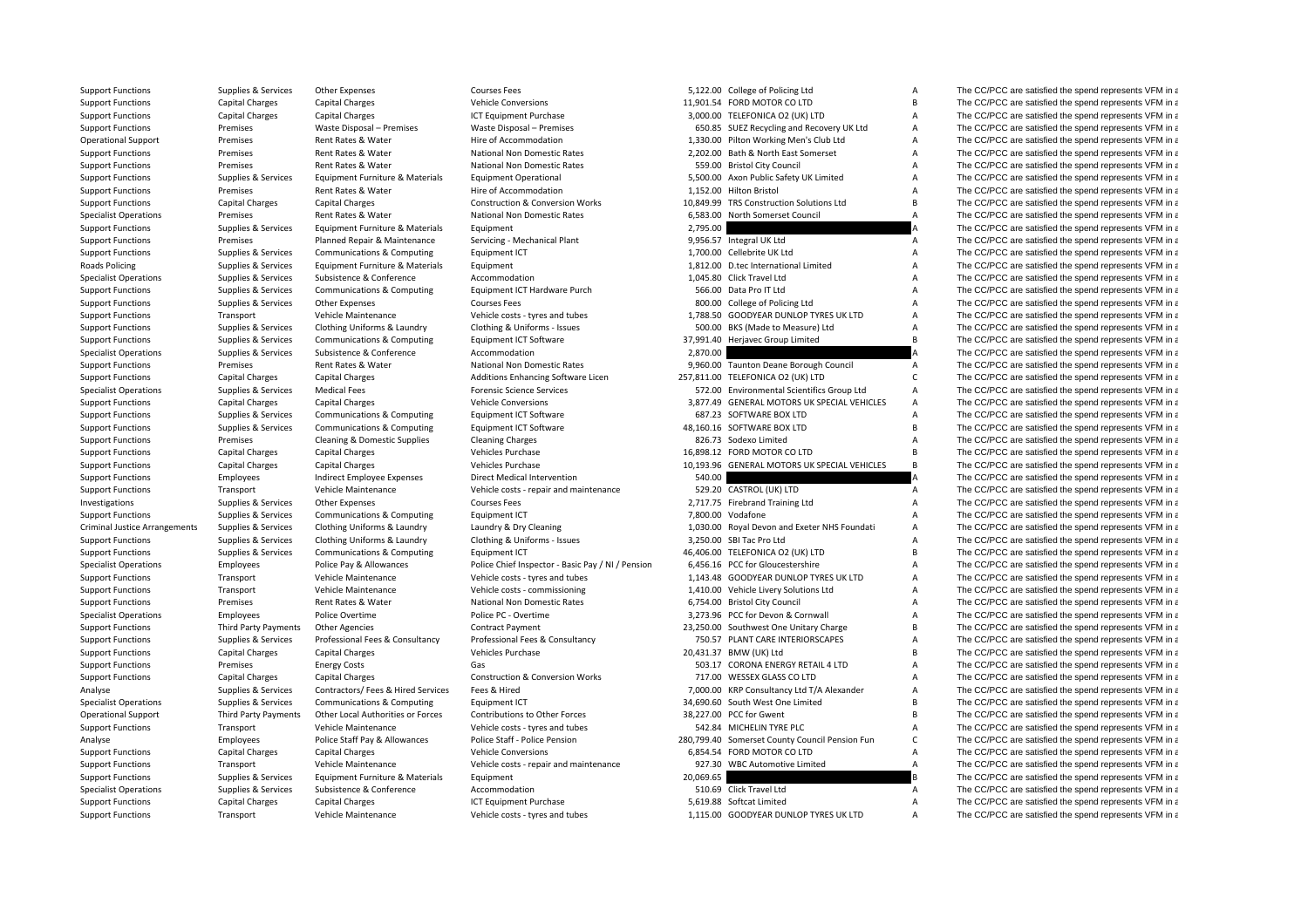| | | | | | | | |
|---|---|---|---|---|---|---|---|
| Support Functions | Supplies & Services | Other Expenses | Courses Fees | 5,122.00 | College of Policing Ltd | A | The CC/PCC are satisfied the spend represents VFM in a |
| Support Functions | Capital Charges | Capital Charges | Vehicle Conversions | 11,901.54 | FORD MOTOR CO LTD | B | The CC/PCC are satisfied the spend represents VFM in a |
| Support Functions | Capital Charges | Capital Charges | ICT Equipment Purchase | 3,000.00 | TELEFONICA O2 (UK) LTD | A | The CC/PCC are satisfied the spend represents VFM in a |
| Support Functions | Premises | Waste Disposal – Premises | Waste Disposal – Premises | 650.85 | SUEZ Recycling and Recovery UK Ltd | A | The CC/PCC are satisfied the spend represents VFM in a |
| Operational Support | Premises | Rent Rates & Water | Hire of Accommodation | 1,330.00 | Pilton Working Men's Club Ltd | A | The CC/PCC are satisfied the spend represents VFM in a |
| Support Functions | Premises | Rent Rates & Water | National Non Domestic Rates | 2,202.00 | Bath & North East Somerset | A | The CC/PCC are satisfied the spend represents VFM in a |
| Support Functions | Premises | Rent Rates & Water | National Non Domestic Rates | 559.00 | Bristol City Council | A | The CC/PCC are satisfied the spend represents VFM in a |
| Support Functions | Supplies & Services | Equipment Furniture & Materials | Equipment Operational | 5,500.00 | Axon Public Safety UK Limited | A | The CC/PCC are satisfied the spend represents VFM in a |
| Support Functions | Premises | Rent Rates & Water | Hire of Accommodation | 1,152.00 | Hilton Bristol | A | The CC/PCC are satisfied the spend represents VFM in a |
| Support Functions | Capital Charges | Capital Charges | Construction & Conversion Works | 10,849.99 | TRS Construction Solutions Ltd | B | The CC/PCC are satisfied the spend represents VFM in a |
| Specialist Operations | Premises | Rent Rates & Water | National Non Domestic Rates | 6,583.00 | North Somerset Council | A | The CC/PCC are satisfied the spend represents VFM in a |
| Support Functions | Supplies & Services | Equipment Furniture & Materials | Equipment | 2,795.00 | | A | The CC/PCC are satisfied the spend represents VFM in a |
| Support Functions | Premises | Planned Repair & Maintenance | Servicing - Mechanical Plant | 9,956.57 | Integral UK Ltd | A | The CC/PCC are satisfied the spend represents VFM in a |
| Support Functions | Supplies & Services | Communications & Computing | Equipment ICT | 1,700.00 | Cellebrite UK Ltd | A | The CC/PCC are satisfied the spend represents VFM in a |
| Roads Policing | Supplies & Services | Equipment Furniture & Materials | Equipment | 1,812.00 | D.tec International Limited | A | The CC/PCC are satisfied the spend represents VFM in a |
| Specialist Operations | Supplies & Services | Subsistence & Conference | Accommodation | 1,045.80 | Click Travel Ltd | A | The CC/PCC are satisfied the spend represents VFM in a |
| Support Functions | Supplies & Services | Communications & Computing | Equipment ICT Hardware Purch | 566.00 | Data Pro IT Ltd | A | The CC/PCC are satisfied the spend represents VFM in a |
| Support Functions | Supplies & Services | Other Expenses | Courses Fees | 800.00 | College of Policing Ltd | A | The CC/PCC are satisfied the spend represents VFM in a |
| Support Functions | Transport | Vehicle Maintenance | Vehicle costs - tyres and tubes | 1,788.50 | GOODYEAR DUNLOP TYRES UK LTD | A | The CC/PCC are satisfied the spend represents VFM in a |
| Support Functions | Supplies & Services | Clothing Uniforms & Laundry | Clothing & Uniforms - Issues | 500.00 | BKS (Made to Measure) Ltd | A | The CC/PCC are satisfied the spend represents VFM in a |
| Support Functions | Supplies & Services | Communications & Computing | Equipment ICT Software | 37,991.40 | Herjavec Group Limited | B | The CC/PCC are satisfied the spend represents VFM in a |
| Specialist Operations | Supplies & Services | Subsistence & Conference | Accommodation | 2,870.00 | | A | The CC/PCC are satisfied the spend represents VFM in a |
| Support Functions | Premises | Rent Rates & Water | National Non Domestic Rates | 9,960.00 | Taunton Deane Borough Council | A | The CC/PCC are satisfied the spend represents VFM in a |
| Support Functions | Capital Charges | Capital Charges | Additions Enhancing Software Licen | 257,811.00 | TELEFONICA O2 (UK) LTD | C | The CC/PCC are satisfied the spend represents VFM in a |
| Specialist Operations | Supplies & Services | Medical Fees | Forensic Science Services | 572.00 | Environmental Scientifics Group Ltd | A | The CC/PCC are satisfied the spend represents VFM in a |
| Support Functions | Capital Charges | Capital Charges | Vehicle Conversions | 3,877.49 | GENERAL MOTORS UK SPECIAL VEHICLES | A | The CC/PCC are satisfied the spend represents VFM in a |
| Support Functions | Supplies & Services | Communications & Computing | Equipment ICT Software | 687.23 | SOFTWARE BOX LTD | A | The CC/PCC are satisfied the spend represents VFM in a |
| Support Functions | Supplies & Services | Communications & Computing | Equipment ICT Software | 48,160.16 | SOFTWARE BOX LTD | B | The CC/PCC are satisfied the spend represents VFM in a |
| Support Functions | Premises | Cleaning & Domestic Supplies | Cleaning Charges | 826.73 | Sodexo Limited | A | The CC/PCC are satisfied the spend represents VFM in a |
| Support Functions | Capital Charges | Capital Charges | Vehicles Purchase | 16,898.12 | FORD MOTOR CO LTD | B | The CC/PCC are satisfied the spend represents VFM in a |
| Support Functions | Capital Charges | Capital Charges | Vehicles Purchase | 10,193.96 | GENERAL MOTORS UK SPECIAL VEHICLES | B | The CC/PCC are satisfied the spend represents VFM in a |
| Support Functions | Employees | Indirect Employee Expenses | Direct Medical Intervention | 540.00 | | A | The CC/PCC are satisfied the spend represents VFM in a |
| Support Functions | Transport | Vehicle Maintenance | Vehicle costs - repair and maintenance | 529.20 | CASTROL (UK) LTD | A | The CC/PCC are satisfied the spend represents VFM in a |
| Investigations | Supplies & Services | Other Expenses | Courses Fees | 2,717.75 | Firebrand Training Ltd | A | The CC/PCC are satisfied the spend represents VFM in a |
| Support Functions | Supplies & Services | Communications & Computing | Equipment ICT | 7,800.00 | Vodafone | A | The CC/PCC are satisfied the spend represents VFM in a |
| Criminal Justice Arrangements | Supplies & Services | Clothing Uniforms & Laundry | Laundry & Dry Cleaning | 1,030.00 | Royal Devon and Exeter NHS Foundati | A | The CC/PCC are satisfied the spend represents VFM in a |
| Support Functions | Supplies & Services | Clothing Uniforms & Laundry | Clothing & Uniforms - Issues | 3,250.00 | SBI Tac Pro Ltd | A | The CC/PCC are satisfied the spend represents VFM in a |
| Support Functions | Supplies & Services | Communications & Computing | Equipment ICT | 46,406.00 | TELEFONICA O2 (UK) LTD | B | The CC/PCC are satisfied the spend represents VFM in a |
| Specialist Operations | Employees | Police Pay & Allowances | Police Chief Inspector - Basic Pay / NI / Pension | 6,456.16 | PCC for Gloucestershire | A | The CC/PCC are satisfied the spend represents VFM in a |
| Support Functions | Transport | Vehicle Maintenance | Vehicle costs - tyres and tubes | 1,143.48 | GOODYEAR DUNLOP TYRES UK LTD | A | The CC/PCC are satisfied the spend represents VFM in a |
| Support Functions | Transport | Vehicle Maintenance | Vehicle costs - commissioning | 1,410.00 | Vehicle Livery Solutions Ltd | A | The CC/PCC are satisfied the spend represents VFM in a |
| Support Functions | Premises | Rent Rates & Water | National Non Domestic Rates | 6,754.00 | Bristol City Council | A | The CC/PCC are satisfied the spend represents VFM in a |
| Specialist Operations | Employees | Police Overtime | Police PC - Overtime | 3,273.96 | PCC for Devon & Cornwall | A | The CC/PCC are satisfied the spend represents VFM in a |
| Support Functions | Third Party Payments | Other Agencies | Contract Payment | 23,250.00 | Southwest One Unitary Charge | B | The CC/PCC are satisfied the spend represents VFM in a |
| Support Functions | Supplies & Services | Professional Fees & Consultancy | Professional Fees & Consultancy | 750.57 | PLANT CARE INTERIORSCAPES | A | The CC/PCC are satisfied the spend represents VFM in a |
| Support Functions | Capital Charges | Capital Charges | Vehicles Purchase | 20,431.37 | BMW (UK) Ltd | B | The CC/PCC are satisfied the spend represents VFM in a |
| Support Functions | Premises | Energy Costs | Gas | 503.17 | CORONA ENERGY RETAIL 4 LTD | A | The CC/PCC are satisfied the spend represents VFM in a |
| Support Functions | Capital Charges | Capital Charges | Construction & Conversion Works | 717.00 | WESSEX GLASS CO LTD | A | The CC/PCC are satisfied the spend represents VFM in a |
| Analyse | Supplies & Services | Contractors/ Fees & Hired Services | Fees & Hired | 7,000.00 | KRP Consultancy Ltd T/A Alexander | A | The CC/PCC are satisfied the spend represents VFM in a |
| Specialist Operations | Supplies & Services | Communications & Computing | Equipment ICT | 34,690.60 | South West One Limited | B | The CC/PCC are satisfied the spend represents VFM in a |
| Operational Support | Third Party Payments | Other Local Authorities or Forces | Contributions to Other Forces | 38,227.00 | PCC for Gwent | B | The CC/PCC are satisfied the spend represents VFM in a |
| Support Functions | Transport | Vehicle Maintenance | Vehicle costs - tyres and tubes | 542.84 | MICHELIN TYRE PLC | A | The CC/PCC are satisfied the spend represents VFM in a |
| Analyse | Employees | Police Staff Pay & Allowances | Police Staff - Police Pension | 280,799.40 | Somerset County Council Pension Fun | C | The CC/PCC are satisfied the spend represents VFM in a |
| Support Functions | Capital Charges | Capital Charges | Vehicle Conversions | 6,854.54 | FORD MOTOR CO LTD | A | The CC/PCC are satisfied the spend represents VFM in a |
| Support Functions | Transport | Vehicle Maintenance | Vehicle costs - repair and maintenance | 927.30 | WBC Automotive Limited | A | The CC/PCC are satisfied the spend represents VFM in a |
| Support Functions | Supplies & Services | Equipment Furniture & Materials | Equipment | 20,069.65 | | B | The CC/PCC are satisfied the spend represents VFM in a |
| Specialist Operations | Supplies & Services | Subsistence & Conference | Accommodation | 510.69 | Click Travel Ltd | A | The CC/PCC are satisfied the spend represents VFM in a |
| Support Functions | Capital Charges | Capital Charges | ICT Equipment Purchase | 5,619.88 | Softcat Limited | A | The CC/PCC are satisfied the spend represents VFM in a |
| Support Functions | Transport | Vehicle Maintenance | Vehicle costs - tyres and tubes | 1,115.00 | GOODYEAR DUNLOP TYRES UK LTD | A | The CC/PCC are satisfied the spend represents VFM in a |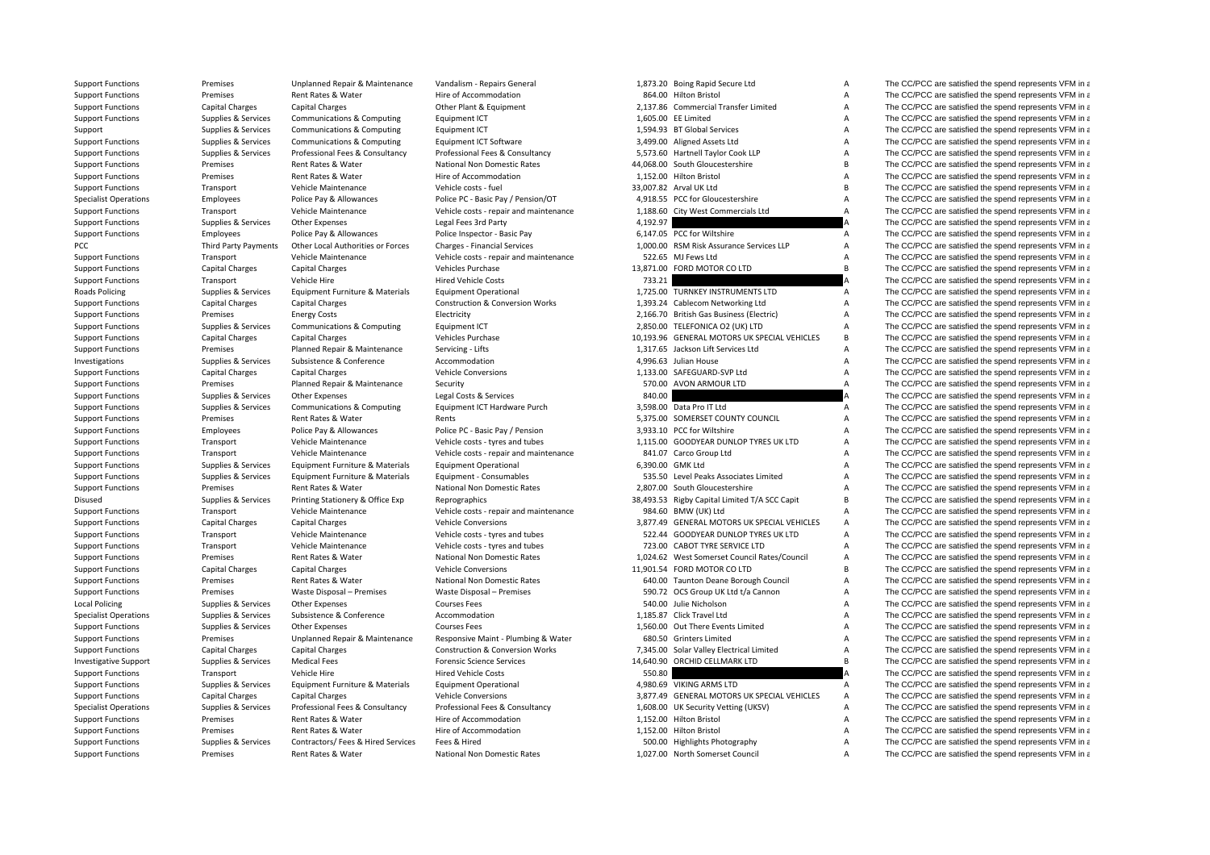| | | | | | | | |
|---|---|---|---|---|---|---|---|
| Support Functions | Premises | Unplanned Repair & Maintenance | Vandalism - Repairs General | 1,873.20 | Boing Rapid Secure Ltd | A | The CC/PCC are satisfied the spend represents VFM in a |
| Support Functions | Premises | Rent Rates & Water | Hire of Accommodation | 864.00 | Hilton Bristol | A | The CC/PCC are satisfied the spend represents VFM in a |
| Support Functions | Capital Charges | Capital Charges | Other Plant & Equipment | 2,137.86 | Commercial Transfer Limited | A | The CC/PCC are satisfied the spend represents VFM in a |
| Support Functions | Supplies & Services | Communications & Computing | Equipment ICT | 1,605.00 | EE Limited | A | The CC/PCC are satisfied the spend represents VFM in a |
| Support | Supplies & Services | Communications & Computing | Equipment ICT | 1,594.93 | BT Global Services | A | The CC/PCC are satisfied the spend represents VFM in a |
| Support Functions | Supplies & Services | Communications & Computing | Equipment ICT Software | 3,499.00 | Aligned Assets Ltd | A | The CC/PCC are satisfied the spend represents VFM in a |
| Support Functions | Supplies & Services | Professional Fees & Consultancy | Professional Fees & Consultancy | 5,573.60 | Hartnell Taylor Cook LLP | A | The CC/PCC are satisfied the spend represents VFM in a |
| Support Functions | Premises | Rent Rates & Water | National Non Domestic Rates | 44,068.00 | South Gloucestershire | B | The CC/PCC are satisfied the spend represents VFM in a |
| Support Functions | Premises | Rent Rates & Water | Hire of Accommodation | 1,152.00 | Hilton Bristol | A | The CC/PCC are satisfied the spend represents VFM in a |
| Support Functions | Transport | Vehicle Maintenance | Vehicle costs - fuel | 33,007.82 | Arval UK Ltd | B | The CC/PCC are satisfied the spend represents VFM in a |
| Specialist Operations | Employees | Police Pay & Allowances | Police PC - Basic Pay / Pension/OT | 4,918.55 | PCC for Gloucestershire | A | The CC/PCC are satisfied the spend represents VFM in a |
| Support Functions | Transport | Vehicle Maintenance | Vehicle costs - repair and maintenance | 1,188.60 | City West Commercials Ltd | A | The CC/PCC are satisfied the spend represents VFM in a |
| Support Functions | Supplies & Services | Other Expenses | Legal Fees 3rd Party | 4,192.97 | | A | The CC/PCC are satisfied the spend represents VFM in a |
| Support Functions | Employees | Police Pay & Allowances | Police Inspector - Basic Pay | 6,147.05 | PCC for Wiltshire | A | The CC/PCC are satisfied the spend represents VFM in a |
| PCC | Third Party Payments | Other Local Authorities or Forces | Charges - Financial Services | 1,000.00 | RSM Risk Assurance Services LLP | A | The CC/PCC are satisfied the spend represents VFM in a |
| Support Functions | Transport | Vehicle Maintenance | Vehicle costs - repair and maintenance | 522.65 | MJ Fews Ltd | A | The CC/PCC are satisfied the spend represents VFM in a |
| Support Functions | Capital Charges | Capital Charges | Vehicles Purchase | 13,871.00 | FORD MOTOR CO LTD | B | The CC/PCC are satisfied the spend represents VFM in a |
| Support Functions | Transport | Vehicle Hire | Hired Vehicle Costs | 733.21 | | A | The CC/PCC are satisfied the spend represents VFM in a |
| Roads Policing | Supplies & Services | Equipment Furniture & Materials | Equipment Operational | 1,725.00 | TURNKEY INSTRUMENTS LTD | A | The CC/PCC are satisfied the spend represents VFM in a |
| Support Functions | Capital Charges | Capital Charges | Construction & Conversion Works | 1,393.24 | Cablecom Networking Ltd | A | The CC/PCC are satisfied the spend represents VFM in a |
| Support Functions | Premises | Energy Costs | Electricity | 2,166.70 | British Gas Business (Electric) | A | The CC/PCC are satisfied the spend represents VFM in a |
| Support Functions | Supplies & Services | Communications & Computing | Equipment ICT | 2,850.00 | TELEFONICA O2 (UK) LTD | A | The CC/PCC are satisfied the spend represents VFM in a |
| Support Functions | Capital Charges | Capital Charges | Vehicles Purchase | 10,193.96 | GENERAL MOTORS UK SPECIAL VEHICLES | B | The CC/PCC are satisfied the spend represents VFM in a |
| Support Functions | Premises | Planned Repair & Maintenance | Servicing - Lifts | 1,317.65 | Jackson Lift Services Ltd | A | The CC/PCC are satisfied the spend represents VFM in a |
| Investigations | Supplies & Services | Subsistence & Conference | Accommodation | 4,996.63 | Julian House | A | The CC/PCC are satisfied the spend represents VFM in a |
| Support Functions | Capital Charges | Capital Charges | Vehicle Conversions | 1,133.00 | SAFEGUARD-SVP Ltd | A | The CC/PCC are satisfied the spend represents VFM in a |
| Support Functions | Premises | Planned Repair & Maintenance | Security | 570.00 | AVON ARMOUR LTD | A | The CC/PCC are satisfied the spend represents VFM in a |
| Support Functions | Supplies & Services | Other Expenses | Legal Costs & Services | 840.00 | | A | The CC/PCC are satisfied the spend represents VFM in a |
| Support Functions | Supplies & Services | Communications & Computing | Equipment ICT Hardware Purch | 3,598.00 | Data Pro IT Ltd | A | The CC/PCC are satisfied the spend represents VFM in a |
| Support Functions | Premises | Rent Rates & Water | Rents | 5,375.00 | SOMERSET COUNTY COUNCIL | A | The CC/PCC are satisfied the spend represents VFM in a |
| Support Functions | Employees | Police Pay & Allowances | Police PC - Basic Pay / Pension | 3,933.10 | PCC for Wiltshire | A | The CC/PCC are satisfied the spend represents VFM in a |
| Support Functions | Transport | Vehicle Maintenance | Vehicle costs - tyres and tubes | 1,115.00 | GOODYEAR DUNLOP TYRES UK LTD | A | The CC/PCC are satisfied the spend represents VFM in a |
| Support Functions | Transport | Vehicle Maintenance | Vehicle costs - repair and maintenance | 841.07 | Carco Group Ltd | A | The CC/PCC are satisfied the spend represents VFM in a |
| Support Functions | Supplies & Services | Equipment Furniture & Materials | Equipment Operational | 6,390.00 | GMK Ltd | A | The CC/PCC are satisfied the spend represents VFM in a |
| Support Functions | Supplies & Services | Equipment Furniture & Materials | Equipment - Consumables | 535.50 | Level Peaks Associates Limited | A | The CC/PCC are satisfied the spend represents VFM in a |
| Support Functions | Premises | Rent Rates & Water | National Non Domestic Rates | 2,807.00 | South Gloucestershire | A | The CC/PCC are satisfied the spend represents VFM in a |
| Disused | Supplies & Services | Printing Stationery & Office Exp | Reprographics | 38,493.53 | Rigby Capital Limited T/A SCC Capit | B | The CC/PCC are satisfied the spend represents VFM in a |
| Support Functions | Transport | Vehicle Maintenance | Vehicle costs - repair and maintenance | 984.60 | BMW (UK) Ltd | A | The CC/PCC are satisfied the spend represents VFM in a |
| Support Functions | Capital Charges | Capital Charges | Vehicle Conversions | 3,877.49 | GENERAL MOTORS UK SPECIAL VEHICLES | A | The CC/PCC are satisfied the spend represents VFM in a |
| Support Functions | Transport | Vehicle Maintenance | Vehicle costs - tyres and tubes | 522.44 | GOODYEAR DUNLOP TYRES UK LTD | A | The CC/PCC are satisfied the spend represents VFM in a |
| Support Functions | Transport | Vehicle Maintenance | Vehicle costs - tyres and tubes | 723.00 | CABOT TYRE SERVICE LTD | A | The CC/PCC are satisfied the spend represents VFM in a |
| Support Functions | Premises | Rent Rates & Water | National Non Domestic Rates | 1,024.62 | West Somerset Council Rates/Council | A | The CC/PCC are satisfied the spend represents VFM in a |
| Support Functions | Capital Charges | Capital Charges | Vehicle Conversions | 11,901.54 | FORD MOTOR CO LTD | B | The CC/PCC are satisfied the spend represents VFM in a |
| Support Functions | Premises | Rent Rates & Water | National Non Domestic Rates | 640.00 | Taunton Deane Borough Council | A | The CC/PCC are satisfied the spend represents VFM in a |
| Support Functions | Premises | Waste Disposal – Premises | Waste Disposal – Premises | 590.72 | OCS Group UK Ltd t/a Cannon | A | The CC/PCC are satisfied the spend represents VFM in a |
| Local Policing | Supplies & Services | Other Expenses | Courses Fees | 540.00 | Julie Nicholson | A | The CC/PCC are satisfied the spend represents VFM in a |
| Specialist Operations | Supplies & Services | Subsistence & Conference | Accommodation | 1,185.87 | Click Travel Ltd | A | The CC/PCC are satisfied the spend represents VFM in a |
| Support Functions | Supplies & Services | Other Expenses | Courses Fees | 1,560.00 | Out There Events Limited | A | The CC/PCC are satisfied the spend represents VFM in a |
| Support Functions | Premises | Unplanned Repair & Maintenance | Responsive Maint - Plumbing & Water | 680.50 | Grinters Limited | A | The CC/PCC are satisfied the spend represents VFM in a |
| Support Functions | Capital Charges | Capital Charges | Construction & Conversion Works | 7,345.00 | Solar Valley Electrical Limited | A | The CC/PCC are satisfied the spend represents VFM in a |
| Investigative Support | Supplies & Services | Medical Fees | Forensic Science Services | 14,640.90 | ORCHID CELLMARK LTD | B | The CC/PCC are satisfied the spend represents VFM in a |
| Support Functions | Transport | Vehicle Hire | Hired Vehicle Costs | 550.80 | | A | The CC/PCC are satisfied the spend represents VFM in a |
| Support Functions | Supplies & Services | Equipment Furniture & Materials | Equipment Operational | 4,980.69 | VIKING ARMS LTD | A | The CC/PCC are satisfied the spend represents VFM in a |
| Support Functions | Capital Charges | Capital Charges | Vehicle Conversions | 3,877.49 | GENERAL MOTORS UK SPECIAL VEHICLES | A | The CC/PCC are satisfied the spend represents VFM in a |
| Specialist Operations | Supplies & Services | Professional Fees & Consultancy | Professional Fees & Consultancy | 1,608.00 | UK Security Vetting (UKSV) | A | The CC/PCC are satisfied the spend represents VFM in a |
| Support Functions | Premises | Rent Rates & Water | Hire of Accommodation | 1,152.00 | Hilton Bristol | A | The CC/PCC are satisfied the spend represents VFM in a |
| Support Functions | Premises | Rent Rates & Water | Hire of Accommodation | 1,152.00 | Hilton Bristol | A | The CC/PCC are satisfied the spend represents VFM in a |
| Support Functions | Supplies & Services | Contractors/ Fees & Hired Services | Fees & Hired | 500.00 | Highlights Photography | A | The CC/PCC are satisfied the spend represents VFM in a |
| Support Functions | Premises | Rent Rates & Water | National Non Domestic Rates | 1,027.00 | North Somerset Council | A | The CC/PCC are satisfied the spend represents VFM in a |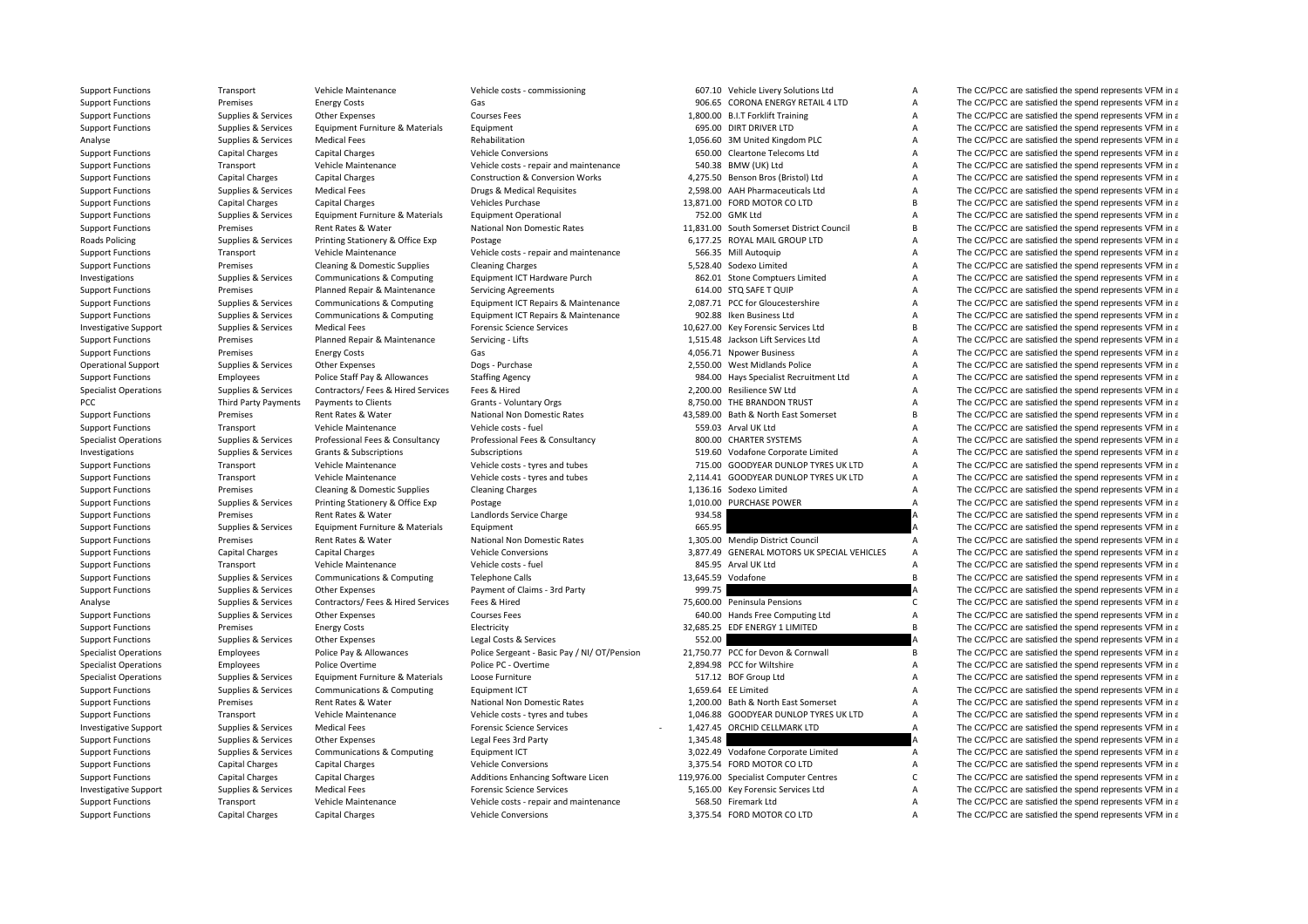| | | | | | | | |
|---|---|---|---|---|---|---|---|
| Support Functions | Transport | Vehicle Maintenance | Vehicle costs - commissioning | 607.10 | Vehicle Livery Solutions Ltd | A | The CC/PCC are satisfied the spend represents VFM in a |
| Support Functions | Premises | Energy Costs | Gas | 906.65 | CORONA ENERGY RETAIL 4 LTD | A | The CC/PCC are satisfied the spend represents VFM in a |
| Support Functions | Supplies & Services | Other Expenses | Courses Fees | 1,800.00 | B.I.T Forklift Training | A | The CC/PCC are satisfied the spend represents VFM in a |
| Support Functions | Supplies & Services | Equipment Furniture & Materials | Equipment | 695.00 | DIRT DRIVER LTD | A | The CC/PCC are satisfied the spend represents VFM in a |
| Analyse | Supplies & Services | Medical Fees | Rehabilitation | 1,056.60 | 3M United Kingdom PLC | A | The CC/PCC are satisfied the spend represents VFM in a |
| Support Functions | Capital Charges | Capital Charges | Vehicle Conversions | 650.00 | Cleartone Telecoms Ltd | A | The CC/PCC are satisfied the spend represents VFM in a |
| Support Functions | Transport | Vehicle Maintenance | Vehicle costs - repair and maintenance | 540.38 | BMW (UK) Ltd | A | The CC/PCC are satisfied the spend represents VFM in a |
| Support Functions | Capital Charges | Capital Charges | Construction & Conversion Works | 4,275.50 | Benson Bros (Bristol) Ltd | A | The CC/PCC are satisfied the spend represents VFM in a |
| Support Functions | Supplies & Services | Medical Fees | Drugs & Medical Requisites | 2,598.00 | AAH Pharmaceuticals Ltd | A | The CC/PCC are satisfied the spend represents VFM in a |
| Support Functions | Capital Charges | Capital Charges | Vehicles Purchase | 13,871.00 | FORD MOTOR CO LTD | B | The CC/PCC are satisfied the spend represents VFM in a |
| Support Functions | Supplies & Services | Equipment Furniture & Materials | Equipment Operational | 752.00 | GMK Ltd | A | The CC/PCC are satisfied the spend represents VFM in a |
| Support Functions | Premises | Rent Rates & Water | National Non Domestic Rates | 11,831.00 | South Somerset District Council | B | The CC/PCC are satisfied the spend represents VFM in a |
| Roads Policing | Supplies & Services | Printing Stationery & Office Exp | Postage | 6,177.25 | ROYAL MAIL GROUP LTD | A | The CC/PCC are satisfied the spend represents VFM in a |
| Support Functions | Transport | Vehicle Maintenance | Vehicle costs - repair and maintenance | 566.35 | Mill Autoquip | A | The CC/PCC are satisfied the spend represents VFM in a |
| Support Functions | Premises | Cleaning & Domestic Supplies | Cleaning Charges | 5,528.40 | Sodexo Limited | A | The CC/PCC are satisfied the spend represents VFM in a |
| Investigations | Supplies & Services | Communications & Computing | Equipment ICT Hardware Purch | 862.01 | Stone Comptuers Limited | A | The CC/PCC are satisfied the spend represents VFM in a |
| Support Functions | Premises | Planned Repair & Maintenance | Servicing Agreements | 614.00 | STQ SAFE T QUIP | A | The CC/PCC are satisfied the spend represents VFM in a |
| Support Functions | Supplies & Services | Communications & Computing | Equipment ICT Repairs & Maintenance | 2,087.71 | PCC for Gloucestershire | A | The CC/PCC are satisfied the spend represents VFM in a |
| Support Functions | Supplies & Services | Communications & Computing | Equipment ICT Repairs & Maintenance | 902.88 | Iken Business Ltd | A | The CC/PCC are satisfied the spend represents VFM in a |
| Investigative Support | Supplies & Services | Medical Fees | Forensic Science Services | 10,627.00 | Key Forensic Services Ltd | B | The CC/PCC are satisfied the spend represents VFM in a |
| Support Functions | Premises | Planned Repair & Maintenance | Servicing - Lifts | 1,515.48 | Jackson Lift Services Ltd | A | The CC/PCC are satisfied the spend represents VFM in a |
| Support Functions | Premises | Energy Costs | Gas | 4,056.71 | Npower Business | A | The CC/PCC are satisfied the spend represents VFM in a |
| Operational Support | Supplies & Services | Other Expenses | Dogs - Purchase | 2,550.00 | West Midlands Police | A | The CC/PCC are satisfied the spend represents VFM in a |
| Support Functions | Employees | Police Staff Pay & Allowances | Staffing Agency | 984.00 | Hays Specialist Recruitment Ltd | A | The CC/PCC are satisfied the spend represents VFM in a |
| Specialist Operations | Supplies & Services | Contractors/ Fees & Hired Services | Fees & Hired | 2,200.00 | Resilience SW Ltd | A | The CC/PCC are satisfied the spend represents VFM in a |
| PCC | Third Party Payments | Payments to Clients | Grants - Voluntary Orgs | 8,750.00 | THE BRANDON TRUST | A | The CC/PCC are satisfied the spend represents VFM in a |
| Support Functions | Premises | Rent Rates & Water | National Non Domestic Rates | 43,589.00 | Bath & North East Somerset | B | The CC/PCC are satisfied the spend represents VFM in a |
| Support Functions | Transport | Vehicle Maintenance | Vehicle costs - fuel | 559.03 | Arval UK Ltd | A | The CC/PCC are satisfied the spend represents VFM in a |
| Specialist Operations | Supplies & Services | Professional Fees & Consultancy | Professional Fees & Consultancy | 800.00 | CHARTER SYSTEMS | A | The CC/PCC are satisfied the spend represents VFM in a |
| Investigations | Supplies & Services | Grants & Subscriptions | Subscriptions | 519.60 | Vodafone Corporate Limited | A | The CC/PCC are satisfied the spend represents VFM in a |
| Support Functions | Transport | Vehicle Maintenance | Vehicle costs - tyres and tubes | 715.00 | GOODYEAR DUNLOP TYRES UK LTD | A | The CC/PCC are satisfied the spend represents VFM in a |
| Support Functions | Transport | Vehicle Maintenance | Vehicle costs - tyres and tubes | 2,114.41 | GOODYEAR DUNLOP TYRES UK LTD | A | The CC/PCC are satisfied the spend represents VFM in a |
| Support Functions | Premises | Cleaning & Domestic Supplies | Cleaning Charges | 1,136.16 | Sodexo Limited | A | The CC/PCC are satisfied the spend represents VFM in a |
| Support Functions | Supplies & Services | Printing Stationery & Office Exp | Postage | 1,010.00 | PURCHASE POWER | A | The CC/PCC are satisfied the spend represents VFM in a |
| Support Functions | Premises | Rent Rates & Water | Landlords Service Charge | 934.58 | | A | The CC/PCC are satisfied the spend represents VFM in a |
| Support Functions | Supplies & Services | Equipment Furniture & Materials | Equipment | 665.95 | | A | The CC/PCC are satisfied the spend represents VFM in a |
| Support Functions | Premises | Rent Rates & Water | National Non Domestic Rates | 1,305.00 | Mendip District Council | A | The CC/PCC are satisfied the spend represents VFM in a |
| Support Functions | Capital Charges | Capital Charges | Vehicle Conversions | 3,877.49 | GENERAL MOTORS UK SPECIAL VEHICLES | A | The CC/PCC are satisfied the spend represents VFM in a |
| Support Functions | Transport | Vehicle Maintenance | Vehicle costs - fuel | 845.95 | Arval UK Ltd | A | The CC/PCC are satisfied the spend represents VFM in a |
| Support Functions | Supplies & Services | Communications & Computing | Telephone Calls | 13,645.59 | Vodafone | B | The CC/PCC are satisfied the spend represents VFM in a |
| Support Functions | Supplies & Services | Other Expenses | Payment of Claims - 3rd Party | 999.75 | | A | The CC/PCC are satisfied the spend represents VFM in a |
| Analyse | Supplies & Services | Contractors/ Fees & Hired Services | Fees & Hired | 75,600.00 | Peninsula Pensions | C | The CC/PCC are satisfied the spend represents VFM in a |
| Support Functions | Supplies & Services | Other Expenses | Courses Fees | 640.00 | Hands Free Computing Ltd | A | The CC/PCC are satisfied the spend represents VFM in a |
| Support Functions | Premises | Energy Costs | Electricity | 32,685.25 | EDF ENERGY 1 LIMITED | B | The CC/PCC are satisfied the spend represents VFM in a |
| Support Functions | Supplies & Services | Other Expenses | Legal Costs & Services | 552.00 | | A | The CC/PCC are satisfied the spend represents VFM in a |
| Specialist Operations | Employees | Police Pay & Allowances | Police Sergeant - Basic Pay / NI/ OT/Pension | 21,750.77 | PCC for Devon & Cornwall | B | The CC/PCC are satisfied the spend represents VFM in a |
| Specialist Operations | Employees | Police Overtime | Police PC - Overtime | 2,894.98 | PCC for Wiltshire | A | The CC/PCC are satisfied the spend represents VFM in a |
| Specialist Operations | Supplies & Services | Equipment Furniture & Materials | Loose Furniture | 517.12 | BOF Group Ltd | A | The CC/PCC are satisfied the spend represents VFM in a |
| Support Functions | Supplies & Services | Communications & Computing | Equipment ICT | 1,659.64 | EE Limited | A | The CC/PCC are satisfied the spend represents VFM in a |
| Support Functions | Premises | Rent Rates & Water | National Non Domestic Rates | 1,200.00 | Bath & North East Somerset | A | The CC/PCC are satisfied the spend represents VFM in a |
| Support Functions | Transport | Vehicle Maintenance | Vehicle costs - tyres and tubes | 1,046.88 | GOODYEAR DUNLOP TYRES UK LTD | A | The CC/PCC are satisfied the spend represents VFM in a |
| Investigative Support | Supplies & Services | Medical Fees | Forensic Science Services | 1,427.45 | ORCHID CELLMARK LTD | A | The CC/PCC are satisfied the spend represents VFM in a |
| Support Functions | Supplies & Services | Other Expenses | Legal Fees 3rd Party | 1,345.48 | | A | The CC/PCC are satisfied the spend represents VFM in a |
| Support Functions | Supplies & Services | Communications & Computing | Equipment ICT | 3,022.49 | Vodafone Corporate Limited | A | The CC/PCC are satisfied the spend represents VFM in a |
| Support Functions | Capital Charges | Capital Charges | Vehicle Conversions | 3,375.54 | FORD MOTOR CO LTD | A | The CC/PCC are satisfied the spend represents VFM in a |
| Support Functions | Capital Charges | Capital Charges | Additions Enhancing Software Licen | 119,976.00 | Specialist Computer Centres | C | The CC/PCC are satisfied the spend represents VFM in a |
| Investigative Support | Supplies & Services | Medical Fees | Forensic Science Services | 5,165.00 | Key Forensic Services Ltd | A | The CC/PCC are satisfied the spend represents VFM in a |
| Support Functions | Transport | Vehicle Maintenance | Vehicle costs - repair and maintenance | 568.50 | Firemark Ltd | A | The CC/PCC are satisfied the spend represents VFM in a |
| Support Functions | Capital Charges | Capital Charges | Vehicle Conversions | 3,375.54 | FORD MOTOR CO LTD | A | The CC/PCC are satisfied the spend represents VFM in a |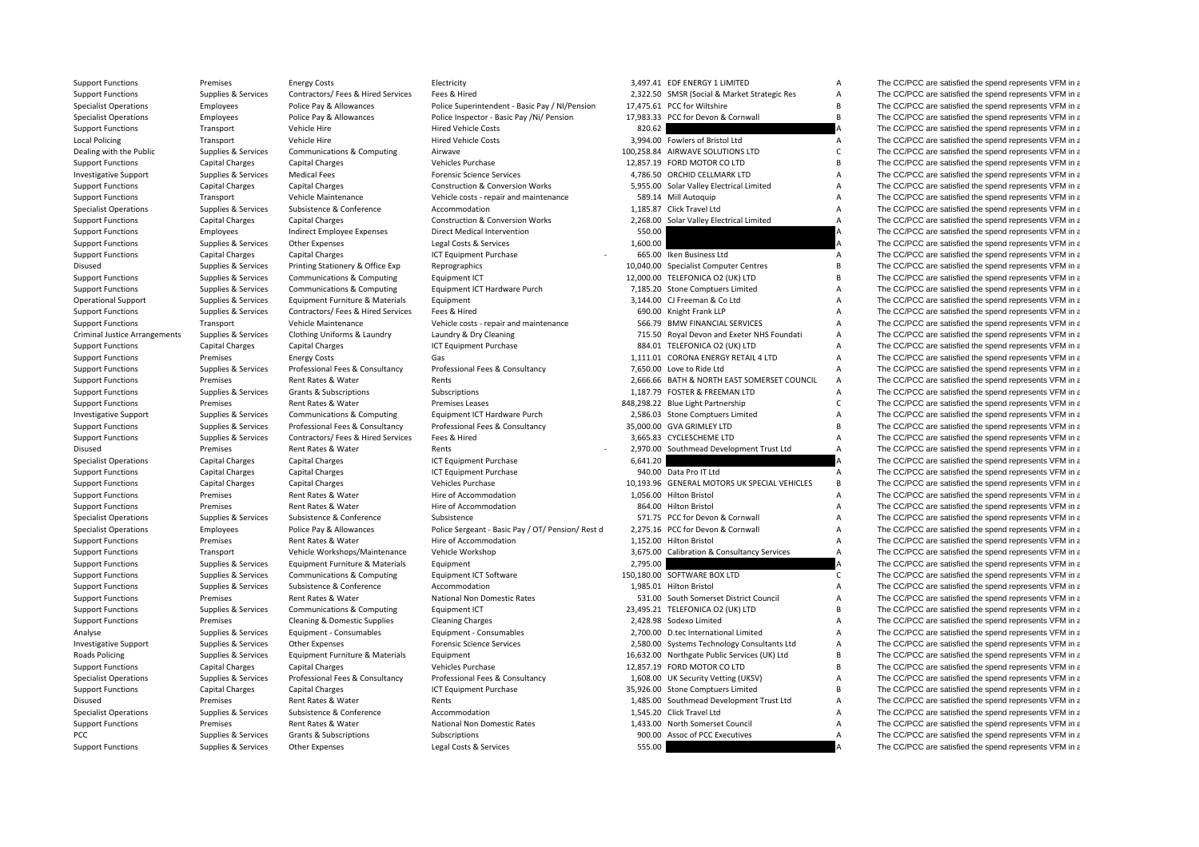| | | | | | | | |
|---|---|---|---|---|---|---|---|
| Support Functions | Premises | Energy Costs | Electricity | 3,497.41 | EDF ENERGY 1 LIMITED | A | The CC/PCC are satisfied the spend represents VFM in a |
| Support Functions | Supplies & Services | Contractors/ Fees & Hired Services | Fees & Hired | 2,322.50 | SMSR (Social & Market Strategic Res | A | The CC/PCC are satisfied the spend represents VFM in a |
| Specialist Operations | Employees | Police Pay & Allowances | Police Superintendent - Basic Pay / NI/Pension | 17,475.61 | PCC for Wiltshire | B | The CC/PCC are satisfied the spend represents VFM in a |
| Specialist Operations | Employees | Police Pay & Allowances | Police Inspector - Basic Pay /Ni/ Pension | 17,983.33 | PCC for Devon & Cornwall | B | The CC/PCC are satisfied the spend represents VFM in a |
| Support Functions | Transport | Vehicle Hire | Hired Vehicle Costs | 820.62 | | A | The CC/PCC are satisfied the spend represents VFM in a |
| Local Policing | Transport | Vehicle Hire | Hired Vehicle Costs | 3,994.00 | Fowlers of Bristol Ltd | A | The CC/PCC are satisfied the spend represents VFM in a |
| Dealing with the Public | Supplies & Services | Communications & Computing | Airwave | 100,258.84 | AIRWAVE SOLUTIONS LTD | C | The CC/PCC are satisfied the spend represents VFM in a |
| Support Functions | Capital Charges | Capital Charges | Vehicles Purchase | 12,857.19 | FORD MOTOR CO LTD | B | The CC/PCC are satisfied the spend represents VFM in a |
| Investigative Support | Supplies & Services | Medical Fees | Forensic Science Services | 4,786.50 | ORCHID CELLMARK LTD | A | The CC/PCC are satisfied the spend represents VFM in a |
| Support Functions | Capital Charges | Capital Charges | Construction & Conversion Works | 5,955.00 | Solar Valley Electrical Limited | A | The CC/PCC are satisfied the spend represents VFM in a |
| Support Functions | Transport | Vehicle Maintenance | Vehicle costs - repair and maintenance | 589.14 | Mill Autoquip | A | The CC/PCC are satisfied the spend represents VFM in a |
| Specialist Operations | Supplies & Services | Subsistence & Conference | Accommodation | 1,185.87 | Click Travel Ltd | A | The CC/PCC are satisfied the spend represents VFM in a |
| Support Functions | Capital Charges | Capital Charges | Construction & Conversion Works | 2,268.00 | Solar Valley Electrical Limited | A | The CC/PCC are satisfied the spend represents VFM in a |
| Support Functions | Employees | Indirect Employee Expenses | Direct Medical Intervention | 550.00 | | A | The CC/PCC are satisfied the spend represents VFM in a |
| Support Functions | Supplies & Services | Other Expenses | Legal Costs & Services | 1,600.00 | | A | The CC/PCC are satisfied the spend represents VFM in a |
| Support Functions | Capital Charges | Capital Charges | ICT Equipment Purchase | - 665.00 | Iken Business Ltd | A | The CC/PCC are satisfied the spend represents VFM in a |
| Disused | Supplies & Services | Printing Stationery & Office Exp | Reprographics | 10,040.00 | Specialist Computer Centres | B | The CC/PCC are satisfied the spend represents VFM in a |
| Support Functions | Supplies & Services | Communications & Computing | Equipment ICT | 12,000.00 | TELEFONICA O2 (UK) LTD | B | The CC/PCC are satisfied the spend represents VFM in a |
| Support Functions | Supplies & Services | Communications & Computing | Equipment ICT Hardware Purch | 7,185.20 | Stone Comptuers Limited | A | The CC/PCC are satisfied the spend represents VFM in a |
| Operational Support | Supplies & Services | Equipment Furniture & Materials | Equipment | 3,144.00 | CJ Freeman & Co Ltd | A | The CC/PCC are satisfied the spend represents VFM in a |
| Support Functions | Supplies & Services | Contractors/ Fees & Hired Services | Fees & Hired | 690.00 | Knight Frank LLP | A | The CC/PCC are satisfied the spend represents VFM in a |
| Support Functions | Transport | Vehicle Maintenance | Vehicle costs - repair and maintenance | 566.79 | BMW FINANCIAL SERVICES | A | The CC/PCC are satisfied the spend represents VFM in a |
| Criminal Justice Arrangements | Supplies & Services | Clothing Uniforms & Laundry | Laundry & Dry Cleaning | 715.50 | Royal Devon and Exeter NHS Foundati | A | The CC/PCC are satisfied the spend represents VFM in a |
| Support Functions | Capital Charges | Capital Charges | ICT Equipment Purchase | 884.01 | TELEFONICA O2 (UK) LTD | A | The CC/PCC are satisfied the spend represents VFM in a |
| Support Functions | Premises | Energy Costs | Gas | 1,111.01 | CORONA ENERGY RETAIL 4 LTD | A | The CC/PCC are satisfied the spend represents VFM in a |
| Support Functions | Supplies & Services | Professional Fees & Consultancy | Professional Fees & Consultancy | 7,650.00 | Love to Ride Ltd | A | The CC/PCC are satisfied the spend represents VFM in a |
| Support Functions | Premises | Rent Rates & Water | Rents | 2,666.66 | BATH & NORTH EAST SOMERSET COUNCIL | A | The CC/PCC are satisfied the spend represents VFM in a |
| Support Functions | Supplies & Services | Grants & Subscriptions | Subscriptions | 1,187.79 | FOSTER & FREEMAN LTD | A | The CC/PCC are satisfied the spend represents VFM in a |
| Support Functions | Premises | Rent Rates & Water | Premises Leases | 848,298.22 | Blue Light Partnership | C | The CC/PCC are satisfied the spend represents VFM in a |
| Investigative Support | Supplies & Services | Communications & Computing | Equipment ICT Hardware Purch | 2,586.03 | Stone Comptuers Limited | A | The CC/PCC are satisfied the spend represents VFM in a |
| Support Functions | Supplies & Services | Professional Fees & Consultancy | Professional Fees & Consultancy | 35,000.00 | GVA GRIMLEY LTD | B | The CC/PCC are satisfied the spend represents VFM in a |
| Support Functions | Supplies & Services | Contractors/ Fees & Hired Services | Fees & Hired | 3,665.83 | CYCLESCHEME LTD | A | The CC/PCC are satisfied the spend represents VFM in a |
| Disused | Premises | Rent Rates & Water | Rents | - 2,970.00 | Southmead Development Trust Ltd | A | The CC/PCC are satisfied the spend represents VFM in a |
| Specialist Operations | Capital Charges | Capital Charges | ICT Equipment Purchase | 6,641.20 | | A | The CC/PCC are satisfied the spend represents VFM in a |
| Support Functions | Capital Charges | Capital Charges | ICT Equipment Purchase | 940.00 | Data Pro IT Ltd | A | The CC/PCC are satisfied the spend represents VFM in a |
| Support Functions | Capital Charges | Capital Charges | Vehicles Purchase | 10,193.96 | GENERAL MOTORS UK SPECIAL VEHICLES | B | The CC/PCC are satisfied the spend represents VFM in a |
| Support Functions | Premises | Rent Rates & Water | Hire of Accommodation | 1,056.00 | Hilton Bristol | A | The CC/PCC are satisfied the spend represents VFM in a |
| Support Functions | Premises | Rent Rates & Water | Hire of Accommodation | 864.00 | Hilton Bristol | A | The CC/PCC are satisfied the spend represents VFM in a |
| Specialist Operations | Supplies & Services | Subsistence & Conference | Subsistence | 571.75 | PCC for Devon & Cornwall | A | The CC/PCC are satisfied the spend represents VFM in a |
| Specialist Operations | Employees | Police Pay & Allowances | Police Sergeant - Basic Pay / OT/ Pension/ Rest d | 2,275.16 | PCC for Devon & Cornwall | A | The CC/PCC are satisfied the spend represents VFM in a |
| Support Functions | Premises | Rent Rates & Water | Hire of Accommodation | 1,152.00 | Hilton Bristol | A | The CC/PCC are satisfied the spend represents VFM in a |
| Support Functions | Transport | Vehicle Workshops/Maintenance | Vehicle Workshop | 3,675.00 | Calibration & Consultancy Services | A | The CC/PCC are satisfied the spend represents VFM in a |
| Support Functions | Supplies & Services | Equipment Furniture & Materials | Equipment | 2,795.00 | | A | The CC/PCC are satisfied the spend represents VFM in a |
| Support Functions | Supplies & Services | Communications & Computing | Equipment ICT Software | 150,180.00 | SOFTWARE BOX LTD | C | The CC/PCC are satisfied the spend represents VFM in a |
| Support Functions | Supplies & Services | Subsistence & Conference | Accommodation | 1,985.01 | Hilton Bristol | A | The CC/PCC are satisfied the spend represents VFM in a |
| Support Functions | Premises | Rent Rates & Water | National Non Domestic Rates | 531.00 | South Somerset District Council | A | The CC/PCC are satisfied the spend represents VFM in a |
| Support Functions | Supplies & Services | Communications & Computing | Equipment ICT | 23,495.21 | TELEFONICA O2 (UK) LTD | B | The CC/PCC are satisfied the spend represents VFM in a |
| Support Functions | Premises | Cleaning & Domestic Supplies | Cleaning Charges | 2,428.98 | Sodexo Limited | A | The CC/PCC are satisfied the spend represents VFM in a |
| Analyse | Supplies & Services | Equipment - Consumables | Equipment - Consumables | 2,700.00 | D.tec International Limited | A | The CC/PCC are satisfied the spend represents VFM in a |
| Investigative Support | Supplies & Services | Other Expenses | Forensic Science Services | 2,580.00 | Systems Technology Consultants Ltd | A | The CC/PCC are satisfied the spend represents VFM in a |
| Roads Policing | Supplies & Services | Equipment Furniture & Materials | Equipment | 16,632.00 | Northgate Public Services (UK) Ltd | B | The CC/PCC are satisfied the spend represents VFM in a |
| Support Functions | Capital Charges | Capital Charges | Vehicles Purchase | 12,857.19 | FORD MOTOR CO LTD | B | The CC/PCC are satisfied the spend represents VFM in a |
| Specialist Operations | Supplies & Services | Professional Fees & Consultancy | Professional Fees & Consultancy | 1,608.00 | UK Security Vetting (UKSV) | A | The CC/PCC are satisfied the spend represents VFM in a |
| Support Functions | Capital Charges | Capital Charges | ICT Equipment Purchase | 35,926.00 | Stone Comptuers Limited | B | The CC/PCC are satisfied the spend represents VFM in a |
| Disused | Premises | Rent Rates & Water | Rents | 1,485.00 | Southmead Development Trust Ltd | A | The CC/PCC are satisfied the spend represents VFM in a |
| Specialist Operations | Supplies & Services | Subsistence & Conference | Accommodation | 1,545.20 | Click Travel Ltd | A | The CC/PCC are satisfied the spend represents VFM in a |
| Support Functions | Premises | Rent Rates & Water | National Non Domestic Rates | 1,433.00 | North Somerset Council | A | The CC/PCC are satisfied the spend represents VFM in a |
| PCC | Supplies & Services | Grants & Subscriptions | Subscriptions | 900.00 | Assoc of PCC Executives | A | The CC/PCC are satisfied the spend represents VFM in a |
| Support Functions | Supplies & Services | Other Expenses | Legal Costs & Services | 555.00 | | A | The CC/PCC are satisfied the spend represents VFM in a |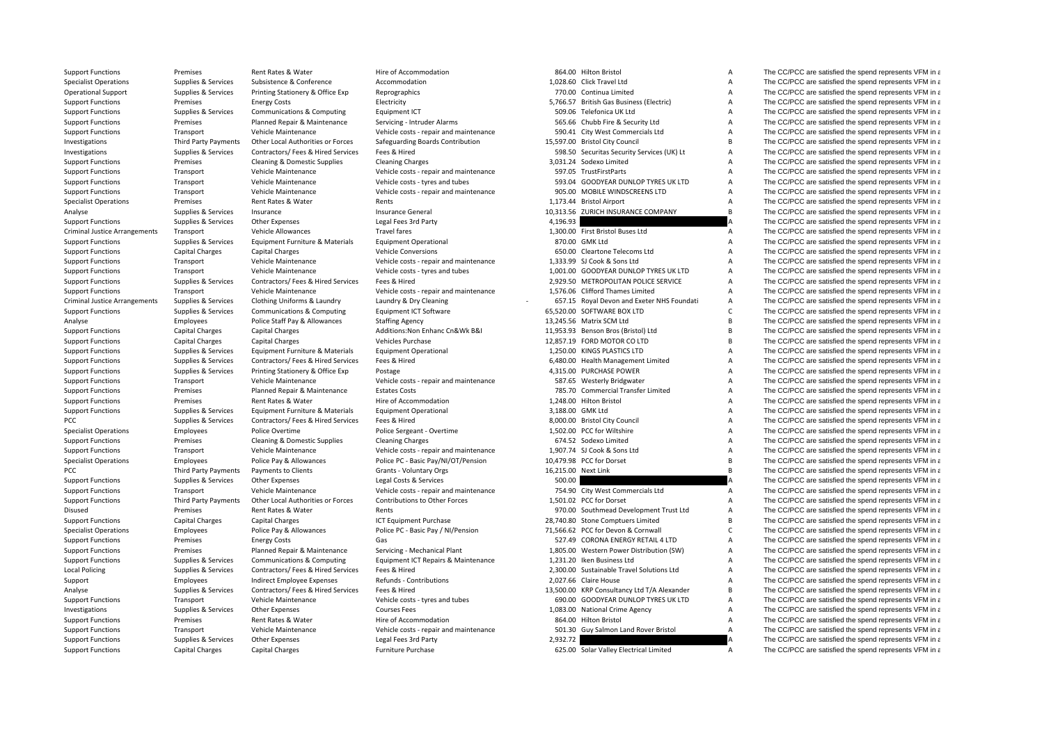| | | | | | | | |
|---|---|---|---|---|---|---|---|
| Support Functions | Premises | Rent Rates & Water | Hire of Accommodation | 864.00 | Hilton Bristol | A | The CC/PCC are satisfied the spend represents VFM in a |
| Specialist Operations | Supplies & Services | Subsistence & Conference | Accommodation | 1,028.60 | Click Travel Ltd | A | The CC/PCC are satisfied the spend represents VFM in a |
| Operational Support | Supplies & Services | Printing Stationery & Office Exp | Reprographics | 770.00 | Continua Limited | A | The CC/PCC are satisfied the spend represents VFM in a |
| Support Functions | Premises | Energy Costs | Electricity | 5,766.57 | British Gas Business (Electric) | A | The CC/PCC are satisfied the spend represents VFM in a |
| Support Functions | Supplies & Services | Communications & Computing | Equipment ICT | 509.06 | Telefonica UK Ltd | A | The CC/PCC are satisfied the spend represents VFM in a |
| Support Functions | Premises | Planned Repair & Maintenance | Servicing - Intruder Alarms | 565.66 | Chubb Fire & Security Ltd | A | The CC/PCC are satisfied the spend represents VFM in a |
| Support Functions | Transport | Vehicle Maintenance | Vehicle costs - repair and maintenance | 590.41 | City West Commercials Ltd | A | The CC/PCC are satisfied the spend represents VFM in a |
| Investigations | Third Party Payments | Other Local Authorities or Forces | Safeguarding Boards Contribution | 15,597.00 | Bristol City Council | B | The CC/PCC are satisfied the spend represents VFM in a |
| Investigations | Supplies & Services | Contractors/ Fees & Hired Services | Fees & Hired | 598.50 | Securitas Security Services (UK) Lt | A | The CC/PCC are satisfied the spend represents VFM in a |
| Support Functions | Premises | Cleaning & Domestic Supplies | Cleaning Charges | 3,031.24 | Sodexo Limited | A | The CC/PCC are satisfied the spend represents VFM in a |
| Support Functions | Transport | Vehicle Maintenance | Vehicle costs - repair and maintenance | 597.05 | TrustFirstParts | A | The CC/PCC are satisfied the spend represents VFM in a |
| Support Functions | Transport | Vehicle Maintenance | Vehicle costs - tyres and tubes | 593.04 | GOODYEAR DUNLOP TYRES UK LTD | A | The CC/PCC are satisfied the spend represents VFM in a |
| Support Functions | Transport | Vehicle Maintenance | Vehicle costs - repair and maintenance | 905.00 | MOBILE WINDSCREENS LTD | A | The CC/PCC are satisfied the spend represents VFM in a |
| Specialist Operations | Premises | Rent Rates & Water | Rents | 1,173.44 | Bristol Airport | A | The CC/PCC are satisfied the spend represents VFM in a |
| Analyse | Supplies & Services | Insurance | Insurance General | 10,313.56 | ZURICH INSURANCE COMPANY | B | The CC/PCC are satisfied the spend represents VFM in a |
| Support Functions | Supplies & Services | Other Expenses | Legal Fees 3rd Party | 4,196.93 | | A | The CC/PCC are satisfied the spend represents VFM in a |
| Criminal Justice Arrangements | Transport | Vehicle Allowances | Travel fares | 1,300.00 | First Bristol Buses Ltd | A | The CC/PCC are satisfied the spend represents VFM in a |
| Support Functions | Supplies & Services | Equipment Furniture & Materials | Equipment Operational | 870.00 | GMK Ltd | A | The CC/PCC are satisfied the spend represents VFM in a |
| Support Functions | Capital Charges | Capital Charges | Vehicle Conversions | 650.00 | Cleartone Telecoms Ltd | A | The CC/PCC are satisfied the spend represents VFM in a |
| Support Functions | Transport | Vehicle Maintenance | Vehicle costs - repair and maintenance | 1,333.99 | SJ Cook & Sons Ltd | A | The CC/PCC are satisfied the spend represents VFM in a |
| Support Functions | Transport | Vehicle Maintenance | Vehicle costs - tyres and tubes | 1,001.00 | GOODYEAR DUNLOP TYRES UK LTD | A | The CC/PCC are satisfied the spend represents VFM in a |
| Support Functions | Supplies & Services | Contractors/ Fees & Hired Services | Fees & Hired | 2,929.50 | METROPOLITAN POLICE SERVICE | A | The CC/PCC are satisfied the spend represents VFM in a |
| Support Functions | Transport | Vehicle Maintenance | Vehicle costs - repair and maintenance | 1,576.06 | Clifford Thames Limited | A | The CC/PCC are satisfied the spend represents VFM in a |
| Criminal Justice Arrangements | Supplies & Services | Clothing Uniforms & Laundry | Laundry & Dry Cleaning | - 657.15 | Royal Devon and Exeter NHS Foundati | A | The CC/PCC are satisfied the spend represents VFM in a |
| Support Functions | Supplies & Services | Communications & Computing | Equipment ICT Software | 65,520.00 | SOFTWARE BOX LTD | C | The CC/PCC are satisfied the spend represents VFM in a |
| Analyse | Employees | Police Staff Pay & Allowances | Staffing Agency | 13,245.56 | Matrix SCM Ltd | B | The CC/PCC are satisfied the spend represents VFM in a |
| Support Functions | Capital Charges | Capital Charges | Additions:Non Enhanc Cn&Wk B&I | 11,953.93 | Benson Bros (Bristol) Ltd | B | The CC/PCC are satisfied the spend represents VFM in a |
| Support Functions | Capital Charges | Capital Charges | Vehicles Purchase | 12,857.19 | FORD MOTOR CO LTD | B | The CC/PCC are satisfied the spend represents VFM in a |
| Support Functions | Supplies & Services | Equipment Furniture & Materials | Equipment Operational | 1,250.00 | KINGS PLASTICS LTD | A | The CC/PCC are satisfied the spend represents VFM in a |
| Support Functions | Supplies & Services | Contractors/ Fees & Hired Services | Fees & Hired | 6,480.00 | Health Management Limited | A | The CC/PCC are satisfied the spend represents VFM in a |
| Support Functions | Supplies & Services | Printing Stationery & Office Exp | Postage | 4,315.00 | PURCHASE POWER | A | The CC/PCC are satisfied the spend represents VFM in a |
| Support Functions | Transport | Vehicle Maintenance | Vehicle costs - repair and maintenance | 587.65 | Westerly Bridgwater | A | The CC/PCC are satisfied the spend represents VFM in a |
| Support Functions | Premises | Planned Repair & Maintenance | Estates Costs | 785.70 | Commercial Transfer Limited | A | The CC/PCC are satisfied the spend represents VFM in a |
| Support Functions | Premises | Rent Rates & Water | Hire of Accommodation | 1,248.00 | Hilton Bristol | A | The CC/PCC are satisfied the spend represents VFM in a |
| Support Functions | Supplies & Services | Equipment Furniture & Materials | Equipment Operational | 3,188.00 | GMK Ltd | A | The CC/PCC are satisfied the spend represents VFM in a |
| PCC | Supplies & Services | Contractors/ Fees & Hired Services | Fees & Hired | 8,000.00 | Bristol City Council | A | The CC/PCC are satisfied the spend represents VFM in a |
| Specialist Operations | Employees | Police Overtime | Police Sergeant - Overtime | 1,502.00 | PCC for Wiltshire | A | The CC/PCC are satisfied the spend represents VFM in a |
| Support Functions | Premises | Cleaning & Domestic Supplies | Cleaning Charges | 674.52 | Sodexo Limited | A | The CC/PCC are satisfied the spend represents VFM in a |
| Support Functions | Transport | Vehicle Maintenance | Vehicle costs - repair and maintenance | 1,907.74 | SJ Cook & Sons Ltd | A | The CC/PCC are satisfied the spend represents VFM in a |
| Specialist Operations | Employees | Police Pay & Allowances | Police PC - Basic Pay/NI/OT/Pension | 10,479.98 | PCC for Dorset | B | The CC/PCC are satisfied the spend represents VFM in a |
| PCC | Third Party Payments | Payments to Clients | Grants - Voluntary Orgs | 16,215.00 | Next Link | B | The CC/PCC are satisfied the spend represents VFM in a |
| Support Functions | Supplies & Services | Other Expenses | Legal Costs & Services | 500.00 | | A | The CC/PCC are satisfied the spend represents VFM in a |
| Support Functions | Transport | Vehicle Maintenance | Vehicle costs - repair and maintenance | 754.90 | City West Commercials Ltd | A | The CC/PCC are satisfied the spend represents VFM in a |
| Support Functions | Third Party Payments | Other Local Authorities or Forces | Contributions to Other Forces | 1,501.02 | PCC for Dorset | A | The CC/PCC are satisfied the spend represents VFM in a |
| Disused | Premises | Rent Rates & Water | Rents | 970.00 | Southmead Development Trust Ltd | A | The CC/PCC are satisfied the spend represents VFM in a |
| Support Functions | Capital Charges | Capital Charges | ICT Equipment Purchase | 28,740.80 | Stone Comptuers Limited | B | The CC/PCC are satisfied the spend represents VFM in a |
| Specialist Operations | Employees | Police Pay & Allowances | Police PC - Basic Pay / NI/Pension | 71,566.62 | PCC for Devon & Cornwall | C | The CC/PCC are satisfied the spend represents VFM in a |
| Support Functions | Premises | Energy Costs | Gas | 527.49 | CORONA ENERGY RETAIL 4 LTD | A | The CC/PCC are satisfied the spend represents VFM in a |
| Support Functions | Premises | Planned Repair & Maintenance | Servicing - Mechanical Plant | 1,805.00 | Western Power Distribution (SW) | A | The CC/PCC are satisfied the spend represents VFM in a |
| Support Functions | Supplies & Services | Communications & Computing | Equipment ICT Repairs & Maintenance | 1,231.20 | Iken Business Ltd | A | The CC/PCC are satisfied the spend represents VFM in a |
| Local Policing | Supplies & Services | Contractors/ Fees & Hired Services | Fees & Hired | 2,300.00 | Sustainable Travel Solutions Ltd | A | The CC/PCC are satisfied the spend represents VFM in a |
| Support | Employees | Indirect Employee Expenses | Refunds - Contributions | 2,027.66 | Claire House | A | The CC/PCC are satisfied the spend represents VFM in a |
| Analyse | Supplies & Services | Contractors/ Fees & Hired Services | Fees & Hired | 13,500.00 | KRP Consultancy Ltd T/A Alexander | B | The CC/PCC are satisfied the spend represents VFM in a |
| Support Functions | Transport | Vehicle Maintenance | Vehicle costs - tyres and tubes | 690.00 | GOODYEAR DUNLOP TYRES UK LTD | A | The CC/PCC are satisfied the spend represents VFM in a |
| Investigations | Supplies & Services | Other Expenses | Courses Fees | 1,083.00 | National Crime Agency | A | The CC/PCC are satisfied the spend represents VFM in a |
| Support Functions | Premises | Rent Rates & Water | Hire of Accommodation | 864.00 | Hilton Bristol | A | The CC/PCC are satisfied the spend represents VFM in a |
| Support Functions | Transport | Vehicle Maintenance | Vehicle costs - repair and maintenance | 501.30 | Guy Salmon Land Rover Bristol | A | The CC/PCC are satisfied the spend represents VFM in a |
| Support Functions | Supplies & Services | Other Expenses | Legal Fees 3rd Party | 2,932.72 | | A | The CC/PCC are satisfied the spend represents VFM in a |
| Support Functions | Capital Charges | Capital Charges | Furniture Purchase | 625.00 | Solar Valley Electrical Limited | A | The CC/PCC are satisfied the spend represents VFM in a |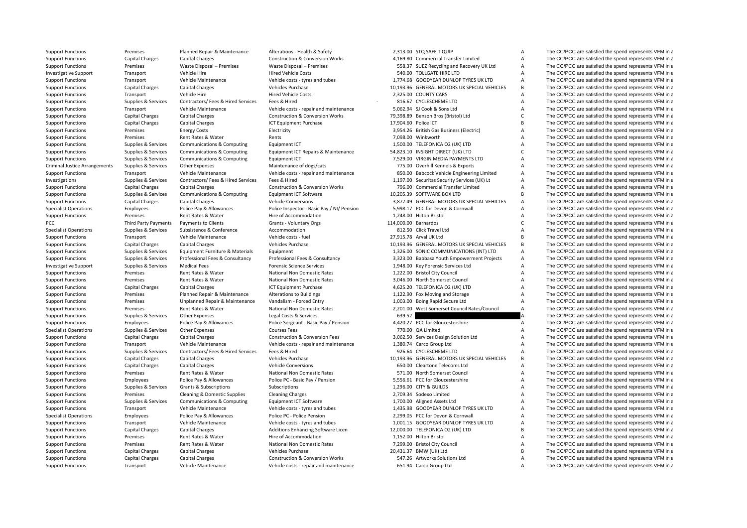| | | | | | | | |
|---|---|---|---|---|---|---|---|
| Support Functions | Premises | Planned Repair & Maintenance | Alterations ‐ Health & Safety | 2,313.00 | STQ SAFE T QUIP | A | The CC/PCC are satisfied the spend represents VFM in a |
| Support Functions | Capital Charges | Capital Charges | Construction & Conversion Works | 4,169.80 | Commercial Transfer Limited | A | The CC/PCC are satisfied the spend represents VFM in a |
| Support Functions | Premises | Waste Disposal – Premises | Waste Disposal – Premises | 558.37 | SUEZ Recycling and Recovery UK Ltd | A | The CC/PCC are satisfied the spend represents VFM in a |
| Investigative Support | Transport | Vehicle Hire | Hired Vehicle Costs | 540.00 | TOLLGATE HIRE LTD | A | The CC/PCC are satisfied the spend represents VFM in a |
| Support Functions | Transport | Vehicle Maintenance | Vehicle costs ‐ tyres and tubes | 1,774.68 | GOODYEAR DUNLOP TYRES UK LTD | A | The CC/PCC are satisfied the spend represents VFM in a |
| Support Functions | Capital Charges | Capital Charges | Vehicles Purchase | 10,193.96 | GENERAL MOTORS UK SPECIAL VEHICLES | B | The CC/PCC are satisfied the spend represents VFM in a |
| Support Functions | Transport | Vehicle Hire | Hired Vehicle Costs | 2,325.00 | COUNTY CARS | A | The CC/PCC are satisfied the spend represents VFM in a |
| Support Functions | Supplies & Services | Contractors & Fees & Hired Services | Fees & Hired | - 816.67 | CYCLESCHEME LTD | A | The CC/PCC are satisfied the spend represents VFM in a |
| Support Functions | Transport | Vehicle Maintenance | Vehicle costs ‐ repair and maintenance | 5,062.94 | SJ Cook & Sons Ltd | A | The CC/PCC are satisfied the spend represents VFM in a |
| Support Functions | Capital Charges | Capital Charges | Construction & Conversion Works | 79,398.89 | Benson Bros (Bristol) Ltd | C | The CC/PCC are satisfied the spend represents VFM in a |
| Support Functions | Capital Charges | Capital Charges | ICT Equipment Purchase | 17,904.60 | Police ICT | B | The CC/PCC are satisfied the spend represents VFM in a |
| Support Functions | Premises | Energy Costs | Electricity | 3,954.26 | British Gas Business (Electric) | A | The CC/PCC are satisfied the spend represents VFM in a |
| Support Functions | Premises | Rent Rates & Water | Rents | 7,098.00 | Winkworth | A | The CC/PCC are satisfied the spend represents VFM in a |
| Support Functions | Supplies & Services | Communications & Computing | Equipment ICT | 1,500.00 | TELEFONICA O2 (UK) LTD | A | The CC/PCC are satisfied the spend represents VFM in a |
| Support Functions | Supplies & Services | Communications & Computing | Equipment ICT Repairs & Maintenance | 54,823.10 | INSIGHT DIRECT (UK) LTD | C | The CC/PCC are satisfied the spend represents VFM in a |
| Support Functions | Supplies & Services | Communications & Computing | Equipment ICT | 7,529.00 | VIRGIN MEDIA PAYMENTS LTD | A | The CC/PCC are satisfied the spend represents VFM in a |
| Criminal Justice Arrangements | Supplies & Services | Other Expenses | Maintenance of dogs/cats | 775.00 | Overhill Kennels & Exports | A | The CC/PCC are satisfied the spend represents VFM in a |
| Support Functions | Transport | Vehicle Maintenance | Vehicle costs ‐ repair and maintenance | 850.00 | Babcock Vehicle Engineering Limited | A | The CC/PCC are satisfied the spend represents VFM in a |
| Investigations | Supplies & Services | Contractors/ Fees & Hired Services | Fees & Hired | 1,197.00 | Securitas Security Services (UK) Lt | A | The CC/PCC are satisfied the spend represents VFM in a |
| Support Functions | Capital Charges | Capital Charges | Construction & Conversion Works | 796.00 | Commercial Transfer Limited | A | The CC/PCC are satisfied the spend represents VFM in a |
| Support Functions | Supplies & Services | Communications & Computing | Equipment ICT Software | 10,205.39 | SOFTWARE BOX LTD | B | The CC/PCC are satisfied the spend represents VFM in a |
| Support Functions | Capital Charges | Capital Charges | Vehicle Conversions | 3,877.49 | GENERAL MOTORS UK SPECIAL VEHICLES | A | The CC/PCC are satisfied the spend represents VFM in a |
| Specialist Operations | Employees | Police Pay & Allowances | Police Inspector ‐ Basic Pay / NI/ Pension | 5,998.17 | PCC for Devon & Cornwall | A | The CC/PCC are satisfied the spend represents VFM in a |
| Support Functions | Premises | Rent Rates & Water | Hire of Accommodation | 1,248.00 | Hilton Bristol | A | The CC/PCC are satisfied the spend represents VFM in a |
| PCC | Third Party Payments | Payments to Clients | Grants ‐ Voluntary Orgs | 114,000.00 | Barnardos | C | The CC/PCC are satisfied the spend represents VFM in a |
| Specialist Operations | Supplies & Services | Subsistence & Conference | Accommodation | 812.50 | Click Travel Ltd | A | The CC/PCC are satisfied the spend represents VFM in a |
| Support Functions | Transport | Vehicle Maintenance | Vehicle costs ‐ fuel | 27,915.78 | Arval UK Ltd | B | The CC/PCC are satisfied the spend represents VFM in a |
| Support Functions | Capital Charges | Capital Charges | Vehicles Purchase | 10,193.96 | GENERAL MOTORS UK SPECIAL VEHICLES | B | The CC/PCC are satisfied the spend represents VFM in a |
| Support Functions | Supplies & Services | Equipment Furniture & Materials | Equipment | 1,326.00 | SONIC COMMUNICATIONS (INT) LTD | A | The CC/PCC are satisfied the spend represents VFM in a |
| Support Functions | Supplies & Services | Professional Fees & Consultancy | Professional Fees & Consultancy | 3,323.00 | Babbasa Youth Empowerment Projects | A | The CC/PCC are satisfied the spend represents VFM in a |
| Investigative Support | Supplies & Services | Medical Fees | Forensic Science Services | 1,948.00 | Key Forensic Services Ltd | A | The CC/PCC are satisfied the spend represents VFM in a |
| Support Functions | Premises | Rent Rates & Water | National Non Domestic Rates | 1,222.00 | Bristol City Council | A | The CC/PCC are satisfied the spend represents VFM in a |
| Support Functions | Premises | Rent Rates & Water | National Non Domestic Rates | 3,046.00 | North Somerset Council | A | The CC/PCC are satisfied the spend represents VFM in a |
| Support Functions | Capital Charges | Capital Charges | ICT Equipment Purchase | 4,625.20 | TELEFONICA O2 (UK) LTD | A | The CC/PCC are satisfied the spend represents VFM in a |
| Support Functions | Premises | Planned Repair & Maintenance | Alterations to Buildings | 1,122.90 | Fox Moving and Storage | A | The CC/PCC are satisfied the spend represents VFM in a |
| Support Functions | Premises | Unplanned Repair & Maintenance | Vandalism ‐ Forced Entry | 1,003.00 | Boing Rapid Secure Ltd | A | The CC/PCC are satisfied the spend represents VFM in a |
| Support Functions | Premises | Rent Rates & Water | National Non Domestic Rates | 2,201.00 | West Somerset Council Rates/Council | A | The CC/PCC are satisfied the spend represents VFM in a |
| Support Functions | Supplies & Services | Other Expenses | Legal Costs & Services | 639.52 | | A | The CC/PCC are satisfied the spend represents VFM in a |
| Support Functions | Employees | Police Pay & Allowances | Police Sergeant ‐ Basic Pay / Pension | 4,420.27 | PCC for Gloucestershire | A | The CC/PCC are satisfied the spend represents VFM in a |
| Specialist Operations | Supplies & Services | Other Expenses | Courses Fees | 770.00 | QA Limited | A | The CC/PCC are satisfied the spend represents VFM in a |
| Support Functions | Capital Charges | Capital Charges | Construction & Conversion Fees | 3,062.50 | Services Design Solution Ltd | A | The CC/PCC are satisfied the spend represents VFM in a |
| Support Functions | Transport | Vehicle Maintenance | Vehicle costs ‐ repair and maintenance | 1,380.74 | Carco Group Ltd | A | The CC/PCC are satisfied the spend represents VFM in a |
| Support Functions | Supplies & Services | Contractors/ Fees & Hired Services | Fees & Hired | 926.64 | CYCLESCHEME LTD | A | The CC/PCC are satisfied the spend represents VFM in a |
| Support Functions | Capital Charges | Capital Charges | Vehicles Purchase | 10,193.96 | GENERAL MOTORS UK SPECIAL VEHICLES | B | The CC/PCC are satisfied the spend represents VFM in a |
| Support Functions | Capital Charges | Capital Charges | Vehicle Conversions | 650.00 | Cleartone Telecoms Ltd | A | The CC/PCC are satisfied the spend represents VFM in a |
| Support Functions | Premises | Rent Rates & Water | National Non Domestic Rates | 571.00 | North Somerset Council | A | The CC/PCC are satisfied the spend represents VFM in a |
| Support Functions | Employees | Police Pay & Allowances | Police PC ‐ Basic Pay / Pension | 5,556.61 | PCC for Gloucestershire | A | The CC/PCC are satisfied the spend represents VFM in a |
| Support Functions | Supplies & Services | Grants & Subscriptions | Subscriptions | 1,296.00 | CITY & GUILDS | A | The CC/PCC are satisfied the spend represents VFM in a |
| Support Functions | Premises | Cleaning & Domestic Supplies | Cleaning Charges | 2,709.34 | Sodexo Limited | A | The CC/PCC are satisfied the spend represents VFM in a |
| Support Functions | Supplies & Services | Communications & Computing | Equipment ICT Software | 1,700.00 | Aligned Assets Ltd | A | The CC/PCC are satisfied the spend represents VFM in a |
| Support Functions | Transport | Vehicle Maintenance | Vehicle costs ‐ tyres and tubes | 1,435.98 | GOODYEAR DUNLOP TYRES UK LTD | A | The CC/PCC are satisfied the spend represents VFM in a |
| Specialist Operations | Employees | Police Pay & Allowances | Police PC ‐ Police Pension | 2,299.05 | PCC for Devon & Cornwall | A | The CC/PCC are satisfied the spend represents VFM in a |
| Support Functions | Transport | Vehicle Maintenance | Vehicle costs ‐ tyres and tubes | 1,001.15 | GOODYEAR DUNLOP TYRES UK LTD | A | The CC/PCC are satisfied the spend represents VFM in a |
| Support Functions | Capital Charges | Capital Charges | Additions Enhancing Software Licen | 12,000.00 | TELEFONICA O2 (UK) LTD | B | The CC/PCC are satisfied the spend represents VFM in a |
| Support Functions | Premises | Rent Rates & Water | Hire of Accommodation | 1,152.00 | Hilton Bristol | A | The CC/PCC are satisfied the spend represents VFM in a |
| Support Functions | Premises | Rent Rates & Water | National Non Domestic Rates | 7,299.00 | Bristol City Council | A | The CC/PCC are satisfied the spend represents VFM in a |
| Support Functions | Capital Charges | Capital Charges | Vehicles Purchase | 20,431.37 | BMW (UK) Ltd | B | The CC/PCC are satisfied the spend represents VFM in a |
| Support Functions | Capital Charges | Capital Charges | Construction & Conversion Works | 547.26 | Artworks Solutions Ltd | A | The CC/PCC are satisfied the spend represents VFM in a |
| Support Functions | Transport | Vehicle Maintenance | Vehicle costs ‐ repair and maintenance | 651.94 | Carco Group Ltd | A | The CC/PCC are satisfied the spend represents VFM in a |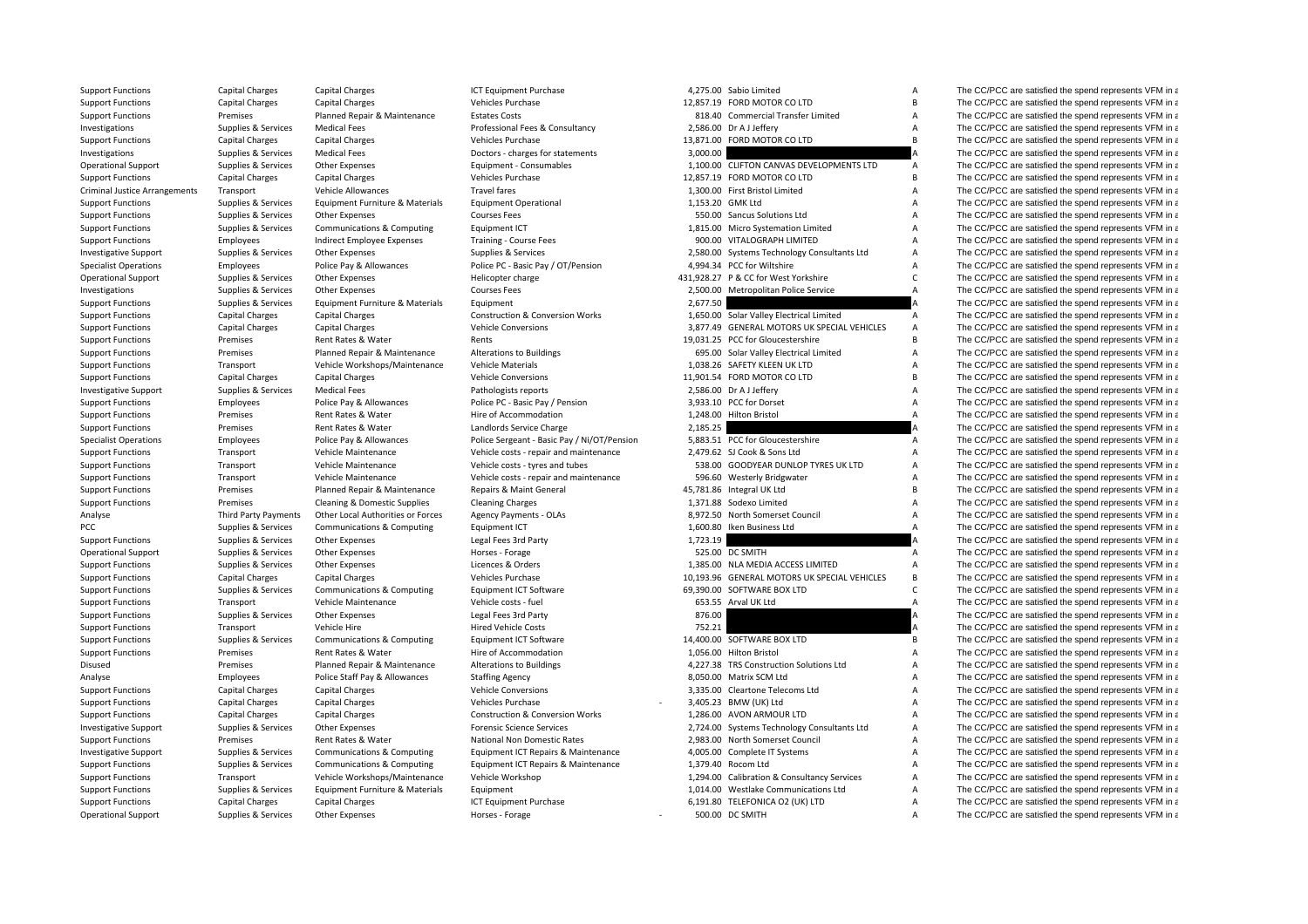| | | | | | | | |
|---|---|---|---|---|---|---|---|
| Support Functions | Capital Charges | Capital Charges | ICT Equipment Purchase | 4,275.00 | Sabio Limited | A | The CC/PCC are satisfied the spend represents VFM in a |
| Support Functions | Capital Charges | Capital Charges | Vehicles Purchase | 12,857.19 | FORD MOTOR CO LTD | B | The CC/PCC are satisfied the spend represents VFM in a |
| Support Functions | Premises | Planned Repair & Maintenance | Estates Costs | 818.40 | Commercial Transfer Limited | A | The CC/PCC are satisfied the spend represents VFM in a |
| Investigations | Supplies & Services | Medical Fees | Professional Fees & Consultancy | 2,586.00 | Dr A J Jeffery | A | The CC/PCC are satisfied the spend represents VFM in a |
| Support Functions | Capital Charges | Capital Charges | Vehicles Purchase | 13,871.00 | FORD MOTOR CO LTD | B | The CC/PCC are satisfied the spend represents VFM in a |
| Investigations | Supplies & Services | Medical Fees | Doctors - charges for statements | 3,000.00 | | A | The CC/PCC are satisfied the spend represents VFM in a |
| Operational Support | Supplies & Services | Other Expenses | Equipment - Consumables | 1,100.00 | CLIFTON CANVAS DEVELOPMENTS LTD | A | The CC/PCC are satisfied the spend represents VFM in a |
| Support Functions | Capital Charges | Capital Charges | Vehicles Purchase | 12,857.19 | FORD MOTOR CO LTD | B | The CC/PCC are satisfied the spend represents VFM in a |
| Criminal Justice Arrangements | Transport | Vehicle Allowances | Travel fares | 1,300.00 | First Bristol Limited | A | The CC/PCC are satisfied the spend represents VFM in a |
| Support Functions | Supplies & Services | Equipment Furniture & Materials | Equipment Operational | 1,153.20 | GMK Ltd | A | The CC/PCC are satisfied the spend represents VFM in a |
| Support Functions | Supplies & Services | Other Expenses | Courses Fees | 550.00 | Sancus Solutions Ltd | A | The CC/PCC are satisfied the spend represents VFM in a |
| Support Functions | Supplies & Services | Communications & Computing | Equipment ICT | 1,815.00 | Micro Systemation Limited | A | The CC/PCC are satisfied the spend represents VFM in a |
| Support Functions | Employees | Indirect Employee Expenses | Training - Course Fees | 900.00 | VITALOGRAPH LIMITED | A | The CC/PCC are satisfied the spend represents VFM in a |
| Investigative Support | Supplies & Services | Other Expenses | Supplies & Services | 2,580.00 | Systems Technology Consultants Ltd | A | The CC/PCC are satisfied the spend represents VFM in a |
| Specialist Operations | Employees | Police Pay & Allowances | Police PC - Basic Pay / OT/Pension | 4,994.34 | PCC for Wiltshire | A | The CC/PCC are satisfied the spend represents VFM in a |
| Operational Support | Supplies & Services | Other Expenses | Helicopter charge | 431,928.27 | P & CC for West Yorkshire | C | The CC/PCC are satisfied the spend represents VFM in a |
| Investigations | Supplies & Services | Other Expenses | Courses Fees | 2,500.00 | Metropolitan Police Service | A | The CC/PCC are satisfied the spend represents VFM in a |
| Support Functions | Supplies & Services | Equipment Furniture & Materials | Equipment | 2,677.50 | | A | The CC/PCC are satisfied the spend represents VFM in a |
| Support Functions | Capital Charges | Capital Charges | Construction & Conversion Works | 1,650.00 | Solar Valley Electrical Limited | A | The CC/PCC are satisfied the spend represents VFM in a |
| Support Functions | Capital Charges | Capital Charges | Vehicle Conversions | 3,877.49 | GENERAL MOTORS UK SPECIAL VEHICLES | A | The CC/PCC are satisfied the spend represents VFM in a |
| Support Functions | Premises | Rent Rates & Water | Rents | 19,031.25 | PCC for Gloucestershire | B | The CC/PCC are satisfied the spend represents VFM in a |
| Support Functions | Premises | Planned Repair & Maintenance | Alterations to Buildings | 695.00 | Solar Valley Electrical Limited | A | The CC/PCC are satisfied the spend represents VFM in a |
| Support Functions | Transport | Vehicle Workshops/Maintenance | Vehicle Materials | 1,038.26 | SAFETY KLEEN UK LTD | A | The CC/PCC are satisfied the spend represents VFM in a |
| Support Functions | Capital Charges | Capital Charges | Vehicle Conversions | 11,901.54 | FORD MOTOR CO LTD | B | The CC/PCC are satisfied the spend represents VFM in a |
| Investigative Support | Supplies & Services | Medical Fees | Pathologists reports | 2,586.00 | Dr A J Jeffery | A | The CC/PCC are satisfied the spend represents VFM in a |
| Support Functions | Employees | Police Pay & Allowances | Police PC - Basic Pay / Pension | 3,933.10 | PCC for Dorset | A | The CC/PCC are satisfied the spend represents VFM in a |
| Support Functions | Premises | Rent Rates & Water | Hire of Accommodation | 1,248.00 | Hilton Bristol | A | The CC/PCC are satisfied the spend represents VFM in a |
| Support Functions | Premises | Rent Rates & Water | Landlords Service Charge | 2,185.25 | | A | The CC/PCC are satisfied the spend represents VFM in a |
| Specialist Operations | Employees | Police Pay & Allowances | Police Sergeant - Basic Pay / NI/OT/Pension | 5,883.51 | PCC for Gloucestershire | A | The CC/PCC are satisfied the spend represents VFM in a |
| Support Functions | Transport | Vehicle Maintenance | Vehicle costs - repair and maintenance | 2,479.62 | SJ Cook & Sons Ltd | A | The CC/PCC are satisfied the spend represents VFM in a |
| Support Functions | Transport | Vehicle Maintenance | Vehicle costs - tyres and tubes | 538.00 | GOODYEAR DUNLOP TYRES UK LTD | A | The CC/PCC are satisfied the spend represents VFM in a |
| Support Functions | Transport | Vehicle Maintenance | Vehicle costs - repair and maintenance | 596.60 | Westerly Bridgwater | A | The CC/PCC are satisfied the spend represents VFM in a |
| Support Functions | Premises | Planned Repair & Maintenance | Repairs & Maint General | 45,781.86 | Integral UK Ltd | B | The CC/PCC are satisfied the spend represents VFM in a |
| Support Functions | Premises | Cleaning & Domestic Supplies | Cleaning Charges | 1,371.88 | Sodexo Limited | A | The CC/PCC are satisfied the spend represents VFM in a |
| Analyse | Third Party Payments | Other Local Authorities or Forces | Agency Payments - OLAs | 8,972.50 | North Somerset Council | A | The CC/PCC are satisfied the spend represents VFM in a |
| PCC | Supplies & Services | Communications & Computing | Equipment ICT | 1,600.80 | Iken Business Ltd | A | The CC/PCC are satisfied the spend represents VFM in a |
| Support Functions | Supplies & Services | Other Expenses | Legal Fees 3rd Party | 1,723.19 | | A | The CC/PCC are satisfied the spend represents VFM in a |
| Operational Support | Supplies & Services | Other Expenses | Horses - Forage | 525.00 | DC SMITH | A | The CC/PCC are satisfied the spend represents VFM in a |
| Support Functions | Supplies & Services | Other Expenses | Licences & Orders | 1,385.00 | NLA MEDIA ACCESS LIMITED | A | The CC/PCC are satisfied the spend represents VFM in a |
| Support Functions | Capital Charges | Capital Charges | Vehicles Purchase | 10,193.96 | GENERAL MOTORS UK SPECIAL VEHICLES | B | The CC/PCC are satisfied the spend represents VFM in a |
| Support Functions | Supplies & Services | Communications & Computing | Equipment ICT Software | 69,390.00 | SOFTWARE BOX LTD | C | The CC/PCC are satisfied the spend represents VFM in a |
| Support Functions | Transport | Vehicle Maintenance | Vehicle costs - fuel | 653.55 | Arval UK Ltd | A | The CC/PCC are satisfied the spend represents VFM in a |
| Support Functions | Supplies & Services | Other Expenses | Legal Fees 3rd Party | 876.00 | | A | The CC/PCC are satisfied the spend represents VFM in a |
| Support Functions | Transport | Vehicle Hire | Hired Vehicle Costs | 752.21 | | A | The CC/PCC are satisfied the spend represents VFM in a |
| Support Functions | Supplies & Services | Communications & Computing | Equipment ICT Software | 14,400.00 | SOFTWARE BOX LTD | B | The CC/PCC are satisfied the spend represents VFM in a |
| Support Functions | Premises | Rent Rates & Water | Hire of Accommodation | 1,056.00 | Hilton Bristol | A | The CC/PCC are satisfied the spend represents VFM in a |
| Disused | Premises | Planned Repair & Maintenance | Alterations to Buildings | 4,227.38 | TRS Construction Solutions Ltd | A | The CC/PCC are satisfied the spend represents VFM in a |
| Analyse | Employees | Police Staff Pay & Allowances | Staffing Agency | 8,050.00 | Matrix SCM Ltd | A | The CC/PCC are satisfied the spend represents VFM in a |
| Support Functions | Capital Charges | Capital Charges | Vehicle Conversions | 3,335.00 | Cleartone Telecoms Ltd | A | The CC/PCC are satisfied the spend represents VFM in a |
| Support Functions | Capital Charges | Capital Charges | Vehicles Purchase | - 3,405.23 | BMW (UK) Ltd | A | The CC/PCC are satisfied the spend represents VFM in a |
| Support Functions | Capital Charges | Capital Charges | Construction & Conversion Works | 1,286.00 | AVON ARMOUR LTD | A | The CC/PCC are satisfied the spend represents VFM in a |
| Investigative Support | Supplies & Services | Other Expenses | Forensic Science Services | 2,724.00 | Systems Technology Consultants Ltd | A | The CC/PCC are satisfied the spend represents VFM in a |
| Support Functions | Premises | Rent Rates & Water | National Non Domestic Rates | 2,983.00 | North Somerset Council | A | The CC/PCC are satisfied the spend represents VFM in a |
| Investigative Support | Supplies & Services | Communications & Computing | Equipment ICT Repairs & Maintenance | 4,005.00 | Complete IT Systems | A | The CC/PCC are satisfied the spend represents VFM in a |
| Support Functions | Supplies & Services | Communications & Computing | Equipment ICT Repairs & Maintenance | 1,379.40 | Rocom Ltd | A | The CC/PCC are satisfied the spend represents VFM in a |
| Support Functions | Transport | Vehicle Workshops/Maintenance | Vehicle Workshop | 1,294.00 | Calibration & Consultancy Services | A | The CC/PCC are satisfied the spend represents VFM in a |
| Support Functions | Supplies & Services | Equipment Furniture & Materials | Equipment | 1,014.00 | Westlake Communications Ltd | A | The CC/PCC are satisfied the spend represents VFM in a |
| Support Functions | Capital Charges | Capital Charges | ICT Equipment Purchase | 6,191.80 | TELEFONICA O2 (UK) LTD | A | The CC/PCC are satisfied the spend represents VFM in a |
| Operational Support | Supplies & Services | Other Expenses | Horses - Forage | - 500.00 | DC SMITH | A | The CC/PCC are satisfied the spend represents VFM in a |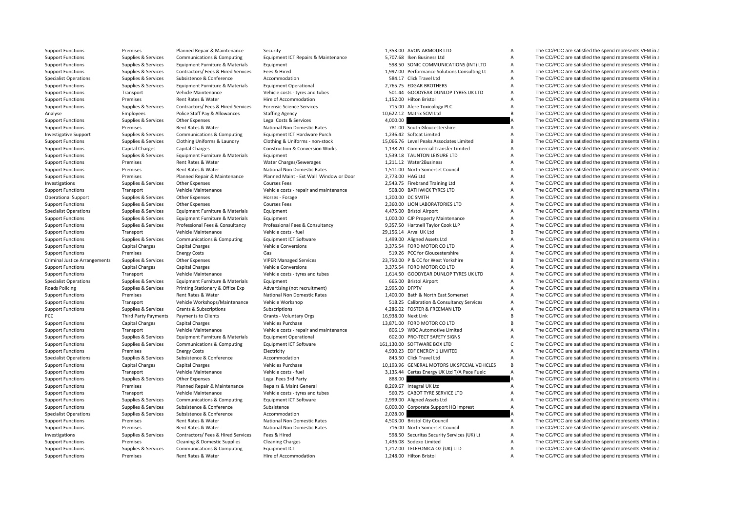| | | | | | | | |
|---|---|---|---|---|---|---|---|
| Support Functions | Premises | Planned Repair & Maintenance | Security | 1,353.00 | AVON ARMOUR LTD | A | The CC/PCC are satisfied the spend represents VFM in a |
| Support Functions | Supplies & Services | Communications & Computing | Equipment ICT Repairs & Maintenance | 5,707.68 | Iken Business Ltd | A | The CC/PCC are satisfied the spend represents VFM in a |
| Support Functions | Supplies & Services | Equipment Furniture & Materials | Equipment | 598.50 | SONIC COMMUNICATIONS (INT) LTD | A | The CC/PCC are satisfied the spend represents VFM in a |
| Support Functions | Supplies & Services | Contractors/ Fees & Hired Services | Fees & Hired | 1,997.00 | Performance Solutions Consulting Lt | A | The CC/PCC are satisfied the spend represents VFM in a |
| Specialist Operations | Supplies & Services | Subsistence & Conference | Accommodation | 584.17 | Click Travel Ltd | A | The CC/PCC are satisfied the spend represents VFM in a |
| Support Functions | Supplies & Services | Equipment Furniture & Materials | Equipment Operational | 2,765.75 | EDGAR BROTHERS | A | The CC/PCC are satisfied the spend represents VFM in a |
| Support Functions | Transport | Vehicle Maintenance | Vehicle costs - tyres and tubes | 501.44 | GOODYEAR DUNLOP TYRES UK LTD | A | The CC/PCC are satisfied the spend represents VFM in a |
| Support Functions | Premises | Rent Rates & Water | Hire of Accommodation | 1,152.00 | Hilton Bristol | A | The CC/PCC are satisfied the spend represents VFM in a |
| Support Functions | Supplies & Services | Contractors/ Fees & Hired Services | Forensic Science Services | 715.00 | Alere Toxicology PLC | A | The CC/PCC are satisfied the spend represents VFM in a |
| Analyse | Employees | Police Staff Pay & Allowances | Staffing Agency | 10,622.12 | Matrix SCM Ltd | B | The CC/PCC are satisfied the spend represents VFM in a |
| Support Functions | Supplies & Services | Other Expenses | Legal Costs & Services | 4,000.00 | | A | The CC/PCC are satisfied the spend represents VFM in a |
| Support Functions | Premises | Rent Rates & Water | National Non Domestic Rates | 781.00 | South Gloucestershire | A | The CC/PCC are satisfied the spend represents VFM in a |
| Investigative Support | Supplies & Services | Communications & Computing | Equipment ICT Hardware Purch | 1,236.42 | Softcat Limited | A | The CC/PCC are satisfied the spend represents VFM in a |
| Support Functions | Supplies & Services | Clothing Uniforms & Laundry | Clothing & Uniforms - non-stock | 15,066.76 | Level Peaks Associates Limited | B | The CC/PCC are satisfied the spend represents VFM in a |
| Support Functions | Capital Charges | Capital Charges | Construction & Conversion Works | 1,138.20 | Commercial Transfer Limited | A | The CC/PCC are satisfied the spend represents VFM in a |
| Support Functions | Supplies & Services | Equipment Furniture & Materials | Equipment | 1,539.18 | TAUNTON LEISURE LTD | A | The CC/PCC are satisfied the spend represents VFM in a |
| Support Functions | Premises | Rent Rates & Water | Water Charges/Sewerages | 1,211.12 | Water2Business | A | The CC/PCC are satisfied the spend represents VFM in a |
| Support Functions | Premises | Rent Rates & Water | National Non Domestic Rates | 1,511.00 | North Somerset Council | A | The CC/PCC are satisfied the spend represents VFM in a |
| Support Functions | Premises | Planned Repair & Maintenance | Planned Maint - Ext Wall Window or Door | 2,773.00 | HAG Ltd | A | The CC/PCC are satisfied the spend represents VFM in a |
| Investigations | Supplies & Services | Other Expenses | Courses Fees | 2,543.75 | Firebrand Training Ltd | A | The CC/PCC are satisfied the spend represents VFM in a |
| Support Functions | Transport | Vehicle Maintenance | Vehicle costs - repair and maintenance | 508.00 | BATHWICK TYRES LTD | A | The CC/PCC are satisfied the spend represents VFM in a |
| Operational Support | Supplies & Services | Other Expenses | Horses - Forage | 1,200.00 | DC SMITH | A | The CC/PCC are satisfied the spend represents VFM in a |
| Support Functions | Supplies & Services | Other Expenses | Courses Fees | 2,360.00 | LION LABORATORIES LTD | A | The CC/PCC are satisfied the spend represents VFM in a |
| Specialist Operations | Supplies & Services | Equipment Furniture & Materials | Equipment | 4,475.00 | Bristol Airport | A | The CC/PCC are satisfied the spend represents VFM in a |
| Support Functions | Supplies & Services | Equipment Furniture & Materials | Equipment | 1,000.00 | CJP Property Maintenance | A | The CC/PCC are satisfied the spend represents VFM in a |
| Support Functions | Supplies & Services | Professional Fees & Consultancy | Professional Fees & Consultancy | 9,357.50 | Hartnell Taylor Cook LLP | A | The CC/PCC are satisfied the spend represents VFM in a |
| Support Functions | Transport | Vehicle Maintenance | Vehicle costs - fuel | 29,156.14 | Arval UK Ltd | B | The CC/PCC are satisfied the spend represents VFM in a |
| Support Functions | Supplies & Services | Communications & Computing | Equipment ICT Software | 1,499.00 | Aligned Assets Ltd | A | The CC/PCC are satisfied the spend represents VFM in a |
| Support Functions | Capital Charges | Capital Charges | Vehicle Conversions | 3,375.54 | FORD MOTOR CO LTD | A | The CC/PCC are satisfied the spend represents VFM in a |
| Support Functions | Premises | Energy Costs | Gas | 519.26 | PCC for Gloucestershire | A | The CC/PCC are satisfied the spend represents VFM in a |
| Criminal Justice Arrangements | Supplies & Services | Other Expenses | VIPER Managed Services | 23,750.00 | P & CC for West Yorkshire | B | The CC/PCC are satisfied the spend represents VFM in a |
| Support Functions | Capital Charges | Capital Charges | Vehicle Conversions | 3,375.54 | FORD MOTOR CO LTD | A | The CC/PCC are satisfied the spend represents VFM in a |
| Support Functions | Transport | Vehicle Maintenance | Vehicle costs - tyres and tubes | 1,614.50 | GOODYEAR DUNLOP TYRES UK LTD | A | The CC/PCC are satisfied the spend represents VFM in a |
| Specialist Operations | Supplies & Services | Equipment Furniture & Materials | Equipment | 665.00 | Bristol Airport | A | The CC/PCC are satisfied the spend represents VFM in a |
| Roads Policing | Supplies & Services | Printing Stationery & Office Exp | Advertising (not recruitment) | 2,995.00 | DFPTV | A | The CC/PCC are satisfied the spend represents VFM in a |
| Support Functions | Premises | Rent Rates & Water | National Non Domestic Rates | 1,400.00 | Bath & North East Somerset | A | The CC/PCC are satisfied the spend represents VFM in a |
| Support Functions | Transport | Vehicle Workshops/Maintenance | Vehicle Workshop | 518.25 | Calibration & Consultancy Services | A | The CC/PCC are satisfied the spend represents VFM in a |
| Support Functions | Supplies & Services | Grants & Subscriptions | Subscriptions | 4,286.02 | FOSTER & FREEMAN LTD | A | The CC/PCC are satisfied the spend represents VFM in a |
| PCC | Third Party Payments | Payments to Clients | Grants - Voluntary Orgs | 16,938.00 | Next Link | B | The CC/PCC are satisfied the spend represents VFM in a |
| Support Functions | Capital Charges | Capital Charges | Vehicles Purchase | 13,871.00 | FORD MOTOR CO LTD | B | The CC/PCC are satisfied the spend represents VFM in a |
| Support Functions | Transport | Vehicle Maintenance | Vehicle costs - repair and maintenance | 806.19 | WBC Automotive Limited | A | The CC/PCC are satisfied the spend represents VFM in a |
| Support Functions | Supplies & Services | Equipment Furniture & Materials | Equipment Operational | 602.00 | PRO-TECT SAFETY SIGNS | A | The CC/PCC are satisfied the spend represents VFM in a |
| Support Functions | Supplies & Services | Communications & Computing | Equipment ICT Software | 161,130.00 | SOFTWARE BOX LTD | C | The CC/PCC are satisfied the spend represents VFM in a |
| Support Functions | Premises | Energy Costs | Electricity | 4,930.23 | EDF ENERGY 1 LIMITED | A | The CC/PCC are satisfied the spend represents VFM in a |
| Specialist Operations | Supplies & Services | Subsistence & Conference | Accommodation | 843.50 | Click Travel Ltd | A | The CC/PCC are satisfied the spend represents VFM in a |
| Support Functions | Capital Charges | Capital Charges | Vehicles Purchase | 10,193.96 | GENERAL MOTORS UK SPECIAL VEHICLES | B | The CC/PCC are satisfied the spend represents VFM in a |
| Support Functions | Transport | Vehicle Maintenance | Vehicle costs - fuel | 3,135.44 | Certas Energy UK Ltd T/A Pace Fuelc | A | The CC/PCC are satisfied the spend represents VFM in a |
| Support Functions | Supplies & Services | Other Expenses | Legal Fees 3rd Party | 888.00 | | A | The CC/PCC are satisfied the spend represents VFM in a |
| Support Functions | Premises | Planned Repair & Maintenance | Repairs & Maint General | 8,269.67 | Integral UK Ltd | A | The CC/PCC are satisfied the spend represents VFM in a |
| Support Functions | Transport | Vehicle Maintenance | Vehicle costs - tyres and tubes | 560.75 | CABOT TYRE SERVICE LTD | A | The CC/PCC are satisfied the spend represents VFM in a |
| Support Functions | Supplies & Services | Communications & Computing | Equipment ICT Software | 2,999.00 | Aligned Assets Ltd | A | The CC/PCC are satisfied the spend represents VFM in a |
| Support Functions | Supplies & Services | Subsistence & Conference | Subsistence | 6,000.00 | Corporate Support HQ Imprest | A | The CC/PCC are satisfied the spend represents VFM in a |
| Specialist Operations | Supplies & Services | Subsistence & Conference | Accommodation | 2,028.00 | | A | The CC/PCC are satisfied the spend represents VFM in a |
| Support Functions | Premises | Rent Rates & Water | National Non Domestic Rates | 4,503.00 | Bristol City Council | A | The CC/PCC are satisfied the spend represents VFM in a |
| Support Functions | Premises | Rent Rates & Water | National Non Domestic Rates | 716.00 | North Somerset Council | A | The CC/PCC are satisfied the spend represents VFM in a |
| Investigations | Supplies & Services | Contractors/ Fees & Hired Services | Fees & Hired | 598.50 | Securitas Security Services (UK) Lt | A | The CC/PCC are satisfied the spend represents VFM in a |
| Support Functions | Premises | Cleaning & Domestic Supplies | Cleaning Charges | 1,436.08 | Sodexo Limited | A | The CC/PCC are satisfied the spend represents VFM in a |
| Support Functions | Supplies & Services | Communications & Computing | Equipment ICT | 1,212.00 | TELEFONICA O2 (UK) LTD | A | The CC/PCC are satisfied the spend represents VFM in a |
| Support Functions | Premises | Rent Rates & Water | Hire of Accommodation | 1,248.00 | Hilton Bristol | A | The CC/PCC are satisfied the spend represents VFM in a |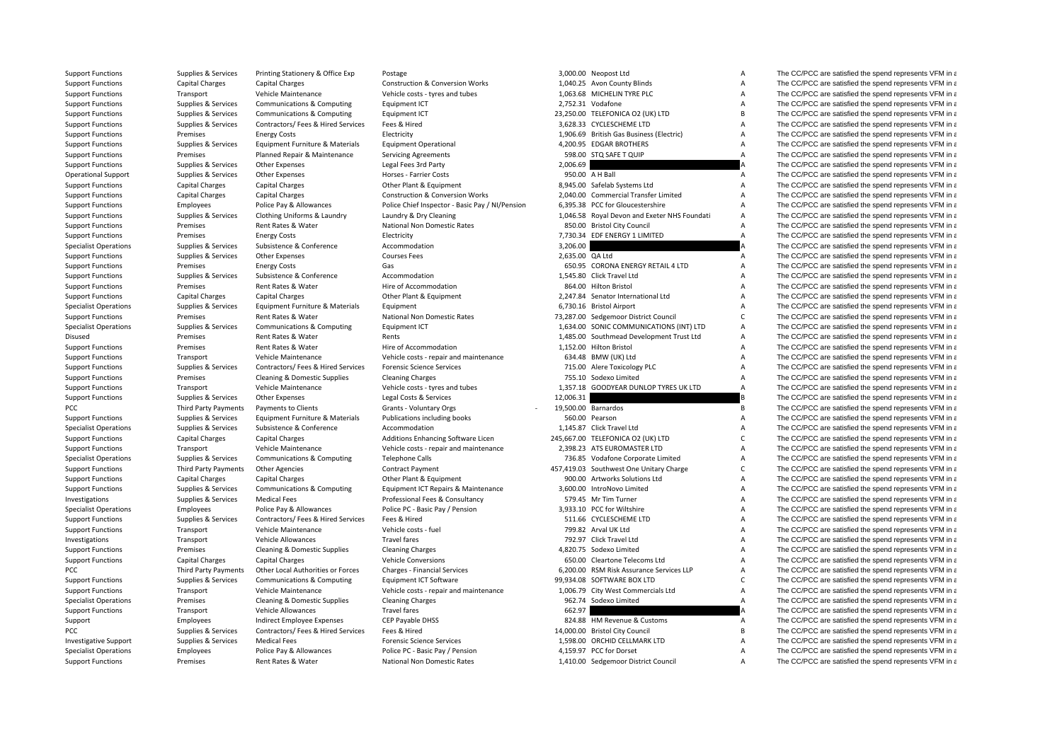| | | | | | | | |
|---|---|---|---|---|---|---|---|
| Support Functions | Supplies & Services | Printing Stationery & Office Exp | Postage | 3,000.00 | Neopost Ltd | A | The CC/PCC are satisfied the spend represents VFM in a |
| Support Functions | Capital Charges | Capital Charges | Construction & Conversion Works | 1,040.25 | Avon County Blinds | A | The CC/PCC are satisfied the spend represents VFM in a |
| Support Functions | Transport | Vehicle Maintenance | Vehicle costs - tyres and tubes | 1,063.68 | MICHELIN TYRE PLC | A | The CC/PCC are satisfied the spend represents VFM in a |
| Support Functions | Supplies & Services | Communications & Computing | Equipment ICT | 2,752.31 | Vodafone | A | The CC/PCC are satisfied the spend represents VFM in a |
| Support Functions | Supplies & Services | Communications & Computing | Equipment ICT | 23,250.00 | TELEFONICA O2 (UK) LTD | B | The CC/PCC are satisfied the spend represents VFM in a |
| Support Functions | Supplies & Services | Contractors/ Fees & Hired Services | Fees & Hired | 3,628.33 | CYCLESCHEME LTD | A | The CC/PCC are satisfied the spend represents VFM in a |
| Support Functions | Premises | Energy Costs | Electricity | 1,906.69 | British Gas Business (Electric) | A | The CC/PCC are satisfied the spend represents VFM in a |
| Support Functions | Supplies & Services | Equipment Furniture & Materials | Equipment Operational | 4,200.95 | EDGAR BROTHERS | A | The CC/PCC are satisfied the spend represents VFM in a |
| Support Functions | Premises | Planned Repair & Maintenance | Servicing Agreements | 598.00 | STQ SAFE T QUIP | A | The CC/PCC are satisfied the spend represents VFM in a |
| Support Functions | Supplies & Services | Other Expenses | Legal Fees 3rd Party | 2,006.69 | | A | The CC/PCC are satisfied the spend represents VFM in a |
| Operational Support | Supplies & Services | Other Expenses | Horses - Farrier Costs | 950.00 | A H Ball | A | The CC/PCC are satisfied the spend represents VFM in a |
| Support Functions | Capital Charges | Capital Charges | Other Plant & Equipment | 8,945.00 | Safelab Systems Ltd | A | The CC/PCC are satisfied the spend represents VFM in a |
| Support Functions | Capital Charges | Capital Charges | Construction & Conversion Works | 2,040.00 | Commercial Transfer Limited | A | The CC/PCC are satisfied the spend represents VFM in a |
| Support Functions | Employees | Police Pay & Allowances | Police Chief Inspector - Basic Pay / NI/Pension | 6,395.38 | PCC for Gloucestershire | A | The CC/PCC are satisfied the spend represents VFM in a |
| Support Functions | Supplies & Services | Clothing Uniforms & Laundry | Laundry & Dry Cleaning | 1,046.58 | Royal Devon and Exeter NHS Foundati | A | The CC/PCC are satisfied the spend represents VFM in a |
| Support Functions | Premises | Rent Rates & Water | National Non Domestic Rates | 850.00 | Bristol City Council | A | The CC/PCC are satisfied the spend represents VFM in a |
| Support Functions | Premises | Energy Costs | Electricity | 7,730.34 | EDF ENERGY 1 LIMITED | A | The CC/PCC are satisfied the spend represents VFM in a |
| Specialist Operations | Supplies & Services | Subsistence & Conference | Accommodation | 3,206.00 | | A | The CC/PCC are satisfied the spend represents VFM in a |
| Support Functions | Supplies & Services | Other Expenses | Courses Fees | 2,635.00 | QA Ltd | A | The CC/PCC are satisfied the spend represents VFM in a |
| Support Functions | Premises | Energy Costs | Gas | 650.95 | CORONA ENERGY RETAIL 4 LTD | A | The CC/PCC are satisfied the spend represents VFM in a |
| Support Functions | Supplies & Services | Subsistence & Conference | Accommodation | 1,545.80 | Click Travel Ltd | A | The CC/PCC are satisfied the spend represents VFM in a |
| Support Functions | Premises | Rent Rates & Water | Hire of Accommodation | 864.00 | Hilton Bristol | A | The CC/PCC are satisfied the spend represents VFM in a |
| Support Functions | Capital Charges | Capital Charges | Other Plant & Equipment | 2,247.84 | Senator International Ltd | A | The CC/PCC are satisfied the spend represents VFM in a |
| Specialist Operations | Supplies & Services | Equipment Furniture & Materials | Equipment | 6,730.16 | Bristol Airport | A | The CC/PCC are satisfied the spend represents VFM in a |
| Support Functions | Premises | Rent Rates & Water | National Non Domestic Rates | 73,287.00 | Sedgemoor District Council | C | The CC/PCC are satisfied the spend represents VFM in a |
| Specialist Operations | Supplies & Services | Communications & Computing | Equipment ICT | 1,634.00 | SONIC COMMUNICATIONS (INT) LTD | A | The CC/PCC are satisfied the spend represents VFM in a |
| Disused | Premises | Rent Rates & Water | Rents | 1,485.00 | Southmead Development Trust Ltd | A | The CC/PCC are satisfied the spend represents VFM in a |
| Support Functions | Premises | Rent Rates & Water | Hire of Accommodation | 1,152.00 | Hilton Bristol | A | The CC/PCC are satisfied the spend represents VFM in a |
| Support Functions | Transport | Vehicle Maintenance | Vehicle costs - repair and maintenance | 634.48 | BMW (UK) Ltd | A | The CC/PCC are satisfied the spend represents VFM in a |
| Support Functions | Supplies & Services | Contractors/ Fees & Hired Services | Forensic Science Services | 715.00 | Alere Toxicology PLC | A | The CC/PCC are satisfied the spend represents VFM in a |
| Support Functions | Premises | Cleaning & Domestic Supplies | Cleaning Charges | 755.10 | Sodexo Limited | A | The CC/PCC are satisfied the spend represents VFM in a |
| Support Functions | Transport | Vehicle Maintenance | Vehicle costs - tyres and tubes | 1,357.18 | GOODYEAR DUNLOP TYRES UK LTD | A | The CC/PCC are satisfied the spend represents VFM in a |
| Support Functions | Supplies & Services | Other Expenses | Legal Costs & Services | 12,006.31 | | B | The CC/PCC are satisfied the spend represents VFM in a |
| PCC | Third Party Payments | Payments to Clients | Grants - Voluntary Orgs | 19,500.00 | Barnardos | B | The CC/PCC are satisfied the spend represents VFM in a |
| Support Functions | Supplies & Services | Equipment Furniture & Materials | Publications including books | 560.00 | Pearson | A | The CC/PCC are satisfied the spend represents VFM in a |
| Specialist Operations | Supplies & Services | Subsistence & Conference | Accommodation | 1,145.87 | Click Travel Ltd | A | The CC/PCC are satisfied the spend represents VFM in a |
| Support Functions | Capital Charges | Capital Charges | Additions Enhancing Software Licen | 245,667.00 | TELEFONICA O2 (UK) LTD | C | The CC/PCC are satisfied the spend represents VFM in a |
| Support Functions | Transport | Vehicle Maintenance | Vehicle costs - repair and maintenance | 2,398.23 | ATS EUROMASTER LTD | A | The CC/PCC are satisfied the spend represents VFM in a |
| Specialist Operations | Supplies & Services | Communications & Computing | Telephone Calls | 736.85 | Vodafone Corporate Limited | A | The CC/PCC are satisfied the spend represents VFM in a |
| Support Functions | Third Party Payments | Other Agencies | Contract Payment | 457,419.03 | Southwest One Unitary Charge | C | The CC/PCC are satisfied the spend represents VFM in a |
| Support Functions | Capital Charges | Capital Charges | Other Plant & Equipment | 900.00 | Artworks Solutions Ltd | A | The CC/PCC are satisfied the spend represents VFM in a |
| Support Functions | Supplies & Services | Communications & Computing | Equipment ICT Repairs & Maintenance | 3,600.00 | IntroNovo Limited | A | The CC/PCC are satisfied the spend represents VFM in a |
| Investigations | Supplies & Services | Medical Fees | Professional Fees & Consultancy | 579.45 | Mr Tim Turner | A | The CC/PCC are satisfied the spend represents VFM in a |
| Specialist Operations | Employees | Police Pay & Allowances | Police PC - Basic Pay / Pension | 3,933.10 | PCC for Wiltshire | A | The CC/PCC are satisfied the spend represents VFM in a |
| Support Functions | Supplies & Services | Contractors/ Fees & Hired Services | Fees & Hired | 511.66 | CYCLESCHEME LTD | A | The CC/PCC are satisfied the spend represents VFM in a |
| Support Functions | Transport | Vehicle Maintenance | Vehicle costs - fuel | 799.82 | Arval UK Ltd | A | The CC/PCC are satisfied the spend represents VFM in a |
| Investigations | Transport | Vehicle Allowances | Travel fares | 792.97 | Click Travel Ltd | A | The CC/PCC are satisfied the spend represents VFM in a |
| Support Functions | Premises | Cleaning & Domestic Supplies | Cleaning Charges | 4,820.75 | Sodexo Limited | A | The CC/PCC are satisfied the spend represents VFM in a |
| Support Functions | Capital Charges | Capital Charges | Vehicle Conversions | 650.00 | Cleartone Telecoms Ltd | A | The CC/PCC are satisfied the spend represents VFM in a |
| PCC | Third Party Payments | Other Local Authorities or Forces | Charges - Financial Services | 6,200.00 | RSM Risk Assurance Services LLP | A | The CC/PCC are satisfied the spend represents VFM in a |
| Support Functions | Supplies & Services | Communications & Computing | Equipment ICT Software | 99,934.08 | SOFTWARE BOX LTD | C | The CC/PCC are satisfied the spend represents VFM in a |
| Support Functions | Transport | Vehicle Maintenance | Vehicle costs - repair and maintenance | 1,006.79 | City West Commercials Ltd | A | The CC/PCC are satisfied the spend represents VFM in a |
| Specialist Operations | Premises | Cleaning & Domestic Supplies | Cleaning Charges | 962.74 | Sodexo Limited | A | The CC/PCC are satisfied the spend represents VFM in a |
| Support Functions | Transport | Vehicle Allowances | Travel fares | 662.97 | | A | The CC/PCC are satisfied the spend represents VFM in a |
| Support | Employees | Indirect Employee Expenses | CEP Payable DHSS | 824.88 | HM Revenue & Customs | A | The CC/PCC are satisfied the spend represents VFM in a |
| PCC | Supplies & Services | Contractors/ Fees & Hired Services | Fees & Hired | 14,000.00 | Bristol City Council | B | The CC/PCC are satisfied the spend represents VFM in a |
| Investigative Support | Supplies & Services | Medical Fees | Forensic Science Services | 1,598.00 | ORCHID CELLMARK LTD | A | The CC/PCC are satisfied the spend represents VFM in a |
| Specialist Operations | Employees | Police Pay & Allowances | Police PC - Basic Pay / Pension | 4,159.97 | PCC for Dorset | A | The CC/PCC are satisfied the spend represents VFM in a |
| Support Functions | Premises | Rent Rates & Water | National Non Domestic Rates | 1,410.00 | Sedgemoor District Council | A | The CC/PCC are satisfied the spend represents VFM in a |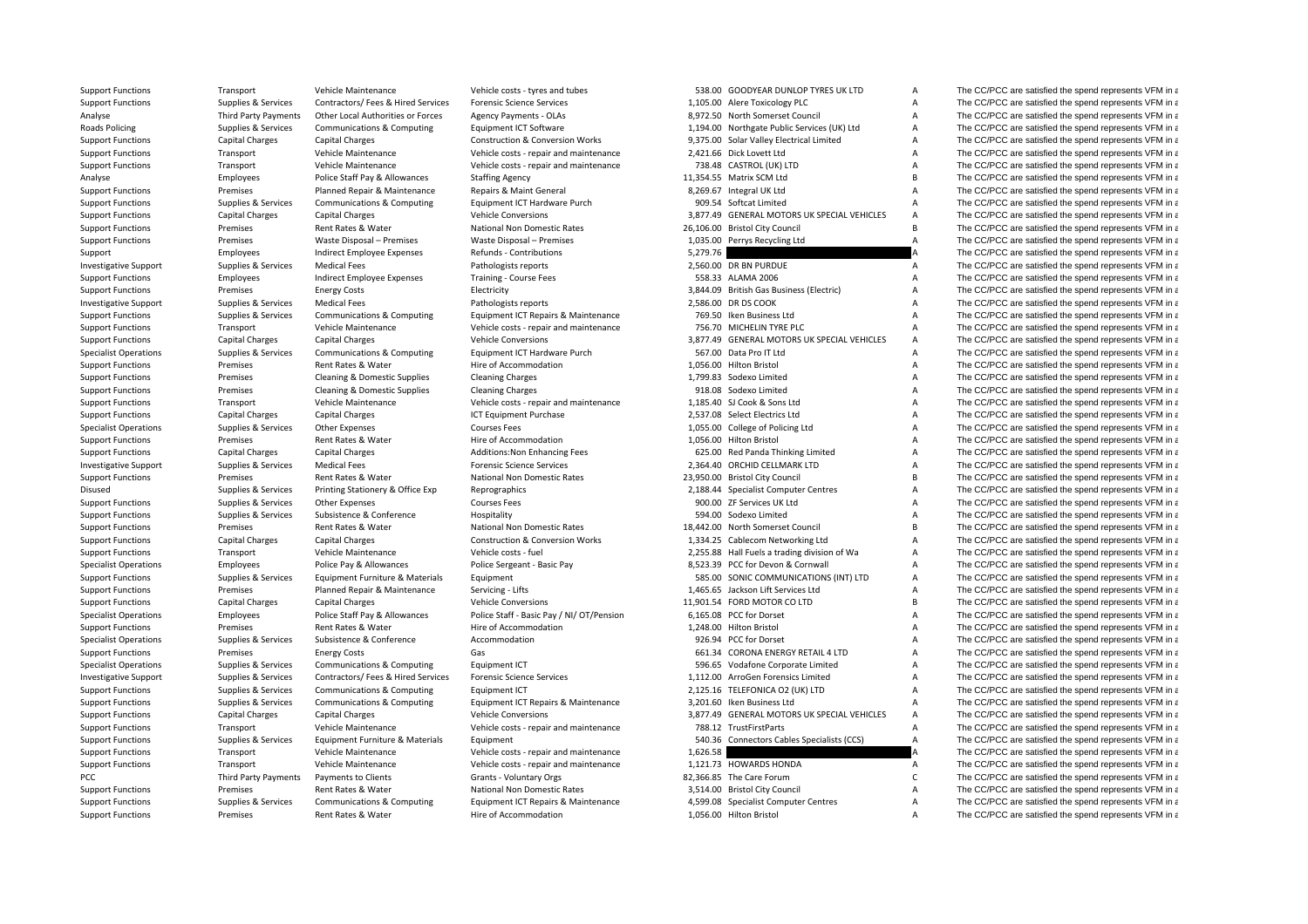| | | | | | | | |
|---|---|---|---|---|---|---|---|
| Support Functions | Transport | Vehicle Maintenance | Vehicle costs - tyres and tubes | 538.00 | GOODYEAR DUNLOP TYRES UK LTD | A | The CC/PCC are satisfied the spend represents VFM in a |
| Support Functions | Supplies & Services | Contractors/ Fees & Hired Services | Forensic Science Services | 1,105.00 | Alere Toxicology PLC | A | The CC/PCC are satisfied the spend represents VFM in a |
| Analyse | Third Party Payments | Other Local Authorities or Forces | Agency Payments - OLAs | 8,972.50 | North Somerset Council | A | The CC/PCC are satisfied the spend represents VFM in a |
| Roads Policing | Supplies & Services | Communications & Computing | Equipment ICT Software | 1,194.00 | Northgate Public Services (UK) Ltd | A | The CC/PCC are satisfied the spend represents VFM in a |
| Support Functions | Capital Charges | Capital Charges | Construction & Conversion Works | 9,375.00 | Solar Valley Electrical Limited | A | The CC/PCC are satisfied the spend represents VFM in a |
| Support Functions | Transport | Vehicle Maintenance | Vehicle costs - repair and maintenance | 2,421.66 | Dick Lovett Ltd | A | The CC/PCC are satisfied the spend represents VFM in a |
| Support Functions | Transport | Vehicle Maintenance | Vehicle costs - repair and maintenance | 738.48 | CASTROL (UK) LTD | A | The CC/PCC are satisfied the spend represents VFM in a |
| Analyse | Employees | Police Staff Pay & Allowances | Staffing Agency | 11,354.55 | Matrix SCM Ltd | B | The CC/PCC are satisfied the spend represents VFM in a |
| Support Functions | Premises | Planned Repair & Maintenance | Repairs & Maint General | 8,269.67 | Integral UK Ltd | A | The CC/PCC are satisfied the spend represents VFM in a |
| Support Functions | Supplies & Services | Communications & Computing | Equipment ICT Hardware Purch | 909.54 | Softcat Limited | A | The CC/PCC are satisfied the spend represents VFM in a |
| Support Functions | Capital Charges | Capital Charges | Vehicle Conversions | 3,877.49 | GENERAL MOTORS UK SPECIAL VEHICLES | A | The CC/PCC are satisfied the spend represents VFM in a |
| Support Functions | Premises | Rent Rates & Water | National Non Domestic Rates | 26,106.00 | Bristol City Council | B | The CC/PCC are satisfied the spend represents VFM in a |
| Support Functions | Premises | Waste Disposal – Premises | Waste Disposal – Premises | 1,035.00 | Perrys Recycling Ltd | A | The CC/PCC are satisfied the spend represents VFM in a |
| Support | Employees | Indirect Employee Expenses | Refunds - Contributions | 5,279.76 | | A | The CC/PCC are satisfied the spend represents VFM in a |
| Investigative Support | Supplies & Services | Medical Fees | Pathologists reports | 2,560.00 | DR BN PURDUE | A | The CC/PCC are satisfied the spend represents VFM in a |
| Support Functions | Employees | Indirect Employee Expenses | Training - Course Fees | 558.33 | ALAMA 2006 | A | The CC/PCC are satisfied the spend represents VFM in a |
| Support Functions | Premises | Energy Costs | Electricity | 3,844.09 | British Gas Business (Electric) | A | The CC/PCC are satisfied the spend represents VFM in a |
| Investigative Support | Supplies & Services | Medical Fees | Pathologists reports | 2,586.00 | DR DS COOK | A | The CC/PCC are satisfied the spend represents VFM in a |
| Support Functions | Supplies & Services | Communications & Computing | Equipment ICT Repairs & Maintenance | 769.50 | Iken Business Ltd | A | The CC/PCC are satisfied the spend represents VFM in a |
| Support Functions | Transport | Vehicle Maintenance | Vehicle costs - repair and maintenance | 756.70 | MICHELIN TYRE PLC | A | The CC/PCC are satisfied the spend represents VFM in a |
| Support Functions | Capital Charges | Capital Charges | Vehicle Conversions | 3,877.49 | GENERAL MOTORS UK SPECIAL VEHICLES | A | The CC/PCC are satisfied the spend represents VFM in a |
| Specialist Operations | Supplies & Services | Communications & Computing | Equipment ICT Hardware Purch | 567.00 | Data Pro IT Ltd | A | The CC/PCC are satisfied the spend represents VFM in a |
| Support Functions | Premises | Rent Rates & Water | Hire of Accommodation | 1,056.00 | Hilton Bristol | A | The CC/PCC are satisfied the spend represents VFM in a |
| Support Functions | Premises | Cleaning & Domestic Supplies | Cleaning Charges | 1,799.83 | Sodexo Limited | A | The CC/PCC are satisfied the spend represents VFM in a |
| Support Functions | Premises | Cleaning & Domestic Supplies | Cleaning Charges | 918.08 | Sodexo Limited | A | The CC/PCC are satisfied the spend represents VFM in a |
| Support Functions | Transport | Vehicle Maintenance | Vehicle costs - repair and maintenance | 1,185.40 | SJ Cook & Sons Ltd | A | The CC/PCC are satisfied the spend represents VFM in a |
| Support Functions | Capital Charges | Capital Charges | ICT Equipment Purchase | 2,537.08 | Select Electrics Ltd | A | The CC/PCC are satisfied the spend represents VFM in a |
| Specialist Operations | Supplies & Services | Other Expenses | Courses Fees | 1,055.00 | College of Policing Ltd | A | The CC/PCC are satisfied the spend represents VFM in a |
| Support Functions | Premises | Rent Rates & Water | Hire of Accommodation | 1,056.00 | Hilton Bristol | A | The CC/PCC are satisfied the spend represents VFM in a |
| Support Functions | Capital Charges | Capital Charges | Additions:Non Enhancing Fees | 625.00 | Red Panda Thinking Limited | A | The CC/PCC are satisfied the spend represents VFM in a |
| Investigative Support | Supplies & Services | Medical Fees | Forensic Science Services | 2,364.40 | ORCHID CELLMARK LTD | A | The CC/PCC are satisfied the spend represents VFM in a |
| Support Functions | Premises | Rent Rates & Water | National Non Domestic Rates | 23,950.00 | Bristol City Council | B | The CC/PCC are satisfied the spend represents VFM in a |
| Disused | Supplies & Services | Printing Stationery & Office Exp | Reprographics | 2,188.44 | Specialist Computer Centres | A | The CC/PCC are satisfied the spend represents VFM in a |
| Support Functions | Supplies & Services | Other Expenses | Courses Fees | 900.00 | ZF Services UK Ltd | A | The CC/PCC are satisfied the spend represents VFM in a |
| Support Functions | Supplies & Services | Subsistence & Conference | Hospitality | 594.00 | Sodexo Limited | A | The CC/PCC are satisfied the spend represents VFM in a |
| Support Functions | Premises | Rent Rates & Water | National Non Domestic Rates | 18,442.00 | North Somerset Council | B | The CC/PCC are satisfied the spend represents VFM in a |
| Support Functions | Capital Charges | Capital Charges | Construction & Conversion Works | 1,334.25 | Cablecom Networking Ltd | A | The CC/PCC are satisfied the spend represents VFM in a |
| Support Functions | Transport | Vehicle Maintenance | Vehicle costs - fuel | 2,255.88 | Hall Fuels a trading division of Wa | A | The CC/PCC are satisfied the spend represents VFM in a |
| Specialist Operations | Employees | Police Pay & Allowances | Police Sergeant - Basic Pay | 8,523.39 | PCC for Devon & Cornwall | A | The CC/PCC are satisfied the spend represents VFM in a |
| Support Functions | Supplies & Services | Equipment Furniture & Materials | Equipment | 585.00 | SONIC COMMUNICATIONS (INT) LTD | A | The CC/PCC are satisfied the spend represents VFM in a |
| Support Functions | Premises | Planned Repair & Maintenance | Servicing - Lifts | 1,465.65 | Jackson Lift Services Ltd | A | The CC/PCC are satisfied the spend represents VFM in a |
| Support Functions | Capital Charges | Capital Charges | Vehicle Conversions | 11,901.54 | FORD MOTOR CO LTD | B | The CC/PCC are satisfied the spend represents VFM in a |
| Specialist Operations | Employees | Police Staff Pay & Allowances | Police Staff - Basic Pay / NI/ OT/Pension | 6,165.08 | PCC for Dorset | A | The CC/PCC are satisfied the spend represents VFM in a |
| Support Functions | Premises | Rent Rates & Water | Hire of Accommodation | 1,248.00 | Hilton Bristol | A | The CC/PCC are satisfied the spend represents VFM in a |
| Specialist Operations | Supplies & Services | Subsistence & Conference | Accommodation | 926.94 | PCC for Dorset | A | The CC/PCC are satisfied the spend represents VFM in a |
| Support Functions | Premises | Energy Costs | Gas | 661.34 | CORONA ENERGY RETAIL 4 LTD | A | The CC/PCC are satisfied the spend represents VFM in a |
| Specialist Operations | Supplies & Services | Communications & Computing | Equipment ICT | 596.65 | Vodafone Corporate Limited | A | The CC/PCC are satisfied the spend represents VFM in a |
| Investigative Support | Supplies & Services | Contractors/ Fees & Hired Services | Forensic Science Services | 1,112.00 | ArroGen Forensics Limited | A | The CC/PCC are satisfied the spend represents VFM in a |
| Support Functions | Supplies & Services | Communications & Computing | Equipment ICT | 2,125.16 | TELEFONICA O2 (UK) LTD | A | The CC/PCC are satisfied the spend represents VFM in a |
| Support Functions | Supplies & Services | Communications & Computing | Equipment ICT Repairs & Maintenance | 3,201.60 | Iken Business Ltd | A | The CC/PCC are satisfied the spend represents VFM in a |
| Support Functions | Capital Charges | Capital Charges | Vehicle Conversions | 3,877.49 | GENERAL MOTORS UK SPECIAL VEHICLES | A | The CC/PCC are satisfied the spend represents VFM in a |
| Support Functions | Transport | Vehicle Maintenance | Vehicle costs - repair and maintenance | 788.12 | TrustFirstParts | A | The CC/PCC are satisfied the spend represents VFM in a |
| Support Functions | Supplies & Services | Equipment Furniture & Materials | Equipment | 540.36 | Connectors Cables Specialists (CCS) | A | The CC/PCC are satisfied the spend represents VFM in a |
| Support Functions | Transport | Vehicle Maintenance | Vehicle costs - repair and maintenance | 1,626.58 | | A | The CC/PCC are satisfied the spend represents VFM in a |
| Support Functions | Transport | Vehicle Maintenance | Vehicle costs - repair and maintenance | 1,121.73 | HOWARDS HONDA | A | The CC/PCC are satisfied the spend represents VFM in a |
| PCC | Third Party Payments | Payments to Clients | Grants - Voluntary Orgs | 82,366.85 | The Care Forum | C | The CC/PCC are satisfied the spend represents VFM in a |
| Support Functions | Premises | Rent Rates & Water | National Non Domestic Rates | 3,514.00 | Bristol City Council | A | The CC/PCC are satisfied the spend represents VFM in a |
| Support Functions | Supplies & Services | Communications & Computing | Equipment ICT Repairs & Maintenance | 4,599.08 | Specialist Computer Centres | A | The CC/PCC are satisfied the spend represents VFM in a |
| Support Functions | Premises | Rent Rates & Water | Hire of Accommodation | 1,056.00 | Hilton Bristol | A | The CC/PCC are satisfied the spend represents VFM in a |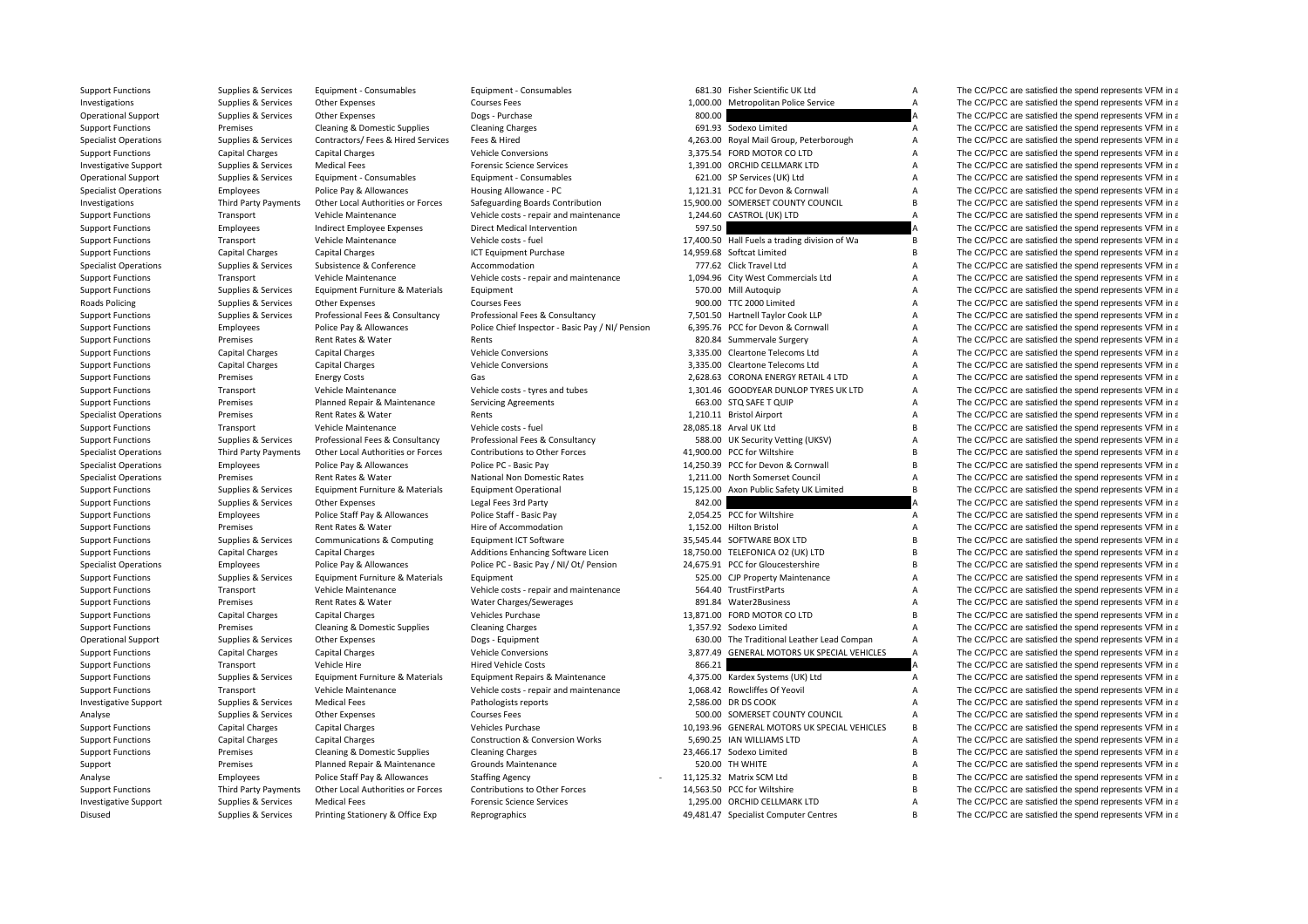| | | | | | | | |
|---|---|---|---|---|---|---|---|
| Support Functions | Supplies & Services | Equipment - Consumables | Equipment - Consumables | 681.30 | Fisher Scientific UK Ltd | A | The CC/PCC are satisfied the spend represents VFM in a |
| Investigations | Supplies & Services | Other Expenses | Courses Fees | 1,000.00 | Metropolitan Police Service | A | The CC/PCC are satisfied the spend represents VFM in a |
| Operational Support | Supplies & Services | Other Expenses | Dogs - Purchase | 800.00 | | A | The CC/PCC are satisfied the spend represents VFM in a |
| Support Functions | Premises | Cleaning & Domestic Supplies | Cleaning Charges | 691.93 | Sodexo Limited | A | The CC/PCC are satisfied the spend represents VFM in a |
| Specialist Operations | Supplies & Services | Contractors/ Fees & Hired Services | Fees & Hired | 4,263.00 | Royal Mail Group, Peterborough | A | The CC/PCC are satisfied the spend represents VFM in a |
| Support Functions | Capital Charges | Capital Charges | Vehicle Conversions | 3,375.54 | FORD MOTOR CO LTD | A | The CC/PCC are satisfied the spend represents VFM in a |
| Investigative Support | Supplies & Services | Medical Fees | Forensic Science Services | 1,391.00 | ORCHID CELLMARK LTD | A | The CC/PCC are satisfied the spend represents VFM in a |
| Operational Support | Supplies & Services | Equipment - Consumables | Equipment - Consumables | 621.00 | SP Services (UK) Ltd | A | The CC/PCC are satisfied the spend represents VFM in a |
| Specialist Operations | Employees | Police Pay & Allowances | Housing Allowance - PC | 1,121.31 | PCC for Devon & Cornwall | A | The CC/PCC are satisfied the spend represents VFM in a |
| Investigations | Third Party Payments | Other Local Authorities or Forces | Safeguarding Boards Contribution | 15,900.00 | SOMERSET COUNTY COUNCIL | B | The CC/PCC are satisfied the spend represents VFM in a |
| Support Functions | Transport | Vehicle Maintenance | Vehicle costs - repair and maintenance | 1,244.60 | CASTROL (UK) LTD | A | The CC/PCC are satisfied the spend represents VFM in a |
| Support Functions | Employees | Indirect Employee Expenses | Direct Medical Intervention | 597.50 | | A | The CC/PCC are satisfied the spend represents VFM in a |
| Support Functions | Transport | Vehicle Maintenance | Vehicle costs - fuel | 17,400.50 | Hall Fuels a trading division of Wa | B | The CC/PCC are satisfied the spend represents VFM in a |
| Support Functions | Capital Charges | Capital Charges | ICT Equipment Purchase | 14,959.68 | Softcat Limited | B | The CC/PCC are satisfied the spend represents VFM in a |
| Specialist Operations | Supplies & Services | Subsistence & Conference | Accommodation | 777.62 | Click Travel Ltd | A | The CC/PCC are satisfied the spend represents VFM in a |
| Support Functions | Transport | Vehicle Maintenance | Vehicle costs - repair and maintenance | 1,094.96 | City West Commercials Ltd | A | The CC/PCC are satisfied the spend represents VFM in a |
| Support Functions | Supplies & Services | Equipment Furniture & Materials | Equipment | 570.00 | Mill Autoquip | A | The CC/PCC are satisfied the spend represents VFM in a |
| Roads Policing | Supplies & Services | Other Expenses | Courses Fees | 900.00 | TTC 2000 Limited | A | The CC/PCC are satisfied the spend represents VFM in a |
| Support Functions | Supplies & Services | Professional Fees & Consultancy | Professional Fees & Consultancy | 7,501.50 | Hartnell Taylor Cook LLP | A | The CC/PCC are satisfied the spend represents VFM in a |
| Support Functions | Employees | Police Pay & Allowances | Police Chief Inspector - Basic Pay / NI/ Pension | 6,395.76 | PCC for Devon & Cornwall | A | The CC/PCC are satisfied the spend represents VFM in a |
| Support Functions | Premises | Rent Rates & Water | Rents | 820.84 | Summervale Surgery | A | The CC/PCC are satisfied the spend represents VFM in a |
| Support Functions | Capital Charges | Capital Charges | Vehicle Conversions | 3,335.00 | Cleartone Telecoms Ltd | A | The CC/PCC are satisfied the spend represents VFM in a |
| Support Functions | Capital Charges | Capital Charges | Vehicle Conversions | 3,335.00 | Cleartone Telecoms Ltd | A | The CC/PCC are satisfied the spend represents VFM in a |
| Support Functions | Premises | Energy Costs | Gas | 2,628.63 | CORONA ENERGY RETAIL 4 LTD | A | The CC/PCC are satisfied the spend represents VFM in a |
| Support Functions | Transport | Vehicle Maintenance | Vehicle costs - tyres and tubes | 1,301.46 | GOODYEAR DUNLOP TYRES UK LTD | A | The CC/PCC are satisfied the spend represents VFM in a |
| Support Functions | Premises | Planned Repair & Maintenance | Servicing Agreements | 663.00 | STQ SAFE T QUIP | A | The CC/PCC are satisfied the spend represents VFM in a |
| Specialist Operations | Premises | Rent Rates & Water | Rents | 1,210.11 | Bristol Airport | A | The CC/PCC are satisfied the spend represents VFM in a |
| Support Functions | Transport | Vehicle Maintenance | Vehicle costs - fuel | 28,085.18 | Arval UK Ltd | B | The CC/PCC are satisfied the spend represents VFM in a |
| Support Functions | Supplies & Services | Professional Fees & Consultancy | Professional Fees & Consultancy | 588.00 | UK Security Vetting (UKSV) | A | The CC/PCC are satisfied the spend represents VFM in a |
| Specialist Operations | Third Party Payments | Other Local Authorities or Forces | Contributions to Other Forces | 41,900.00 | PCC for Wiltshire | B | The CC/PCC are satisfied the spend represents VFM in a |
| Specialist Operations | Employees | Police Pay & Allowances | Police PC - Basic Pay | 14,250.39 | PCC for Devon & Cornwall | B | The CC/PCC are satisfied the spend represents VFM in a |
| Specialist Operations | Premises | Rent Rates & Water | National Non Domestic Rates | 1,211.00 | North Somerset Council | A | The CC/PCC are satisfied the spend represents VFM in a |
| Support Functions | Supplies & Services | Equipment Furniture & Materials | Equipment Operational | 15,125.00 | Axon Public Safety UK Limited | B | The CC/PCC are satisfied the spend represents VFM in a |
| Support Functions | Supplies & Services | Other Expenses | Legal Fees 3rd Party | 842.00 | | A | The CC/PCC are satisfied the spend represents VFM in a |
| Support Functions | Employees | Police Staff Pay & Allowances | Police Staff - Basic Pay | 2,054.25 | PCC for Wiltshire | A | The CC/PCC are satisfied the spend represents VFM in a |
| Support Functions | Premises | Rent Rates & Water | Hire of Accommodation | 1,152.00 | Hilton Bristol | A | The CC/PCC are satisfied the spend represents VFM in a |
| Support Functions | Supplies & Services | Communications & Computing | Equipment ICT Software | 35,545.44 | SOFTWARE BOX LTD | B | The CC/PCC are satisfied the spend represents VFM in a |
| Support Functions | Capital Charges | Capital Charges | Additions Enhancing Software Licen | 18,750.00 | TELEFONICA O2 (UK) LTD | B | The CC/PCC are satisfied the spend represents VFM in a |
| Specialist Operations | Employees | Police Pay & Allowances | Police PC - Basic Pay / NI/ Ot/ Pension | 24,675.91 | PCC for Gloucestershire | B | The CC/PCC are satisfied the spend represents VFM in a |
| Support Functions | Supplies & Services | Equipment Furniture & Materials | Equipment | 525.00 | CJP Property Maintenance | A | The CC/PCC are satisfied the spend represents VFM in a |
| Support Functions | Transport | Vehicle Maintenance | Vehicle costs - repair and maintenance | 564.40 | TrustFirstParts | A | The CC/PCC are satisfied the spend represents VFM in a |
| Support Functions | Premises | Rent Rates & Water | Water Charges/Sewerages | 891.84 | Water2Business | A | The CC/PCC are satisfied the spend represents VFM in a |
| Support Functions | Capital Charges | Capital Charges | Vehicles Purchase | 13,871.00 | FORD MOTOR CO LTD | B | The CC/PCC are satisfied the spend represents VFM in a |
| Support Functions | Premises | Cleaning & Domestic Supplies | Cleaning Charges | 1,357.92 | Sodexo Limited | A | The CC/PCC are satisfied the spend represents VFM in a |
| Operational Support | Supplies & Services | Other Expenses | Dogs - Equipment | 630.00 | The Traditional Leather Lead Compan | A | The CC/PCC are satisfied the spend represents VFM in a |
| Support Functions | Capital Charges | Capital Charges | Vehicle Conversions | 3,877.49 | GENERAL MOTORS UK SPECIAL VEHICLES | A | The CC/PCC are satisfied the spend represents VFM in a |
| Support Functions | Transport | Vehicle Hire | Hired Vehicle Costs | 866.21 | | A | The CC/PCC are satisfied the spend represents VFM in a |
| Support Functions | Supplies & Services | Equipment Furniture & Materials | Equipment Repairs & Maintenance | 4,375.00 | Kardex Systems (UK) Ltd | A | The CC/PCC are satisfied the spend represents VFM in a |
| Support Functions | Transport | Vehicle Maintenance | Vehicle costs - repair and maintenance | 1,068.42 | Rowcliffes Of Yeovil | A | The CC/PCC are satisfied the spend represents VFM in a |
| Investigative Support | Supplies & Services | Medical Fees | Pathologists reports | 2,586.00 | DR DS COOK | A | The CC/PCC are satisfied the spend represents VFM in a |
| Analyse | Supplies & Services | Other Expenses | Courses Fees | 500.00 | SOMERSET COUNTY COUNCIL | A | The CC/PCC are satisfied the spend represents VFM in a |
| Support Functions | Capital Charges | Capital Charges | Vehicles Purchase | 10,193.96 | GENERAL MOTORS UK SPECIAL VEHICLES | B | The CC/PCC are satisfied the spend represents VFM in a |
| Support Functions | Capital Charges | Capital Charges | Construction & Conversion Works | 5,690.25 | IAN WILLIAMS LTD | A | The CC/PCC are satisfied the spend represents VFM in a |
| Support Functions | Premises | Cleaning & Domestic Supplies | Cleaning Charges | 23,466.17 | Sodexo Limited | B | The CC/PCC are satisfied the spend represents VFM in a |
| Support | Premises | Planned Repair & Maintenance | Grounds Maintenance | 520.00 | TH WHITE | A | The CC/PCC are satisfied the spend represents VFM in a |
| Analyse | Employees | Police Staff Pay & Allowances | Staffing Agency | - 11,125.32 | Matrix SCM Ltd | B | The CC/PCC are satisfied the spend represents VFM in a |
| Support Functions | Third Party Payments | Other Local Authorities or Forces | Contributions to Other Forces | 14,563.50 | PCC for Wiltshire | B | The CC/PCC are satisfied the spend represents VFM in a |
| Investigative Support | Supplies & Services | Medical Fees | Forensic Science Services | 1,295.00 | ORCHID CELLMARK LTD | A | The CC/PCC are satisfied the spend represents VFM in a |
| Disused | Supplies & Services | Printing Stationery & Office Exp | Reprographics | 49,481.47 | Specialist Computer Centres | B | The CC/PCC are satisfied the spend represents VFM in a |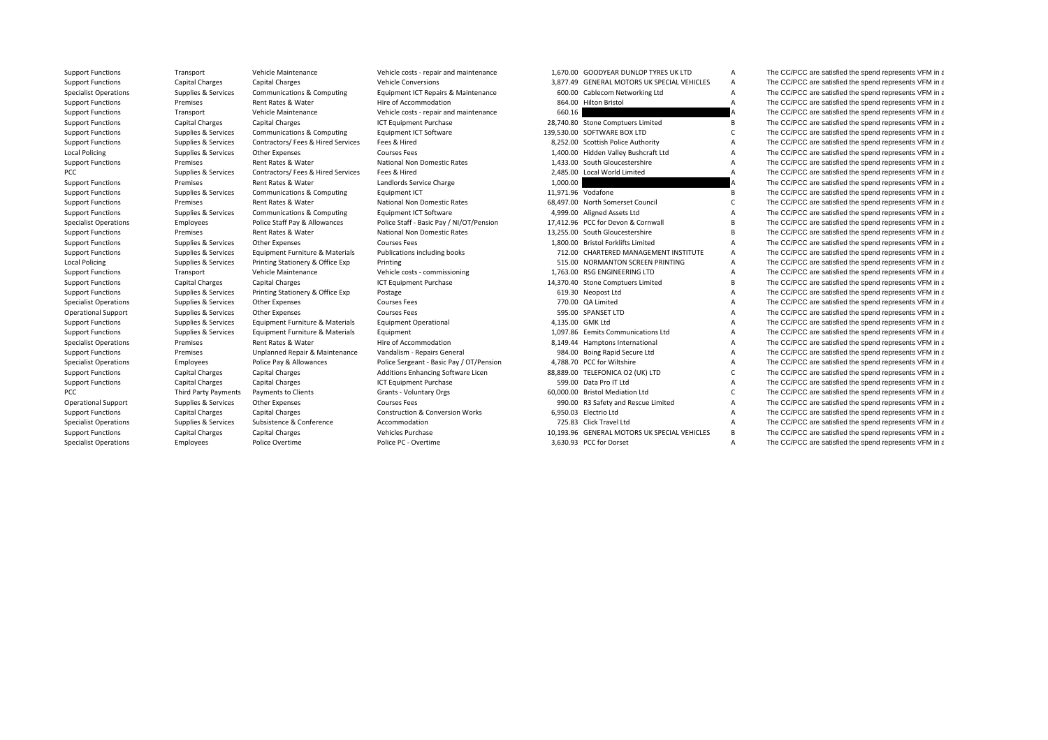| | | | | | | | |
|---|---|---|---|---|---|---|---|
| Support Functions | Transport | Vehicle Maintenance | Vehicle costs - repair and maintenance | 1,670.00 | GOODYEAR DUNLOP TYRES UK LTD | A | The CC/PCC are satisfied the spend represents VFM in a |
| Support Functions | Capital Charges | Capital Charges | Vehicle Conversions | 3,877.49 | GENERAL MOTORS UK SPECIAL VEHICLES | A | The CC/PCC are satisfied the spend represents VFM in a |
| Specialist Operations | Supplies & Services | Communications & Computing | Equipment ICT Repairs & Maintenance | 600.00 | Cablecom Networking Ltd | A | The CC/PCC are satisfied the spend represents VFM in a |
| Support Functions | Premises | Rent Rates & Water | Hire of Accommodation | 864.00 | Hilton Bristol | A | The CC/PCC are satisfied the spend represents VFM in a |
| Support Functions | Transport | Vehicle Maintenance | Vehicle costs - repair and maintenance | 660.16 | | A | The CC/PCC are satisfied the spend represents VFM in a |
| Support Functions | Capital Charges | Capital Charges | ICT Equipment Purchase | 28,740.80 | Stone Comptuers Limited | B | The CC/PCC are satisfied the spend represents VFM in a |
| Support Functions | Supplies & Services | Communications & Computing | Equipment ICT Software | 139,530.00 | SOFTWARE BOX LTD | C | The CC/PCC are satisfied the spend represents VFM in a |
| Support Functions | Supplies & Services | Contractors/ Fees & Hired Services | Fees & Hired | 8,252.00 | Scottish Police Authority | A | The CC/PCC are satisfied the spend represents VFM in a |
| Local Policing | Supplies & Services | Other Expenses | Courses Fees | 1,400.00 | Hidden Valley Bushcraft Ltd | A | The CC/PCC are satisfied the spend represents VFM in a |
| Support Functions | Premises | Rent Rates & Water | National Non Domestic Rates | 1,433.00 | South Gloucestershire | A | The CC/PCC are satisfied the spend represents VFM in a |
| PCC | Supplies & Services | Contractors/ Fees & Hired Services | Fees & Hired | 2,485.00 | Local World Limited | A | The CC/PCC are satisfied the spend represents VFM in a |
| Support Functions | Premises | Rent Rates & Water | Landlords Service Charge | 1,000.00 | | A | The CC/PCC are satisfied the spend represents VFM in a |
| Support Functions | Supplies & Services | Communications & Computing | Equipment ICT | 11,971.96 | Vodafone | B | The CC/PCC are satisfied the spend represents VFM in a |
| Support Functions | Premises | Rent Rates & Water | National Non Domestic Rates | 68,497.00 | North Somerset Council | C | The CC/PCC are satisfied the spend represents VFM in a |
| Support Functions | Supplies & Services | Communications & Computing | Equipment ICT Software | 4,999.00 | Aligned Assets Ltd | A | The CC/PCC are satisfied the spend represents VFM in a |
| Specialist Operations | Employees | Police Staff Pay & Allowances | Police Staff - Basic Pay / NI/OT/Pension | 17,412.96 | PCC for Devon & Cornwall | B | The CC/PCC are satisfied the spend represents VFM in a |
| Support Functions | Premises | Rent Rates & Water | National Non Domestic Rates | 13,255.00 | South Gloucestershire | B | The CC/PCC are satisfied the spend represents VFM in a |
| Support Functions | Supplies & Services | Other Expenses | Courses Fees | 1,800.00 | Bristol Forklifts Limited | A | The CC/PCC are satisfied the spend represents VFM in a |
| Support Functions | Supplies & Services | Equipment Furniture & Materials | Publications including books | 712.00 | CHARTERED MANAGEMENT INSTITUTE | A | The CC/PCC are satisfied the spend represents VFM in a |
| Local Policing | Supplies & Services | Printing Stationery & Office Exp | Printing | 515.00 | NORMANTON SCREEN PRINTING | A | The CC/PCC are satisfied the spend represents VFM in a |
| Support Functions | Transport | Vehicle Maintenance | Vehicle costs - commissioning | 1,763.00 | RSG ENGINEERING LTD | A | The CC/PCC are satisfied the spend represents VFM in a |
| Support Functions | Capital Charges | Capital Charges | ICT Equipment Purchase | 14,370.40 | Stone Comptuers Limited | B | The CC/PCC are satisfied the spend represents VFM in a |
| Support Functions | Supplies & Services | Printing Stationery & Office Exp | Postage | 619.30 | Neopost Ltd | A | The CC/PCC are satisfied the spend represents VFM in a |
| Specialist Operations | Supplies & Services | Other Expenses | Courses Fees | 770.00 | QA Limited | A | The CC/PCC are satisfied the spend represents VFM in a |
| Operational Support | Supplies & Services | Other Expenses | Courses Fees | 595.00 | SPANSET LTD | A | The CC/PCC are satisfied the spend represents VFM in a |
| Support Functions | Supplies & Services | Equipment Furniture & Materials | Equipment Operational | 4,135.00 | GMK Ltd | A | The CC/PCC are satisfied the spend represents VFM in a |
| Support Functions | Supplies & Services | Equipment Furniture & Materials | Equipment | 1,097.86 | Eemits Communications Ltd | A | The CC/PCC are satisfied the spend represents VFM in a |
| Specialist Operations | Premises | Rent Rates & Water | Hire of Accommodation | 8,149.44 | Hamptons International | A | The CC/PCC are satisfied the spend represents VFM in a |
| Support Functions | Premises | Unplanned Repair & Maintenance | Vandalism - Repairs General | 984.00 | Boing Rapid Secure Ltd | A | The CC/PCC are satisfied the spend represents VFM in a |
| Specialist Operations | Employees | Police Pay & Allowances | Police Sergeant - Basic Pay / OT/Pension | 4,788.70 | PCC for Wiltshire | A | The CC/PCC are satisfied the spend represents VFM in a |
| Support Functions | Capital Charges | Capital Charges | Additions Enhancing Software Licen | 88,889.00 | TELEFONICA O2 (UK) LTD | C | The CC/PCC are satisfied the spend represents VFM in a |
| Support Functions | Capital Charges | Capital Charges | ICT Equipment Purchase | 599.00 | Data Pro IT Ltd | A | The CC/PCC are satisfied the spend represents VFM in a |
| PCC | Third Party Payments | Payments to Clients | Grants - Voluntary Orgs | 60,000.00 | Bristol Mediation Ltd | C | The CC/PCC are satisfied the spend represents VFM in a |
| Operational Support | Supplies & Services | Other Expenses | Courses Fees | 990.00 | R3 Safety and Rescue Limited | A | The CC/PCC are satisfied the spend represents VFM in a |
| Support Functions | Capital Charges | Capital Charges | Construction & Conversion Works | 6,950.03 | Electrio Ltd | A | The CC/PCC are satisfied the spend represents VFM in a |
| Specialist Operations | Supplies & Services | Subsistence & Conference | Accommodation | 725.83 | Click Travel Ltd | A | The CC/PCC are satisfied the spend represents VFM in a |
| Support Functions | Capital Charges | Capital Charges | Vehicles Purchase | 10,193.96 | GENERAL MOTORS UK SPECIAL VEHICLES | B | The CC/PCC are satisfied the spend represents VFM in a |
| Specialist Operations | Employees | Police Overtime | Police PC - Overtime | 3,630.93 | PCC for Dorset | A | The CC/PCC are satisfied the spend represents VFM in a |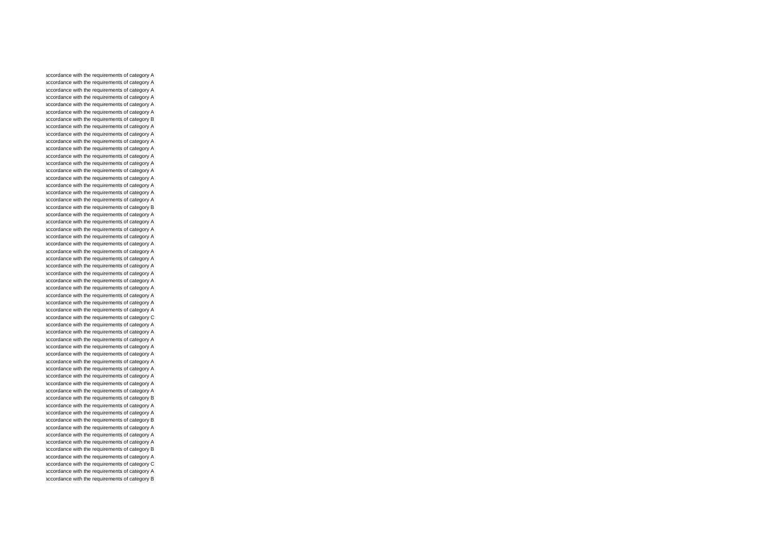accordance with the requirements of category A
accordance with the requirements of category A
accordance with the requirements of category A
accordance with the requirements of category A
accordance with the requirements of category A
accordance with the requirements of category A
accordance with the requirements of category B
accordance with the requirements of category A
accordance with the requirements of category A
accordance with the requirements of category A
accordance with the requirements of category A
accordance with the requirements of category A
accordance with the requirements of category A
accordance with the requirements of category A
accordance with the requirements of category A
accordance with the requirements of category A
accordance with the requirements of category A
accordance with the requirements of category A
accordance with the requirements of category B
accordance with the requirements of category A
accordance with the requirements of category A
accordance with the requirements of category A
accordance with the requirements of category A
accordance with the requirements of category A
accordance with the requirements of category A
accordance with the requirements of category A
accordance with the requirements of category A
accordance with the requirements of category A
accordance with the requirements of category A
accordance with the requirements of category A
accordance with the requirements of category A
accordance with the requirements of category A
accordance with the requirements of category A
accordance with the requirements of category C
accordance with the requirements of category A
accordance with the requirements of category A
accordance with the requirements of category A
accordance with the requirements of category A
accordance with the requirements of category A
accordance with the requirements of category A
accordance with the requirements of category A
accordance with the requirements of category A
accordance with the requirements of category A
accordance with the requirements of category A
accordance with the requirements of category B
accordance with the requirements of category A
accordance with the requirements of category A
accordance with the requirements of category B
accordance with the requirements of category A
accordance with the requirements of category A
accordance with the requirements of category A
accordance with the requirements of category B
accordance with the requirements of category A
accordance with the requirements of category C
accordance with the requirements of category A
accordance with the requirements of category B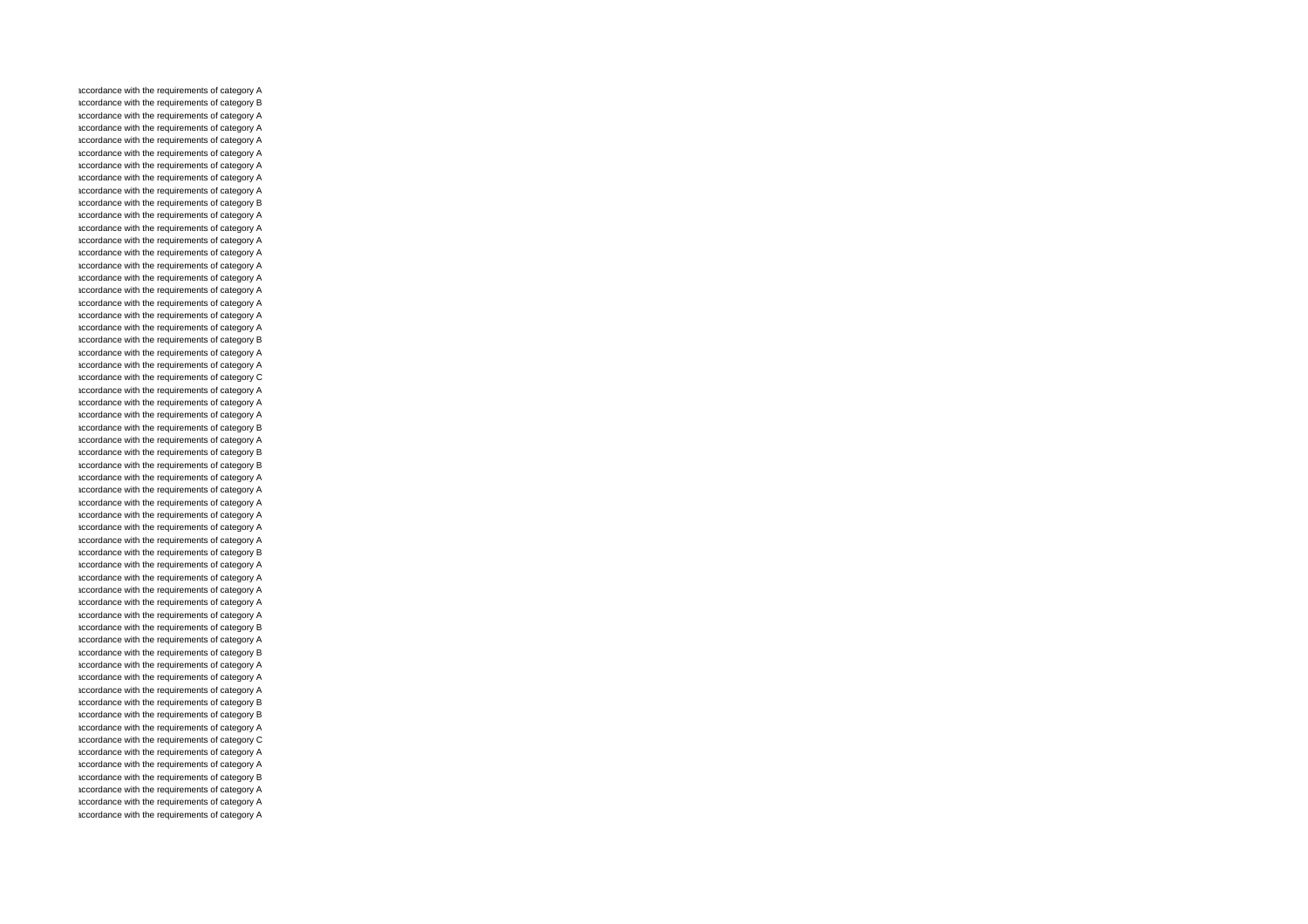accordance with the requirements of category A
accordance with the requirements of category B
accordance with the requirements of category A
accordance with the requirements of category A
accordance with the requirements of category A
accordance with the requirements of category A
accordance with the requirements of category A
accordance with the requirements of category A
accordance with the requirements of category A
accordance with the requirements of category B
accordance with the requirements of category A
accordance with the requirements of category A
accordance with the requirements of category A
accordance with the requirements of category A
accordance with the requirements of category A
accordance with the requirements of category A
accordance with the requirements of category A
accordance with the requirements of category A
accordance with the requirements of category A
accordance with the requirements of category A
accordance with the requirements of category B
accordance with the requirements of category A
accordance with the requirements of category A
accordance with the requirements of category C
accordance with the requirements of category A
accordance with the requirements of category A
accordance with the requirements of category A
accordance with the requirements of category B
accordance with the requirements of category A
accordance with the requirements of category B
accordance with the requirements of category B
accordance with the requirements of category A
accordance with the requirements of category A
accordance with the requirements of category A
accordance with the requirements of category A
accordance with the requirements of category A
accordance with the requirements of category A
accordance with the requirements of category B
accordance with the requirements of category A
accordance with the requirements of category A
accordance with the requirements of category A
accordance with the requirements of category A
accordance with the requirements of category A
accordance with the requirements of category B
accordance with the requirements of category A
accordance with the requirements of category B
accordance with the requirements of category A
accordance with the requirements of category A
accordance with the requirements of category A
accordance with the requirements of category B
accordance with the requirements of category B
accordance with the requirements of category A
accordance with the requirements of category C
accordance with the requirements of category A
accordance with the requirements of category A
accordance with the requirements of category B
accordance with the requirements of category A
accordance with the requirements of category A
accordance with the requirements of category A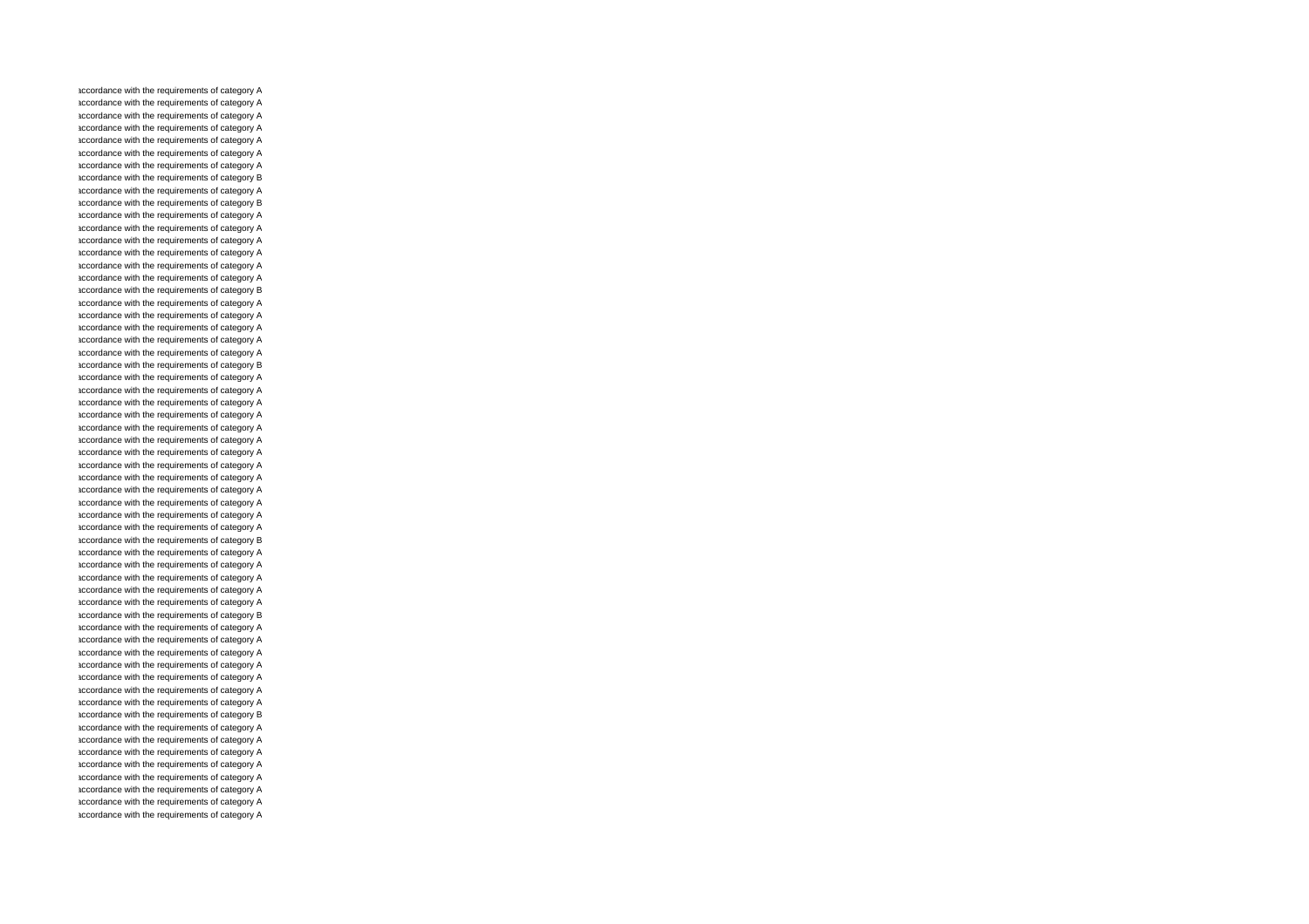accordance with the requirements of category A
accordance with the requirements of category A
accordance with the requirements of category A
accordance with the requirements of category A
accordance with the requirements of category A
accordance with the requirements of category A
accordance with the requirements of category A
accordance with the requirements of category B
accordance with the requirements of category A
accordance with the requirements of category B
accordance with the requirements of category A
accordance with the requirements of category A
accordance with the requirements of category A
accordance with the requirements of category A
accordance with the requirements of category A
accordance with the requirements of category A
accordance with the requirements of category B
accordance with the requirements of category A
accordance with the requirements of category A
accordance with the requirements of category A
accordance with the requirements of category A
accordance with the requirements of category A
accordance with the requirements of category B
accordance with the requirements of category A
accordance with the requirements of category A
accordance with the requirements of category A
accordance with the requirements of category A
accordance with the requirements of category A
accordance with the requirements of category A
accordance with the requirements of category A
accordance with the requirements of category A
accordance with the requirements of category A
accordance with the requirements of category A
accordance with the requirements of category A
accordance with the requirements of category A
accordance with the requirements of category A
accordance with the requirements of category B
accordance with the requirements of category A
accordance with the requirements of category A
accordance with the requirements of category A
accordance with the requirements of category A
accordance with the requirements of category A
accordance with the requirements of category B
accordance with the requirements of category A
accordance with the requirements of category A
accordance with the requirements of category A
accordance with the requirements of category A
accordance with the requirements of category A
accordance with the requirements of category A
accordance with the requirements of category A
accordance with the requirements of category B
accordance with the requirements of category A
accordance with the requirements of category A
accordance with the requirements of category A
accordance with the requirements of category A
accordance with the requirements of category A
accordance with the requirements of category A
accordance with the requirements of category A
accordance with the requirements of category A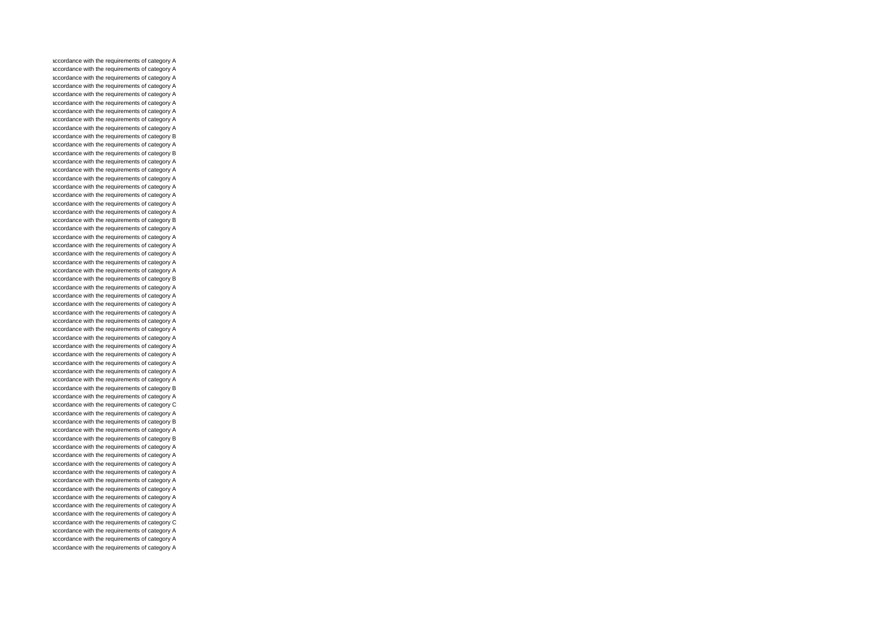accordance with the requirements of category A
accordance with the requirements of category A
accordance with the requirements of category A
accordance with the requirements of category A
accordance with the requirements of category A
accordance with the requirements of category A
accordance with the requirements of category A
accordance with the requirements of category A
accordance with the requirements of category A
accordance with the requirements of category B
accordance with the requirements of category A
accordance with the requirements of category B
accordance with the requirements of category A
accordance with the requirements of category A
accordance with the requirements of category A
accordance with the requirements of category A
accordance with the requirements of category A
accordance with the requirements of category A
accordance with the requirements of category A
accordance with the requirements of category B
accordance with the requirements of category A
accordance with the requirements of category A
accordance with the requirements of category A
accordance with the requirements of category A
accordance with the requirements of category A
accordance with the requirements of category A
accordance with the requirements of category B
accordance with the requirements of category A
accordance with the requirements of category A
accordance with the requirements of category A
accordance with the requirements of category A
accordance with the requirements of category A
accordance with the requirements of category A
accordance with the requirements of category A
accordance with the requirements of category A
accordance with the requirements of category A
accordance with the requirements of category A
accordance with the requirements of category A
accordance with the requirements of category A
accordance with the requirements of category B
accordance with the requirements of category A
accordance with the requirements of category C
accordance with the requirements of category A
accordance with the requirements of category B
accordance with the requirements of category A
accordance with the requirements of category B
accordance with the requirements of category A
accordance with the requirements of category A
accordance with the requirements of category A
accordance with the requirements of category A
accordance with the requirements of category A
accordance with the requirements of category A
accordance with the requirements of category A
accordance with the requirements of category A
accordance with the requirements of category A
accordance with the requirements of category C
accordance with the requirements of category A
accordance with the requirements of category A
accordance with the requirements of category A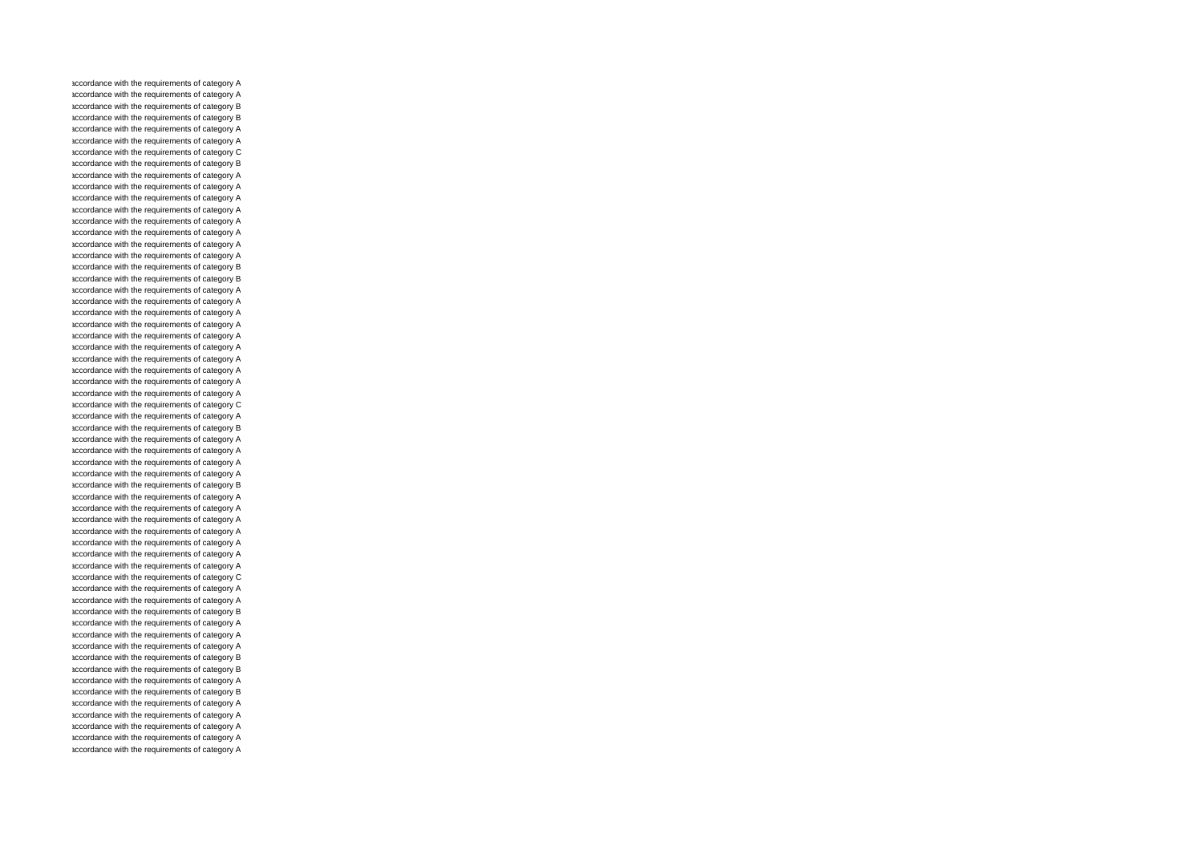accordance with the requirements of category A
accordance with the requirements of category A
accordance with the requirements of category B
accordance with the requirements of category B
accordance with the requirements of category A
accordance with the requirements of category A
accordance with the requirements of category C
accordance with the requirements of category B
accordance with the requirements of category A
accordance with the requirements of category A
accordance with the requirements of category A
accordance with the requirements of category A
accordance with the requirements of category A
accordance with the requirements of category A
accordance with the requirements of category A
accordance with the requirements of category A
accordance with the requirements of category B
accordance with the requirements of category B
accordance with the requirements of category A
accordance with the requirements of category A
accordance with the requirements of category A
accordance with the requirements of category A
accordance with the requirements of category A
accordance with the requirements of category A
accordance with the requirements of category A
accordance with the requirements of category A
accordance with the requirements of category A
accordance with the requirements of category A
accordance with the requirements of category C
accordance with the requirements of category A
accordance with the requirements of category B
accordance with the requirements of category A
accordance with the requirements of category A
accordance with the requirements of category A
accordance with the requirements of category A
accordance with the requirements of category B
accordance with the requirements of category A
accordance with the requirements of category A
accordance with the requirements of category A
accordance with the requirements of category A
accordance with the requirements of category A
accordance with the requirements of category A
accordance with the requirements of category A
accordance with the requirements of category C
accordance with the requirements of category A
accordance with the requirements of category A
accordance with the requirements of category B
accordance with the requirements of category A
accordance with the requirements of category A
accordance with the requirements of category A
accordance with the requirements of category B
accordance with the requirements of category B
accordance with the requirements of category A
accordance with the requirements of category B
accordance with the requirements of category A
accordance with the requirements of category A
accordance with the requirements of category A
accordance with the requirements of category A
accordance with the requirements of category A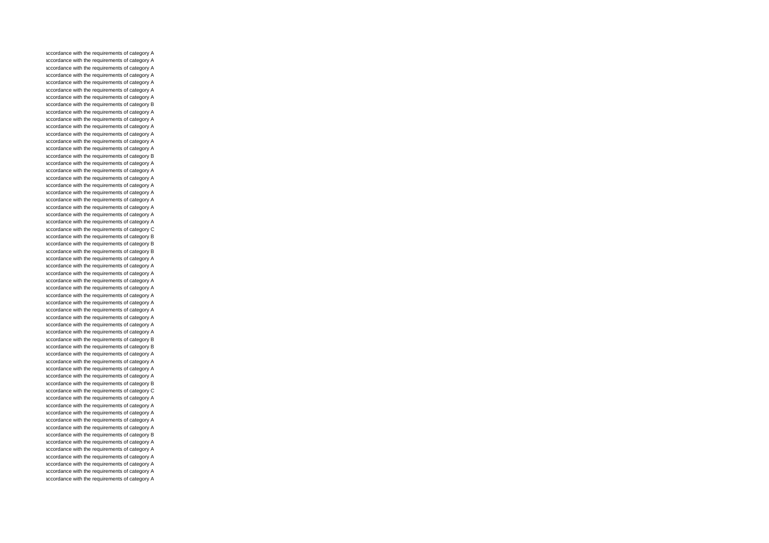accordance with the requirements of category A
accordance with the requirements of category A
accordance with the requirements of category A
accordance with the requirements of category A
accordance with the requirements of category A
accordance with the requirements of category A
accordance with the requirements of category A
accordance with the requirements of category B
accordance with the requirements of category A
accordance with the requirements of category A
accordance with the requirements of category A
accordance with the requirements of category A
accordance with the requirements of category A
accordance with the requirements of category A
accordance with the requirements of category B
accordance with the requirements of category A
accordance with the requirements of category A
accordance with the requirements of category A
accordance with the requirements of category A
accordance with the requirements of category A
accordance with the requirements of category A
accordance with the requirements of category A
accordance with the requirements of category A
accordance with the requirements of category A
accordance with the requirements of category C
accordance with the requirements of category B
accordance with the requirements of category B
accordance with the requirements of category B
accordance with the requirements of category A
accordance with the requirements of category A
accordance with the requirements of category A
accordance with the requirements of category A
accordance with the requirements of category A
accordance with the requirements of category A
accordance with the requirements of category A
accordance with the requirements of category A
accordance with the requirements of category A
accordance with the requirements of category A
accordance with the requirements of category A
accordance with the requirements of category B
accordance with the requirements of category B
accordance with the requirements of category A
accordance with the requirements of category A
accordance with the requirements of category A
accordance with the requirements of category A
accordance with the requirements of category B
accordance with the requirements of category C
accordance with the requirements of category A
accordance with the requirements of category A
accordance with the requirements of category A
accordance with the requirements of category A
accordance with the requirements of category A
accordance with the requirements of category B
accordance with the requirements of category A
accordance with the requirements of category A
accordance with the requirements of category A
accordance with the requirements of category A
accordance with the requirements of category A
accordance with the requirements of category A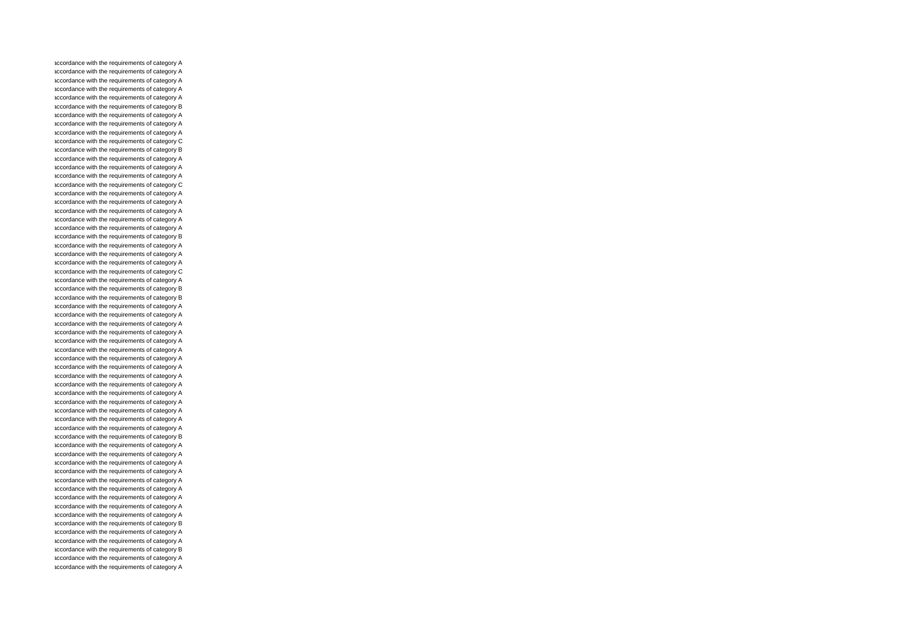accordance with the requirements of category A
accordance with the requirements of category A
accordance with the requirements of category A
accordance with the requirements of category A
accordance with the requirements of category A
accordance with the requirements of category B
accordance with the requirements of category A
accordance with the requirements of category A
accordance with the requirements of category A
accordance with the requirements of category C
accordance with the requirements of category B
accordance with the requirements of category A
accordance with the requirements of category A
accordance with the requirements of category A
accordance with the requirements of category C
accordance with the requirements of category A
accordance with the requirements of category A
accordance with the requirements of category A
accordance with the requirements of category A
accordance with the requirements of category A
accordance with the requirements of category B
accordance with the requirements of category A
accordance with the requirements of category A
accordance with the requirements of category A
accordance with the requirements of category C
accordance with the requirements of category A
accordance with the requirements of category B
accordance with the requirements of category B
accordance with the requirements of category A
accordance with the requirements of category A
accordance with the requirements of category A
accordance with the requirements of category A
accordance with the requirements of category A
accordance with the requirements of category A
accordance with the requirements of category A
accordance with the requirements of category A
accordance with the requirements of category A
accordance with the requirements of category A
accordance with the requirements of category A
accordance with the requirements of category A
accordance with the requirements of category A
accordance with the requirements of category A
accordance with the requirements of category A
accordance with the requirements of category B
accordance with the requirements of category A
accordance with the requirements of category A
accordance with the requirements of category A
accordance with the requirements of category A
accordance with the requirements of category A
accordance with the requirements of category A
accordance with the requirements of category A
accordance with the requirements of category A
accordance with the requirements of category A
accordance with the requirements of category B
accordance with the requirements of category A
accordance with the requirements of category A
accordance with the requirements of category B
accordance with the requirements of category A
accordance with the requirements of category A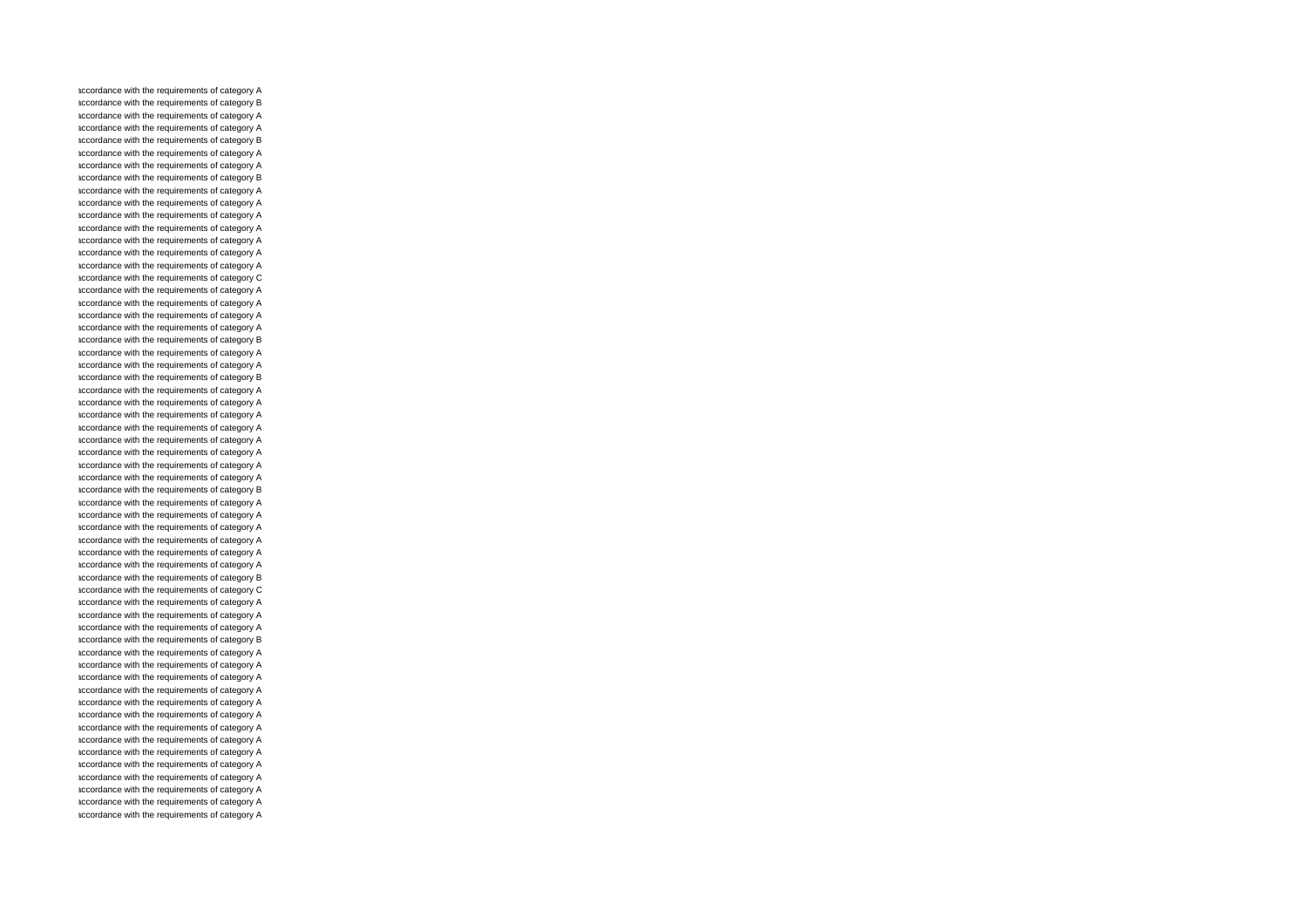accordance with the requirements of category A
accordance with the requirements of category B
accordance with the requirements of category A
accordance with the requirements of category A
accordance with the requirements of category B
accordance with the requirements of category A
accordance with the requirements of category A
accordance with the requirements of category B
accordance with the requirements of category A
accordance with the requirements of category A
accordance with the requirements of category A
accordance with the requirements of category A
accordance with the requirements of category A
accordance with the requirements of category A
accordance with the requirements of category A
accordance with the requirements of category C
accordance with the requirements of category A
accordance with the requirements of category A
accordance with the requirements of category A
accordance with the requirements of category A
accordance with the requirements of category B
accordance with the requirements of category A
accordance with the requirements of category A
accordance with the requirements of category B
accordance with the requirements of category A
accordance with the requirements of category A
accordance with the requirements of category A
accordance with the requirements of category A
accordance with the requirements of category A
accordance with the requirements of category A
accordance with the requirements of category A
accordance with the requirements of category A
accordance with the requirements of category B
accordance with the requirements of category A
accordance with the requirements of category A
accordance with the requirements of category A
accordance with the requirements of category A
accordance with the requirements of category A
accordance with the requirements of category A
accordance with the requirements of category B
accordance with the requirements of category C
accordance with the requirements of category A
accordance with the requirements of category A
accordance with the requirements of category A
accordance with the requirements of category B
accordance with the requirements of category A
accordance with the requirements of category A
accordance with the requirements of category A
accordance with the requirements of category A
accordance with the requirements of category A
accordance with the requirements of category A
accordance with the requirements of category A
accordance with the requirements of category A
accordance with the requirements of category A
accordance with the requirements of category A
accordance with the requirements of category A
accordance with the requirements of category A
accordance with the requirements of category A
accordance with the requirements of category A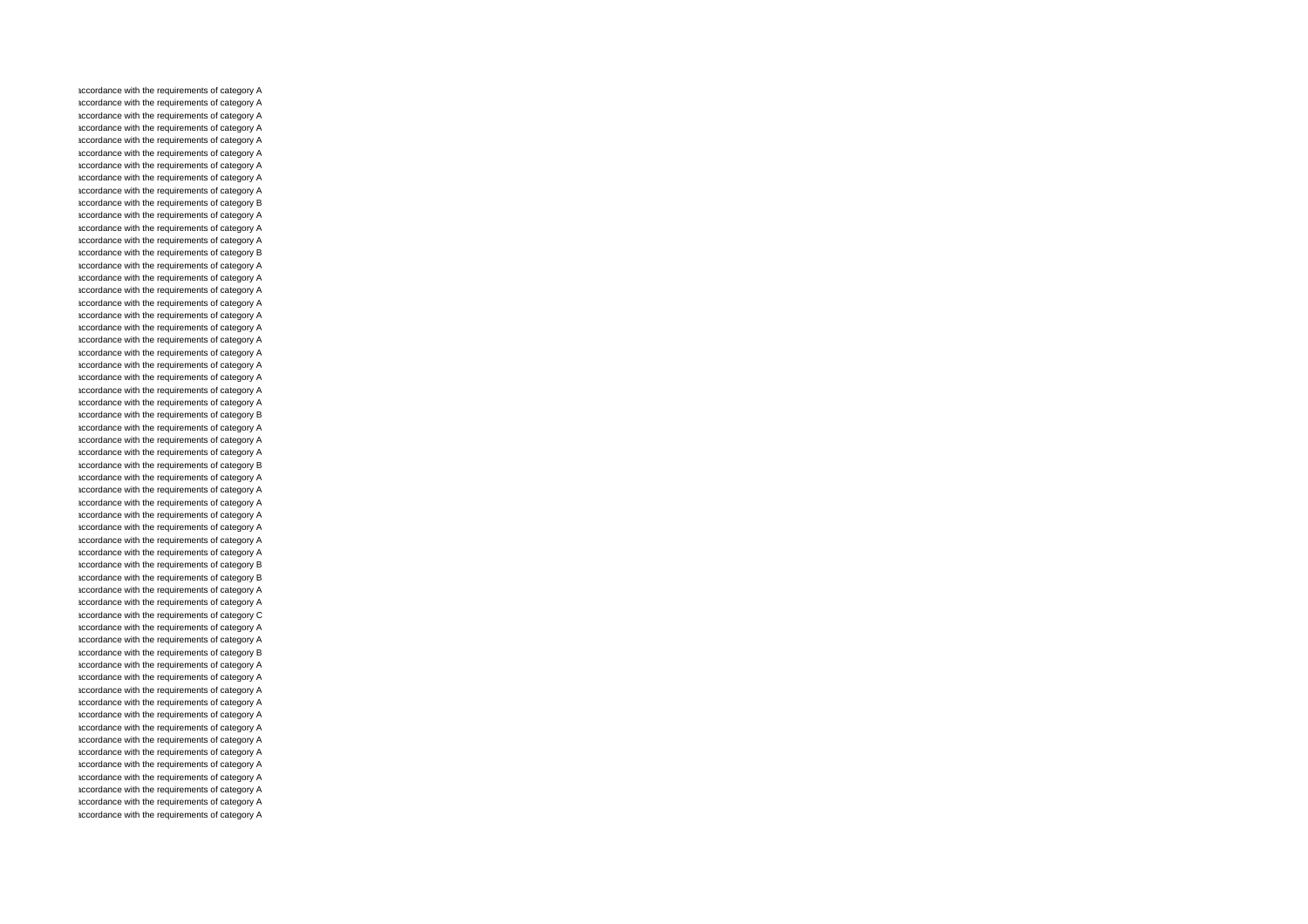accordance with the requirements of category A
accordance with the requirements of category A
accordance with the requirements of category A
accordance with the requirements of category A
accordance with the requirements of category A
accordance with the requirements of category A
accordance with the requirements of category A
accordance with the requirements of category A
accordance with the requirements of category A
accordance with the requirements of category B
accordance with the requirements of category A
accordance with the requirements of category A
accordance with the requirements of category A
accordance with the requirements of category B
accordance with the requirements of category A
accordance with the requirements of category A
accordance with the requirements of category A
accordance with the requirements of category A
accordance with the requirements of category A
accordance with the requirements of category A
accordance with the requirements of category A
accordance with the requirements of category A
accordance with the requirements of category A
accordance with the requirements of category A
accordance with the requirements of category A
accordance with the requirements of category A
accordance with the requirements of category B
accordance with the requirements of category A
accordance with the requirements of category A
accordance with the requirements of category A
accordance with the requirements of category B
accordance with the requirements of category A
accordance with the requirements of category A
accordance with the requirements of category A
accordance with the requirements of category A
accordance with the requirements of category A
accordance with the requirements of category A
accordance with the requirements of category A
accordance with the requirements of category B
accordance with the requirements of category B
accordance with the requirements of category A
accordance with the requirements of category A
accordance with the requirements of category C
accordance with the requirements of category A
accordance with the requirements of category A
accordance with the requirements of category B
accordance with the requirements of category A
accordance with the requirements of category A
accordance with the requirements of category A
accordance with the requirements of category A
accordance with the requirements of category A
accordance with the requirements of category A
accordance with the requirements of category A
accordance with the requirements of category A
accordance with the requirements of category A
accordance with the requirements of category A
accordance with the requirements of category A
accordance with the requirements of category A
accordance with the requirements of category A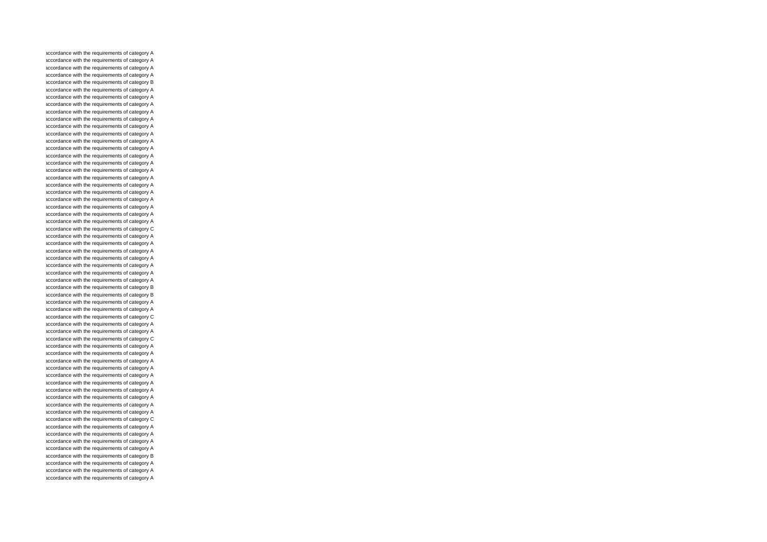accordance with the requirements of category A
accordance with the requirements of category A
accordance with the requirements of category A
accordance with the requirements of category A
accordance with the requirements of category B
accordance with the requirements of category A
accordance with the requirements of category A
accordance with the requirements of category A
accordance with the requirements of category A
accordance with the requirements of category A
accordance with the requirements of category A
accordance with the requirements of category A
accordance with the requirements of category A
accordance with the requirements of category A
accordance with the requirements of category A
accordance with the requirements of category A
accordance with the requirements of category A
accordance with the requirements of category A
accordance with the requirements of category A
accordance with the requirements of category A
accordance with the requirements of category A
accordance with the requirements of category A
accordance with the requirements of category A
accordance with the requirements of category A
accordance with the requirements of category C
accordance with the requirements of category A
accordance with the requirements of category A
accordance with the requirements of category A
accordance with the requirements of category A
accordance with the requirements of category A
accordance with the requirements of category A
accordance with the requirements of category A
accordance with the requirements of category B
accordance with the requirements of category B
accordance with the requirements of category A
accordance with the requirements of category A
accordance with the requirements of category C
accordance with the requirements of category A
accordance with the requirements of category A
accordance with the requirements of category C
accordance with the requirements of category A
accordance with the requirements of category A
accordance with the requirements of category A
accordance with the requirements of category A
accordance with the requirements of category A
accordance with the requirements of category A
accordance with the requirements of category A
accordance with the requirements of category A
accordance with the requirements of category A
accordance with the requirements of category A
accordance with the requirements of category C
accordance with the requirements of category A
accordance with the requirements of category A
accordance with the requirements of category A
accordance with the requirements of category A
accordance with the requirements of category B
accordance with the requirements of category A
accordance with the requirements of category A
accordance with the requirements of category A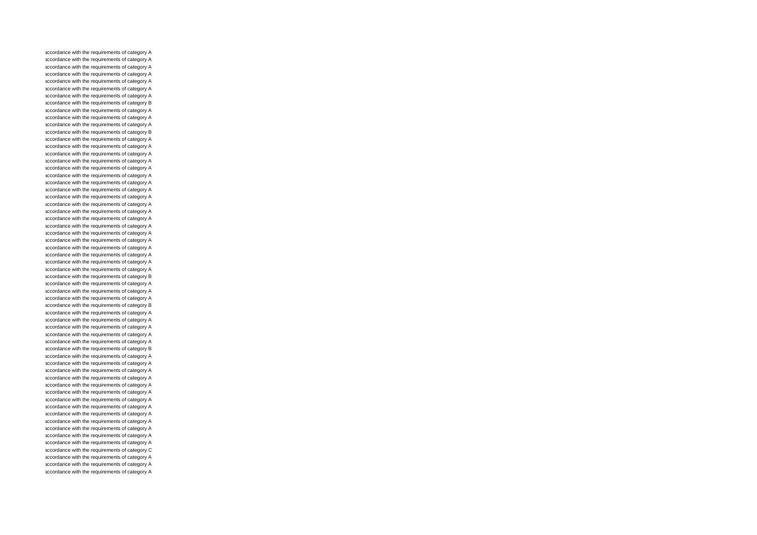accordance with the requirements of category A
accordance with the requirements of category A
accordance with the requirements of category A
accordance with the requirements of category A
accordance with the requirements of category A
accordance with the requirements of category A
accordance with the requirements of category A
accordance with the requirements of category B
accordance with the requirements of category A
accordance with the requirements of category A
accordance with the requirements of category A
accordance with the requirements of category B
accordance with the requirements of category A
accordance with the requirements of category A
accordance with the requirements of category A
accordance with the requirements of category A
accordance with the requirements of category A
accordance with the requirements of category A
accordance with the requirements of category A
accordance with the requirements of category A
accordance with the requirements of category A
accordance with the requirements of category A
accordance with the requirements of category A
accordance with the requirements of category A
accordance with the requirements of category A
accordance with the requirements of category A
accordance with the requirements of category A
accordance with the requirements of category A
accordance with the requirements of category A
accordance with the requirements of category A
accordance with the requirements of category A
accordance with the requirements of category B
accordance with the requirements of category A
accordance with the requirements of category A
accordance with the requirements of category A
accordance with the requirements of category B
accordance with the requirements of category A
accordance with the requirements of category A
accordance with the requirements of category A
accordance with the requirements of category A
accordance with the requirements of category A
accordance with the requirements of category B
accordance with the requirements of category A
accordance with the requirements of category A
accordance with the requirements of category A
accordance with the requirements of category A
accordance with the requirements of category A
accordance with the requirements of category A
accordance with the requirements of category A
accordance with the requirements of category A
accordance with the requirements of category A
accordance with the requirements of category A
accordance with the requirements of category A
accordance with the requirements of category A
accordance with the requirements of category A
accordance with the requirements of category C
accordance with the requirements of category A
accordance with the requirements of category A
accordance with the requirements of category A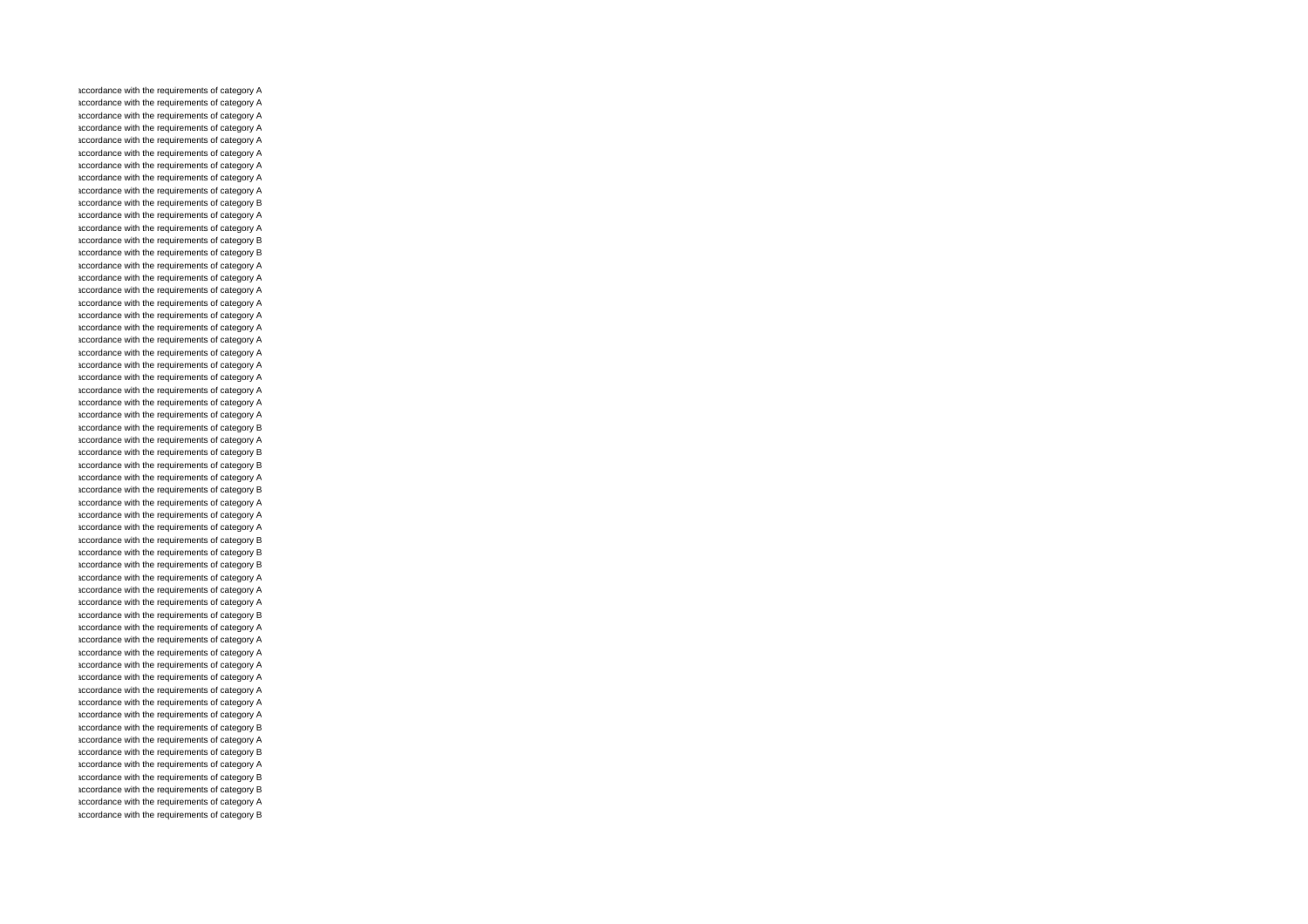accordance with the requirements of category A
accordance with the requirements of category A
accordance with the requirements of category A
accordance with the requirements of category A
accordance with the requirements of category A
accordance with the requirements of category A
accordance with the requirements of category A
accordance with the requirements of category A
accordance with the requirements of category A
accordance with the requirements of category B
accordance with the requirements of category A
accordance with the requirements of category A
accordance with the requirements of category B
accordance with the requirements of category B
accordance with the requirements of category A
accordance with the requirements of category A
accordance with the requirements of category A
accordance with the requirements of category A
accordance with the requirements of category A
accordance with the requirements of category A
accordance with the requirements of category A
accordance with the requirements of category A
accordance with the requirements of category A
accordance with the requirements of category A
accordance with the requirements of category A
accordance with the requirements of category A
accordance with the requirements of category A
accordance with the requirements of category B
accordance with the requirements of category A
accordance with the requirements of category B
accordance with the requirements of category B
accordance with the requirements of category A
accordance with the requirements of category B
accordance with the requirements of category A
accordance with the requirements of category A
accordance with the requirements of category A
accordance with the requirements of category B
accordance with the requirements of category B
accordance with the requirements of category B
accordance with the requirements of category A
accordance with the requirements of category A
accordance with the requirements of category A
accordance with the requirements of category B
accordance with the requirements of category A
accordance with the requirements of category A
accordance with the requirements of category A
accordance with the requirements of category A
accordance with the requirements of category A
accordance with the requirements of category A
accordance with the requirements of category A
accordance with the requirements of category A
accordance with the requirements of category B
accordance with the requirements of category A
accordance with the requirements of category B
accordance with the requirements of category A
accordance with the requirements of category B
accordance with the requirements of category B
accordance with the requirements of category A
accordance with the requirements of category B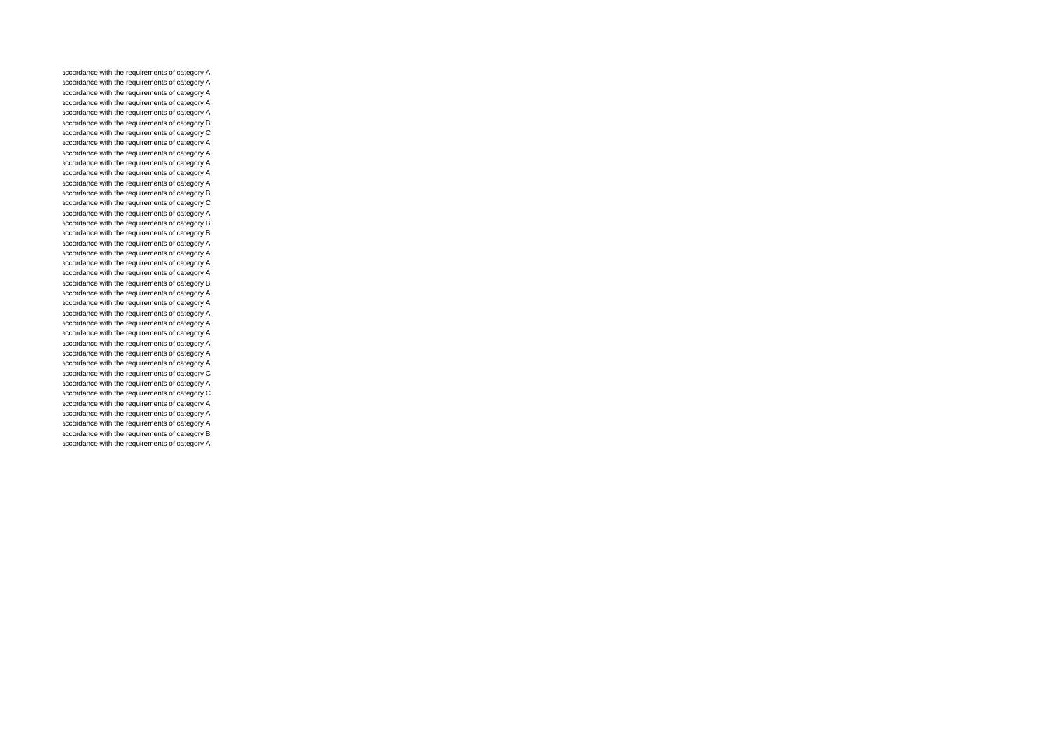accordance with the requirements of category A
accordance with the requirements of category A
accordance with the requirements of category A
accordance with the requirements of category A
accordance with the requirements of category A
accordance with the requirements of category B
accordance with the requirements of category C
accordance with the requirements of category A
accordance with the requirements of category A
accordance with the requirements of category A
accordance with the requirements of category A
accordance with the requirements of category A
accordance with the requirements of category B
accordance with the requirements of category C
accordance with the requirements of category A
accordance with the requirements of category B
accordance with the requirements of category B
accordance with the requirements of category A
accordance with the requirements of category A
accordance with the requirements of category A
accordance with the requirements of category A
accordance with the requirements of category B
accordance with the requirements of category A
accordance with the requirements of category A
accordance with the requirements of category A
accordance with the requirements of category A
accordance with the requirements of category A
accordance with the requirements of category A
accordance with the requirements of category A
accordance with the requirements of category A
accordance with the requirements of category C
accordance with the requirements of category A
accordance with the requirements of category C
accordance with the requirements of category A
accordance with the requirements of category A
accordance with the requirements of category A
accordance with the requirements of category B
accordance with the requirements of category A